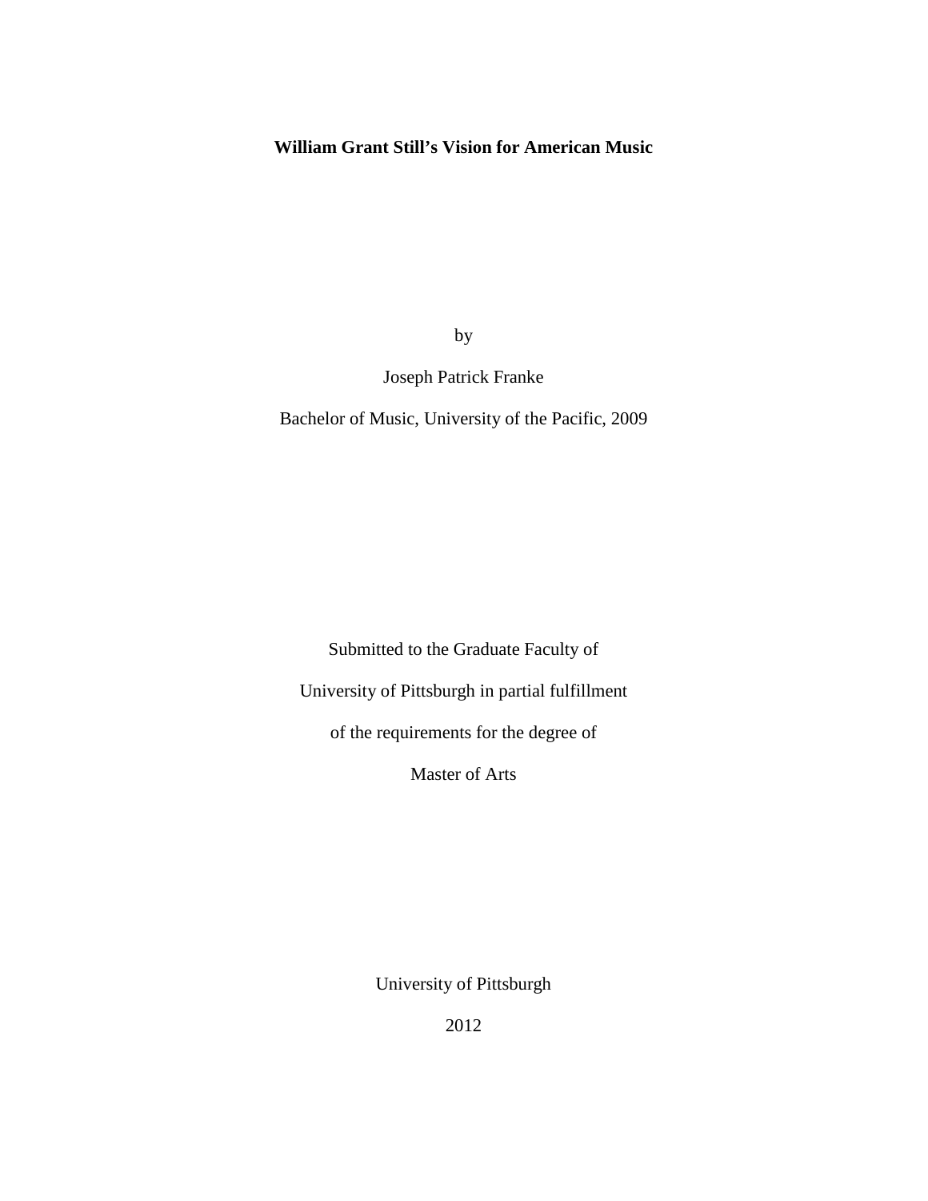# William Grant Still's Vision for American Music

by

Joseph Patrick Franke

Bachelor of Music, University of the Pacific, 2009

Submitted to the Graduate Faculty of

University of Pittsburgh in partial fulfillment

of the requirements for the degree of

Master of Arts

University of Pittsburgh

2012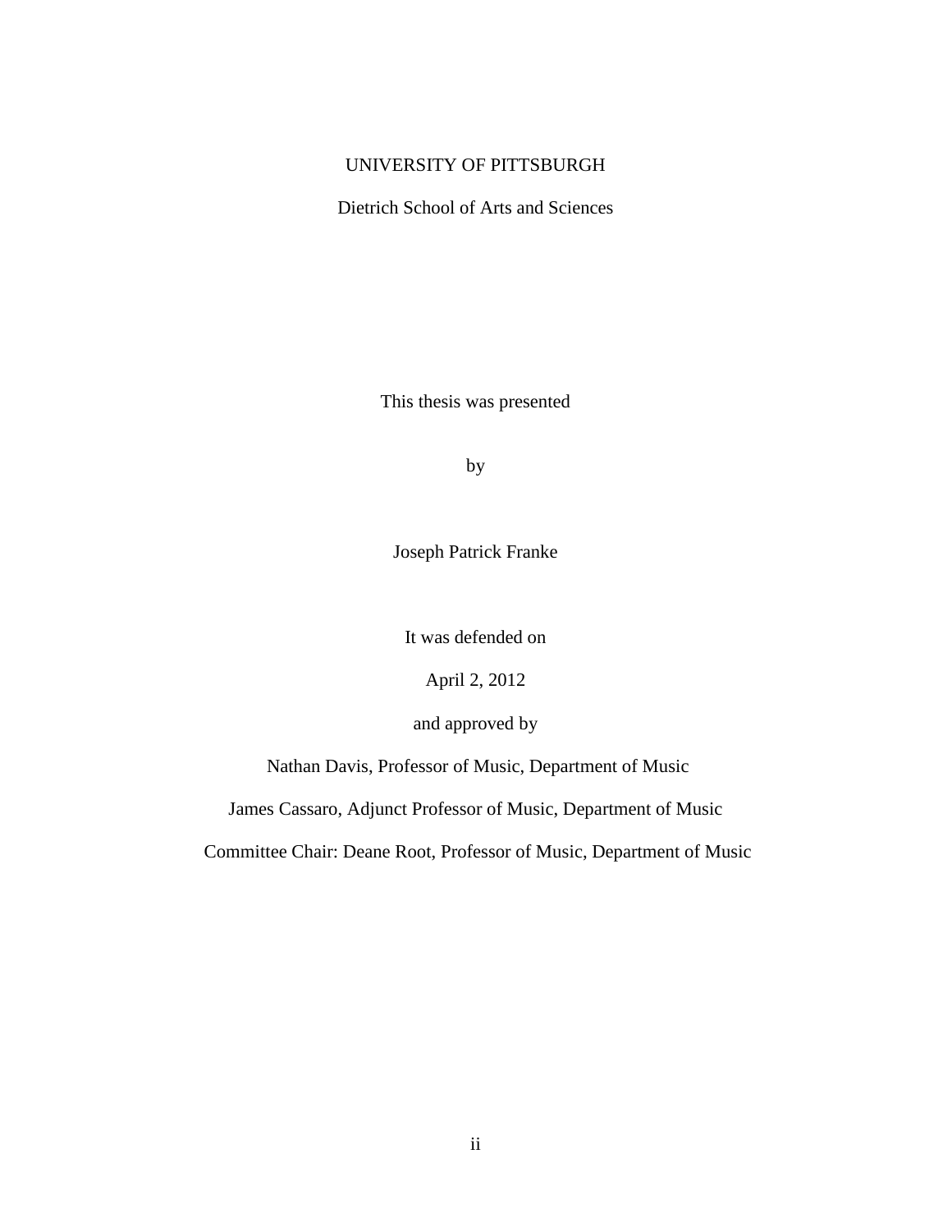UNIVERSITY OF PITTSBURGH

Dietrich School of Arts and Sciences

This thesis was presented

by

Joseph Patrick Franke

It was defended on

April 2, 2012

and approved by

Nathan Davis, Professor of Music, Department of Music

James Cassaro, Adjunct Professor of Music, Department of Music

Committee Chair: Deane Root, Professor of Music, Department of Music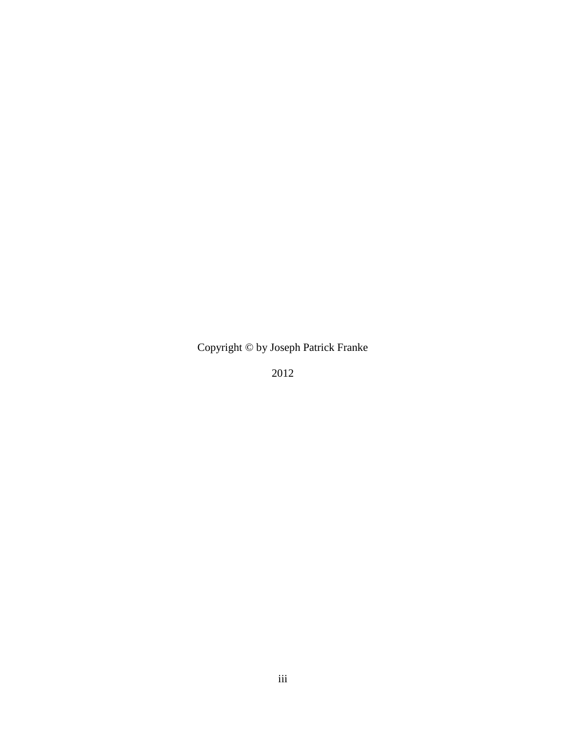Copyright © by Joseph Patrick Franke

2012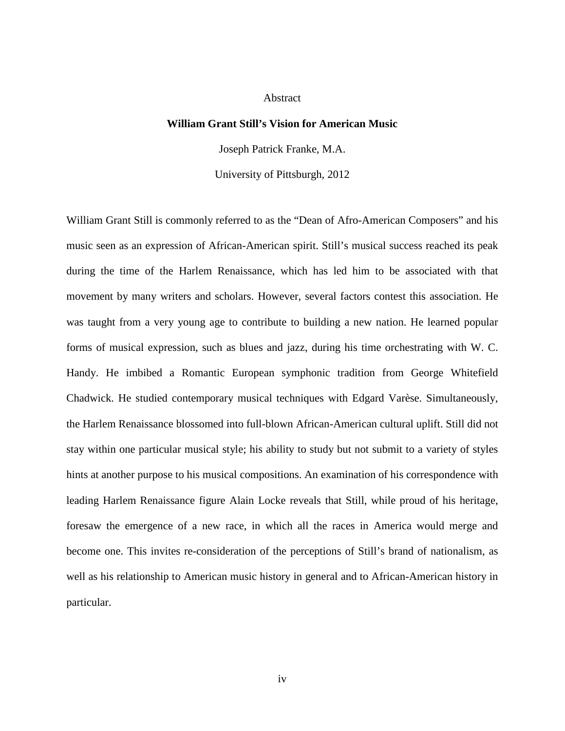# Abstract

## William Grant Still's Vision for American Music

Joseph Patrick Franke, M.A.

University of Pittsburgh, 2012

William Grant Still is commonly referred to as the "Dean of Afro-American Composers" and his music seen as an expression of African-American spirit. Still's musical success reached its peak during the time of the Harlem Renaissance, which has led him to be associated with that movement by many writers and scholars. However, several factors contest this association. He was taught from a very young age to contribute to building a new nation. He learned popular forms of musical expression, such as blues and jazz, during his time orchestrating with W. C. Handy. He imbibed a Romantic European symphonic tradition from George Whitefield Chadwick. He studied contemporary musical techniques with Edgard Varèse. Simultaneously, the Harlem Renaissance blossomed into full-blown African-American cultural uplift. Still did not stay within one particular musical style; his ability to study but not submit to a variety of styles hints at another purpose to his musical compositions. An examination of his correspondence with leading Harlem Renaissance figure Alain Locke reveals that Still, while proud of his heritage, foresaw the emergence of a new race, in which all the races in America would merge and become one. This invites re-consideration of the perceptions of Still's brand of nationalism, as well as his relationship to American music history in general and to African-American history in particular.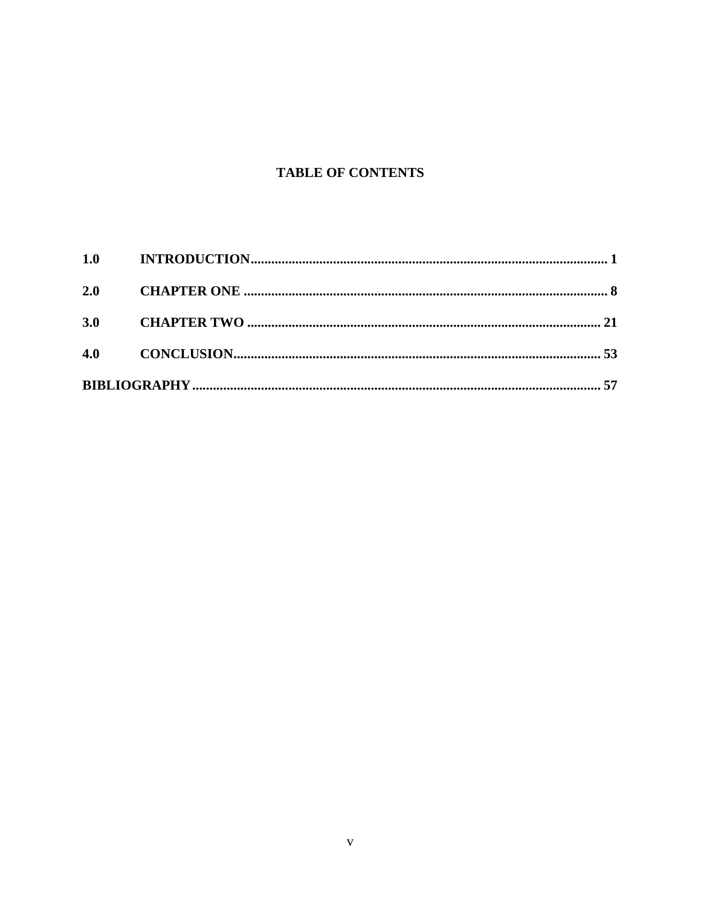# TABLE OF CONTENTS

**1.0 INTRODUCTION** ........................................................................ **1**

**2.0 CHAPTER ONE** ........................................................................ **8**

**3.0 CHAPTER TWO** ........................................................................ **21**

**4.0 CONCLUSION** ........................................................................ **53**

**BIBLIOGRAPHY** ........................................................................ **57**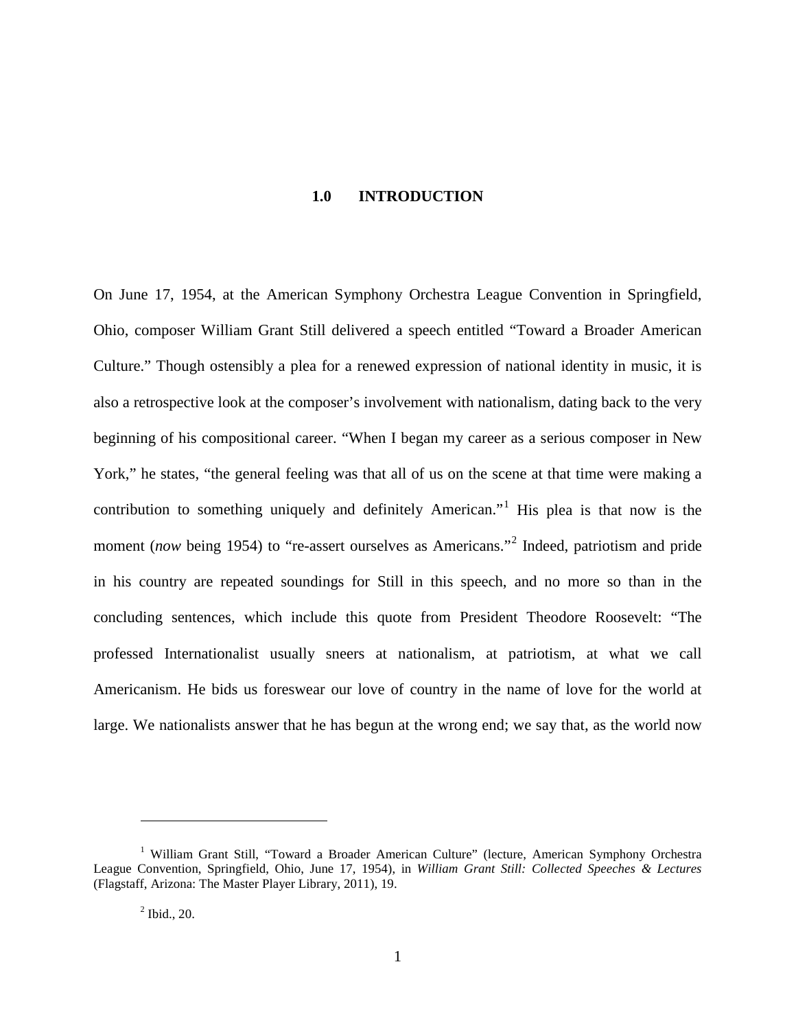# 1.0 INTRODUCTION

On June 17, 1954, at the American Symphony Orchestra League Convention in Springfield, Ohio, composer William Grant Still delivered a speech entitled "Toward a Broader American Culture." Though ostensibly a plea for a renewed expression of national identity in music, it is also a retrospective look at the composer's involvement with nationalism, dating back to the very beginning of his compositional career. "When I began my career as a serious composer in New York," he states, "the general feeling was that all of us on the scene at that time were making a contribution to something uniquely and definitely American."[1] His plea is that now is the moment (*now* being 1954) to "re-assert ourselves as Americans."[2] Indeed, patriotism and pride in his country are repeated soundings for Still in this speech, and no more so than in the concluding sentences, which include this quote from President Theodore Roosevelt: "The professed Internationalist usually sneers at nationalism, at patriotism, at what we call Americanism. He bids us foreswear our love of country in the name of love for the world at large. We nationalists answer that he has begun at the wrong end; we say that, as the world now

---

[1] William Grant Still, "Toward a Broader American Culture" (lecture, American Symphony Orchestra League Convention, Springfield, Ohio, June 17, 1954), in *William Grant Still: Collected Speeches & Lectures* (Flagstaff, Arizona: The Master Player Library, 2011), 19.

[2] Ibid., 20.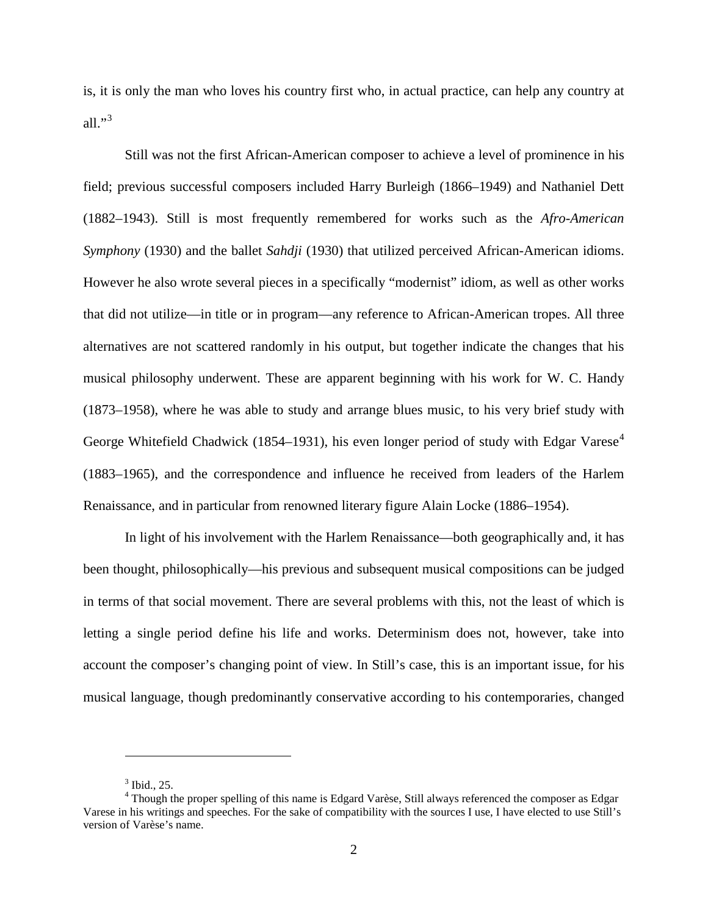is, it is only the man who loves his country first who, in actual practice, can help any country at all."[3]

Still was not the first African-American composer to achieve a level of prominence in his field; previous successful composers included Harry Burleigh (1866–1949) and Nathaniel Dett (1882–1943). Still is most frequently remembered for works such as the *Afro-American Symphony* (1930) and the ballet *Sahdji* (1930) that utilized perceived African-American idioms. However he also wrote several pieces in a specifically "modernist" idiom, as well as other works that did not utilize—in title or in program—any reference to African-American tropes. All three alternatives are not scattered randomly in his output, but together indicate the changes that his musical philosophy underwent. These are apparent beginning with his work for W. C. Handy (1873–1958), where he was able to study and arrange blues music, to his very brief study with George Whitefield Chadwick (1854–1931), his even longer period of study with Edgar Varese[4] (1883–1965), and the correspondence and influence he received from leaders of the Harlem Renaissance, and in particular from renowned literary figure Alain Locke (1886–1954).

In light of his involvement with the Harlem Renaissance—both geographically and, it has been thought, philosophically—his previous and subsequent musical compositions can be judged in terms of that social movement. There are several problems with this, not the least of which is letting a single period define his life and works. Determinism does not, however, take into account the composer's changing point of view. In Still's case, this is an important issue, for his musical language, though predominantly conservative according to his contemporaries, changed

---

[3] Ibid., 25.

[4] Though the proper spelling of this name is Edgard Varèse, Still always referenced the composer as Edgar Varese in his writings and speeches. For the sake of compatibility with the sources I use, I have elected to use Still's version of Varèse's name.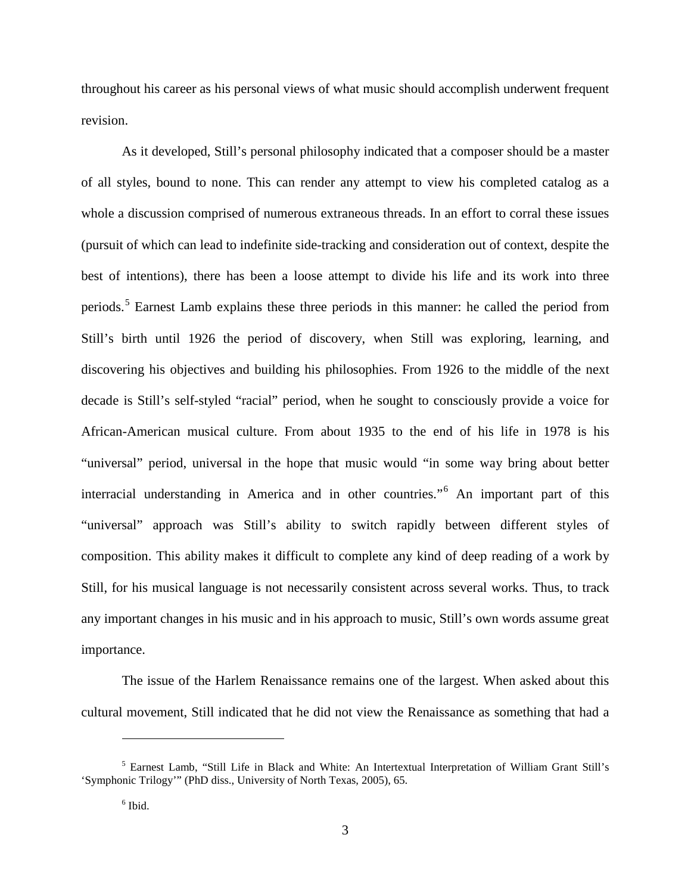throughout his career as his personal views of what music should accomplish underwent frequent revision.

As it developed, Still's personal philosophy indicated that a composer should be a master of all styles, bound to none. This can render any attempt to view his completed catalog as a whole a discussion comprised of numerous extraneous threads. In an effort to corral these issues (pursuit of which can lead to indefinite side-tracking and consideration out of context, despite the best of intentions), there has been a loose attempt to divide his life and its work into three periods.[5] Earnest Lamb explains these three periods in this manner: he called the period from Still's birth until 1926 the period of discovery, when Still was exploring, learning, and discovering his objectives and building his philosophies. From 1926 to the middle of the next decade is Still's self-styled "racial" period, when he sought to consciously provide a voice for African-American musical culture. From about 1935 to the end of his life in 1978 is his "universal" period, universal in the hope that music would "in some way bring about better interracial understanding in America and in other countries."[6] An important part of this "universal" approach was Still's ability to switch rapidly between different styles of composition. This ability makes it difficult to complete any kind of deep reading of a work by Still, for his musical language is not necessarily consistent across several works. Thus, to track any important changes in his music and in his approach to music, Still's own words assume great importance.

The issue of the Harlem Renaissance remains one of the largest. When asked about this cultural movement, Still indicated that he did not view the Renaissance as something that had a

---

[5] Earnest Lamb, "Still Life in Black and White: An Intertextual Interpretation of William Grant Still's 'Symphonic Trilogy'" (PhD diss., University of North Texas, 2005), 65.

[6] Ibid.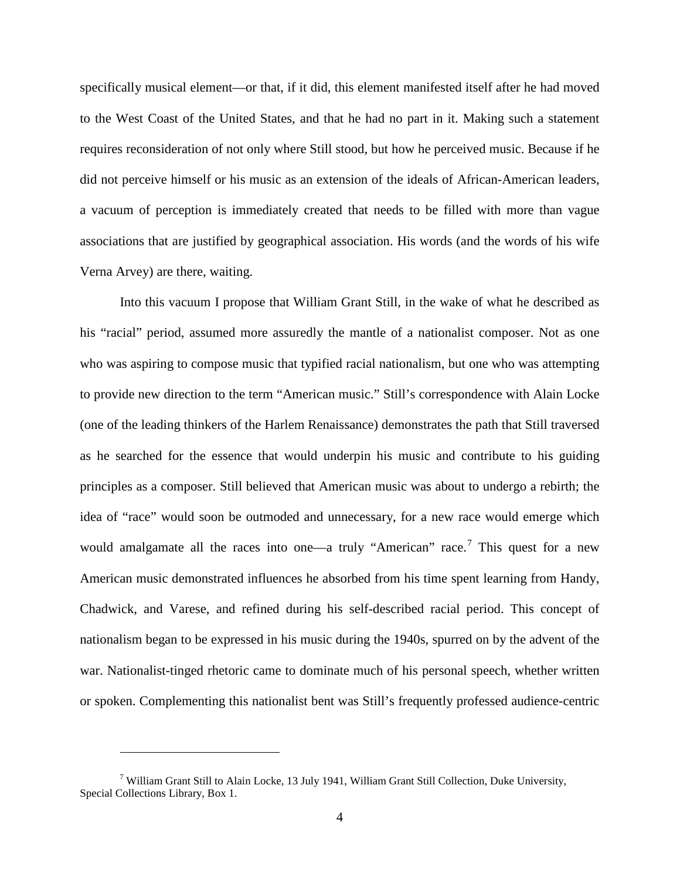specifically musical element—or that, if it did, this element manifested itself after he had moved to the West Coast of the United States, and that he had no part in it. Making such a statement requires reconsideration of not only where Still stood, but how he perceived music. Because if he did not perceive himself or his music as an extension of the ideals of African-American leaders, a vacuum of perception is immediately created that needs to be filled with more than vague associations that are justified by geographical association. His words (and the words of his wife Verna Arvey) are there, waiting.

Into this vacuum I propose that William Grant Still, in the wake of what he described as his "racial" period, assumed more assuredly the mantle of a nationalist composer. Not as one who was aspiring to compose music that typified racial nationalism, but one who was attempting to provide new direction to the term "American music." Still's correspondence with Alain Locke (one of the leading thinkers of the Harlem Renaissance) demonstrates the path that Still traversed as he searched for the essence that would underpin his music and contribute to his guiding principles as a composer. Still believed that American music was about to undergo a rebirth; the idea of "race" would soon be outmoded and unnecessary, for a new race would emerge which would amalgamate all the races into one—a truly "American" race.[7] This quest for a new American music demonstrated influences he absorbed from his time spent learning from Handy, Chadwick, and Varese, and refined during his self-described racial period. This concept of nationalism began to be expressed in his music during the 1940s, spurred on by the advent of the war. Nationalist-tinged rhetoric came to dominate much of his personal speech, whether written or spoken. Complementing this nationalist bent was Still's frequently professed audience-centric

---

[7] William Grant Still to Alain Locke, 13 July 1941, William Grant Still Collection, Duke University, Special Collections Library, Box 1.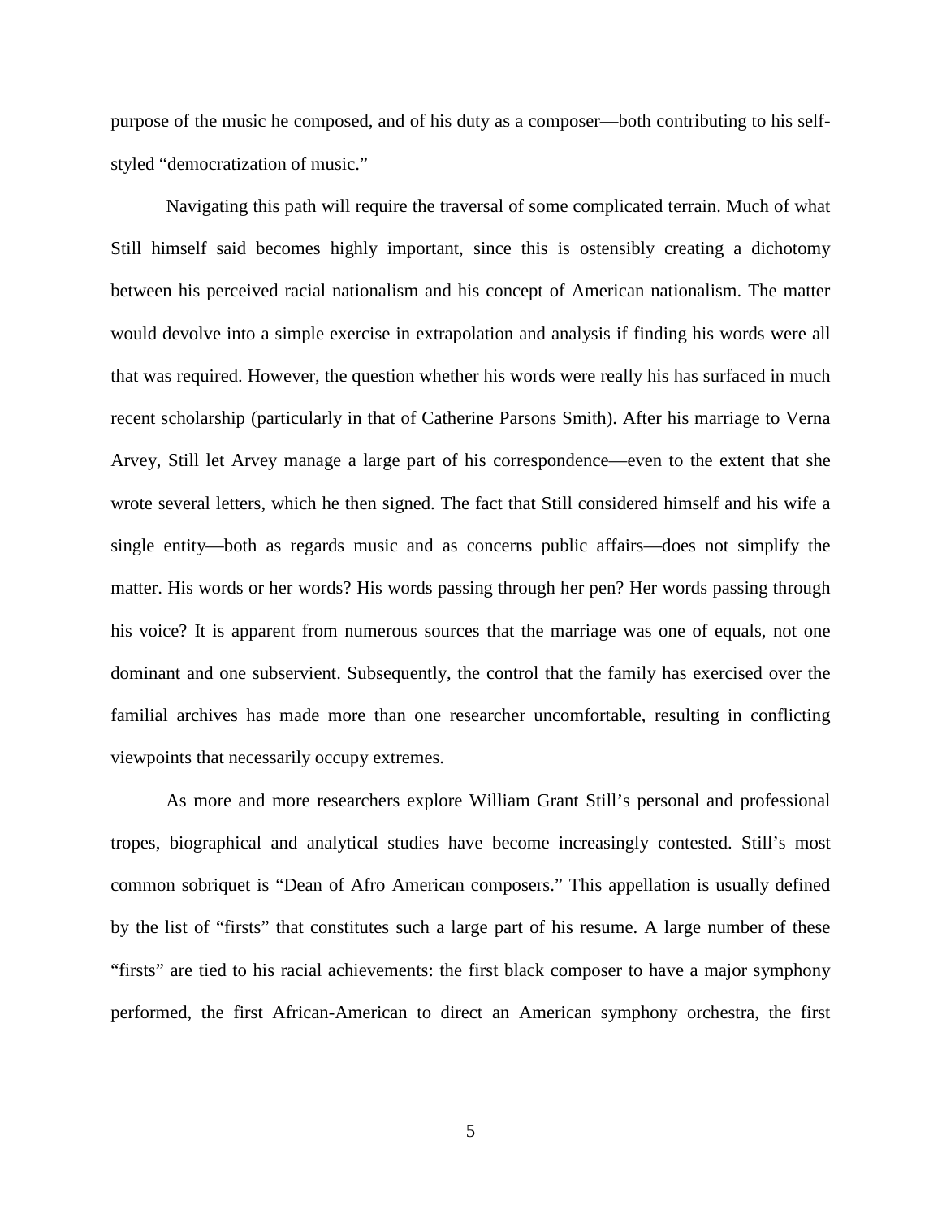purpose of the music he composed, and of his duty as a composer—both contributing to his self-styled "democratization of music."

Navigating this path will require the traversal of some complicated terrain. Much of what Still himself said becomes highly important, since this is ostensibly creating a dichotomy between his perceived racial nationalism and his concept of American nationalism. The matter would devolve into a simple exercise in extrapolation and analysis if finding his words were all that was required. However, the question whether his words were really his has surfaced in much recent scholarship (particularly in that of Catherine Parsons Smith). After his marriage to Verna Arvey, Still let Arvey manage a large part of his correspondence—even to the extent that she wrote several letters, which he then signed. The fact that Still considered himself and his wife a single entity—both as regards music and as concerns public affairs—does not simplify the matter. His words or her words? His words passing through her pen? Her words passing through his voice? It is apparent from numerous sources that the marriage was one of equals, not one dominant and one subservient. Subsequently, the control that the family has exercised over the familial archives has made more than one researcher uncomfortable, resulting in conflicting viewpoints that necessarily occupy extremes.

As more and more researchers explore William Grant Still's personal and professional tropes, biographical and analytical studies have become increasingly contested. Still's most common sobriquet is "Dean of Afro American composers." This appellation is usually defined by the list of "firsts" that constitutes such a large part of his resume. A large number of these "firsts" are tied to his racial achievements: the first black composer to have a major symphony performed, the first African-American to direct an American symphony orchestra, the first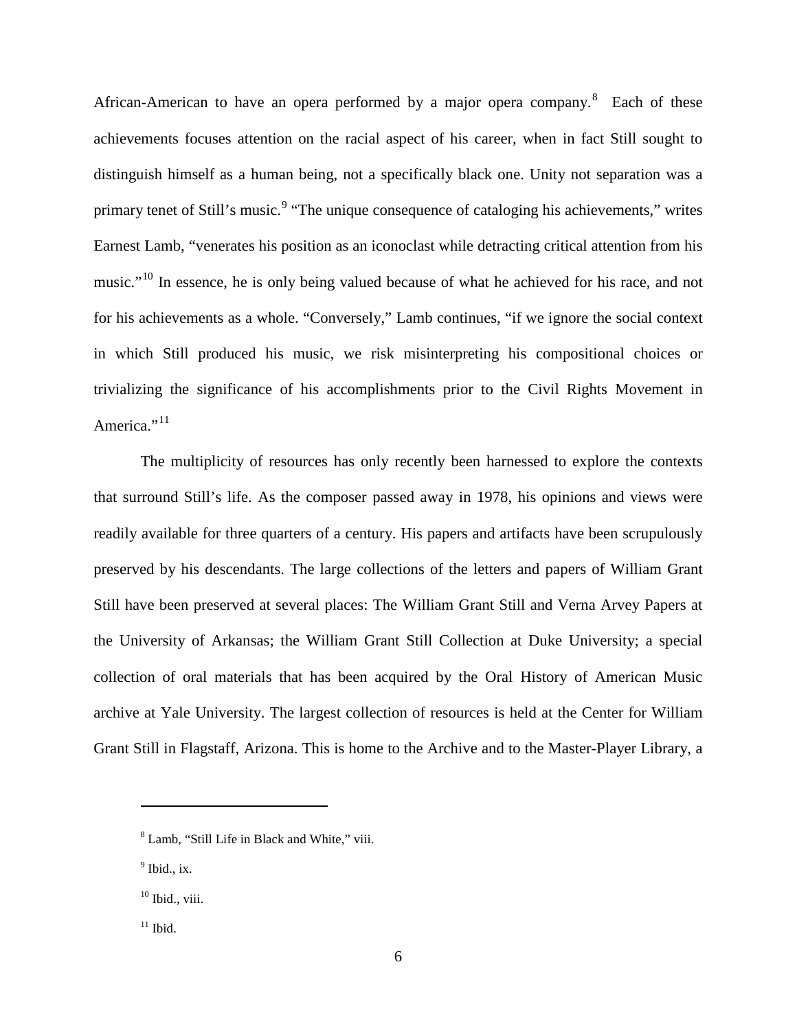African-American to have an opera performed by a major opera company.[8] Each of these achievements focuses attention on the racial aspect of his career, when in fact Still sought to distinguish himself as a human being, not a specifically black one. Unity not separation was a primary tenet of Still's music.[9] "The unique consequence of cataloging his achievements," writes Earnest Lamb, "venerates his position as an iconoclast while detracting critical attention from his music."[10] In essence, he is only being valued because of what he achieved for his race, and not for his achievements as a whole. "Conversely," Lamb continues, "if we ignore the social context in which Still produced his music, we risk misinterpreting his compositional choices or trivializing the significance of his accomplishments prior to the Civil Rights Movement in America."[11]

The multiplicity of resources has only recently been harnessed to explore the contexts that surround Still's life. As the composer passed away in 1978, his opinions and views were readily available for three quarters of a century. His papers and artifacts have been scrupulously preserved by his descendants. The large collections of the letters and papers of William Grant Still have been preserved at several places: The William Grant Still and Verna Arvey Papers at the University of Arkansas; the William Grant Still Collection at Duke University; a special collection of oral materials that has been acquired by the Oral History of American Music archive at Yale University. The largest collection of resources is held at the Center for William Grant Still in Flagstaff, Arizona. This is home to the Archive and to the Master-Player Library, a

---

[8] Lamb, "Still Life in Black and White," viii.

[9] Ibid., ix.

[10] Ibid., viii.

[11] Ibid.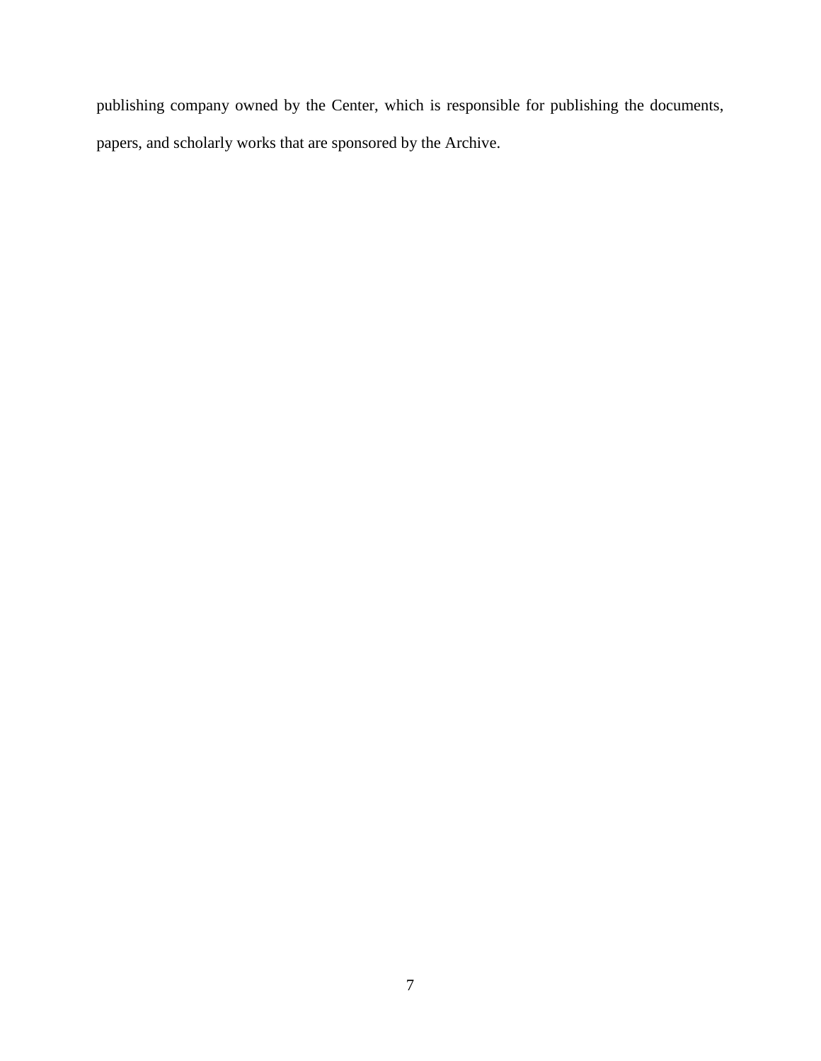publishing company owned by the Center, which is responsible for publishing the documents, papers, and scholarly works that are sponsored by the Archive.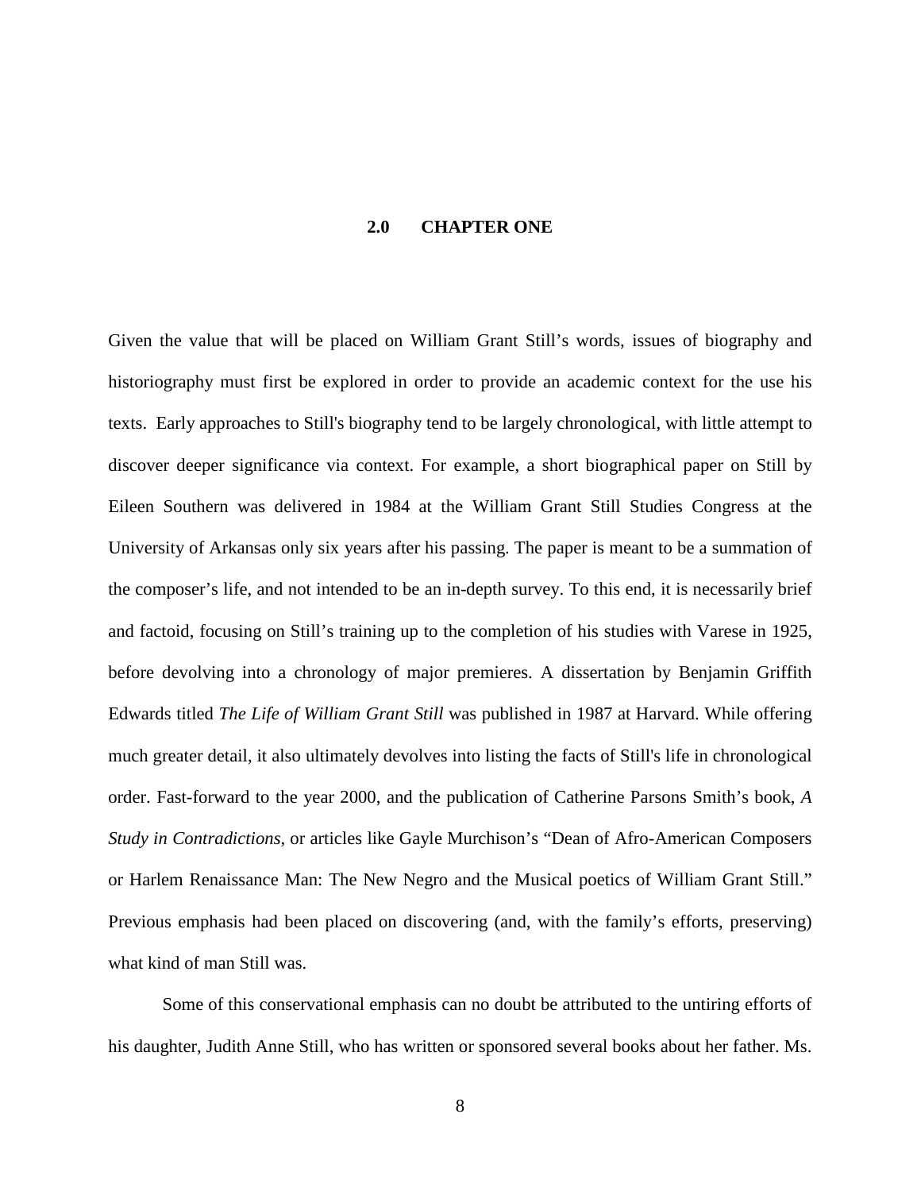# 2.0 CHAPTER ONE

Given the value that will be placed on William Grant Still's words, issues of biography and historiography must first be explored in order to provide an academic context for the use his texts. Early approaches to Still's biography tend to be largely chronological, with little attempt to discover deeper significance via context. For example, a short biographical paper on Still by Eileen Southern was delivered in 1984 at the William Grant Still Studies Congress at the University of Arkansas only six years after his passing. The paper is meant to be a summation of the composer's life, and not intended to be an in-depth survey. To this end, it is necessarily brief and factoid, focusing on Still's training up to the completion of his studies with Varese in 1925, before devolving into a chronology of major premieres. A dissertation by Benjamin Griffith Edwards titled *The Life of William Grant Still* was published in 1987 at Harvard. While offering much greater detail, it also ultimately devolves into listing the facts of Still's life in chronological order. Fast-forward to the year 2000, and the publication of Catherine Parsons Smith's book, *A Study in Contradictions*, or articles like Gayle Murchison's "Dean of Afro-American Composers or Harlem Renaissance Man: The New Negro and the Musical poetics of William Grant Still." Previous emphasis had been placed on discovering (and, with the family's efforts, preserving) what kind of man Still was.

Some of this conservational emphasis can no doubt be attributed to the untiring efforts of his daughter, Judith Anne Still, who has written or sponsored several books about her father. Ms.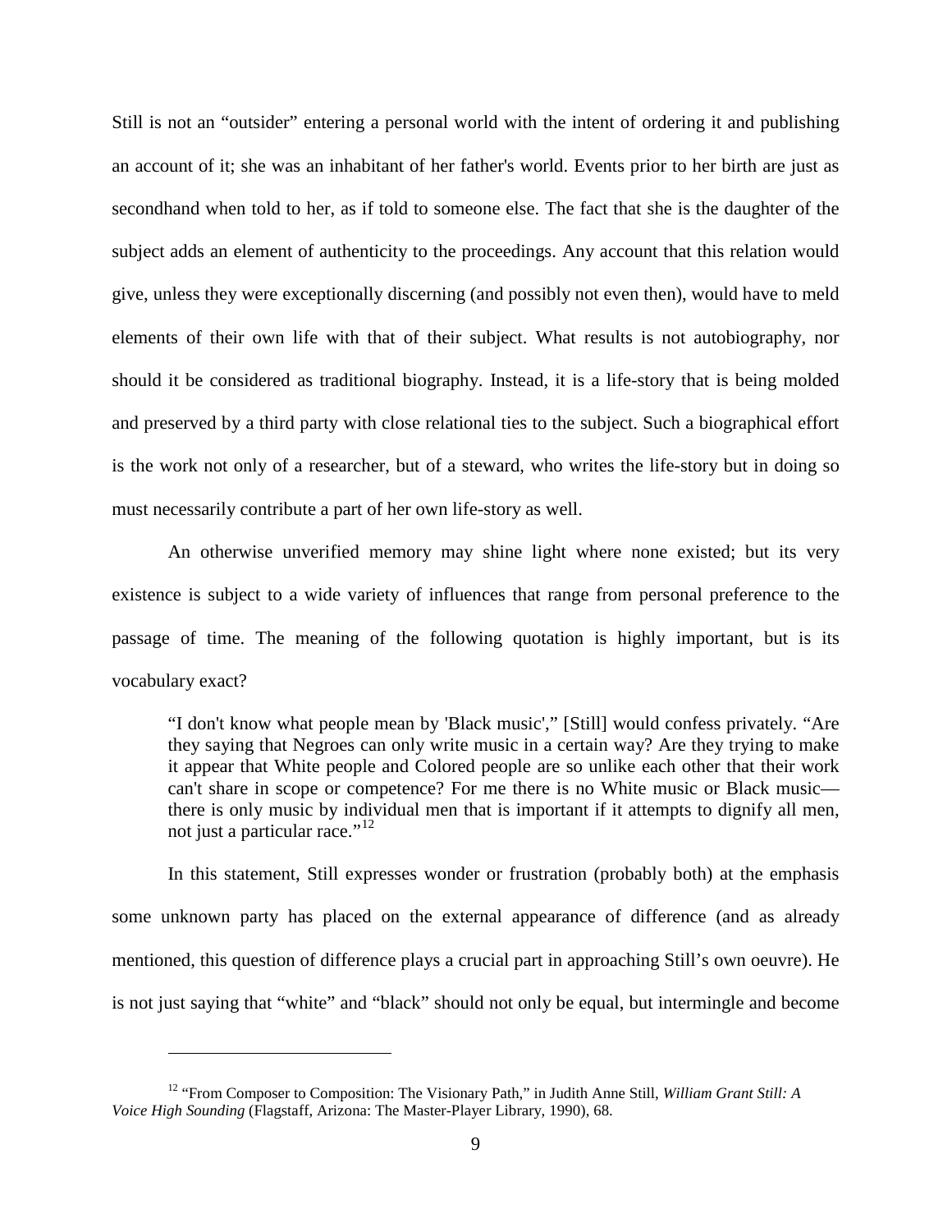Still is not an "outsider" entering a personal world with the intent of ordering it and publishing an account of it; she was an inhabitant of her father's world. Events prior to her birth are just as secondhand when told to her, as if told to someone else. The fact that she is the daughter of the subject adds an element of authenticity to the proceedings. Any account that this relation would give, unless they were exceptionally discerning (and possibly not even then), would have to meld elements of their own life with that of their subject. What results is not autobiography, nor should it be considered as traditional biography. Instead, it is a life-story that is being molded and preserved by a third party with close relational ties to the subject. Such a biographical effort is the work not only of a researcher, but of a steward, who writes the life-story but in doing so must necessarily contribute a part of her own life-story as well.

An otherwise unverified memory may shine light where none existed; but its very existence is subject to a wide variety of influences that range from personal preference to the passage of time. The meaning of the following quotation is highly important, but is its vocabulary exact?

> "I don't know what people mean by 'Black music'," [Still] would confess privately. "Are they saying that Negroes can only write music in a certain way? Are they trying to make it appear that White people and Colored people are so unlike each other that their work can't share in scope or competence? For me there is no White music or Black music—there is only music by individual men that is important if it attempts to dignify all men, not just a particular race."[12]

In this statement, Still expresses wonder or frustration (probably both) at the emphasis some unknown party has placed on the external appearance of difference (and as already mentioned, this question of difference plays a crucial part in approaching Still's own oeuvre). He is not just saying that "white" and "black" should not only be equal, but intermingle and become

---

[12] "From Composer to Composition: The Visionary Path," in Judith Anne Still, *William Grant Still: A Voice High Sounding* (Flagstaff, Arizona: The Master-Player Library, 1990), 68.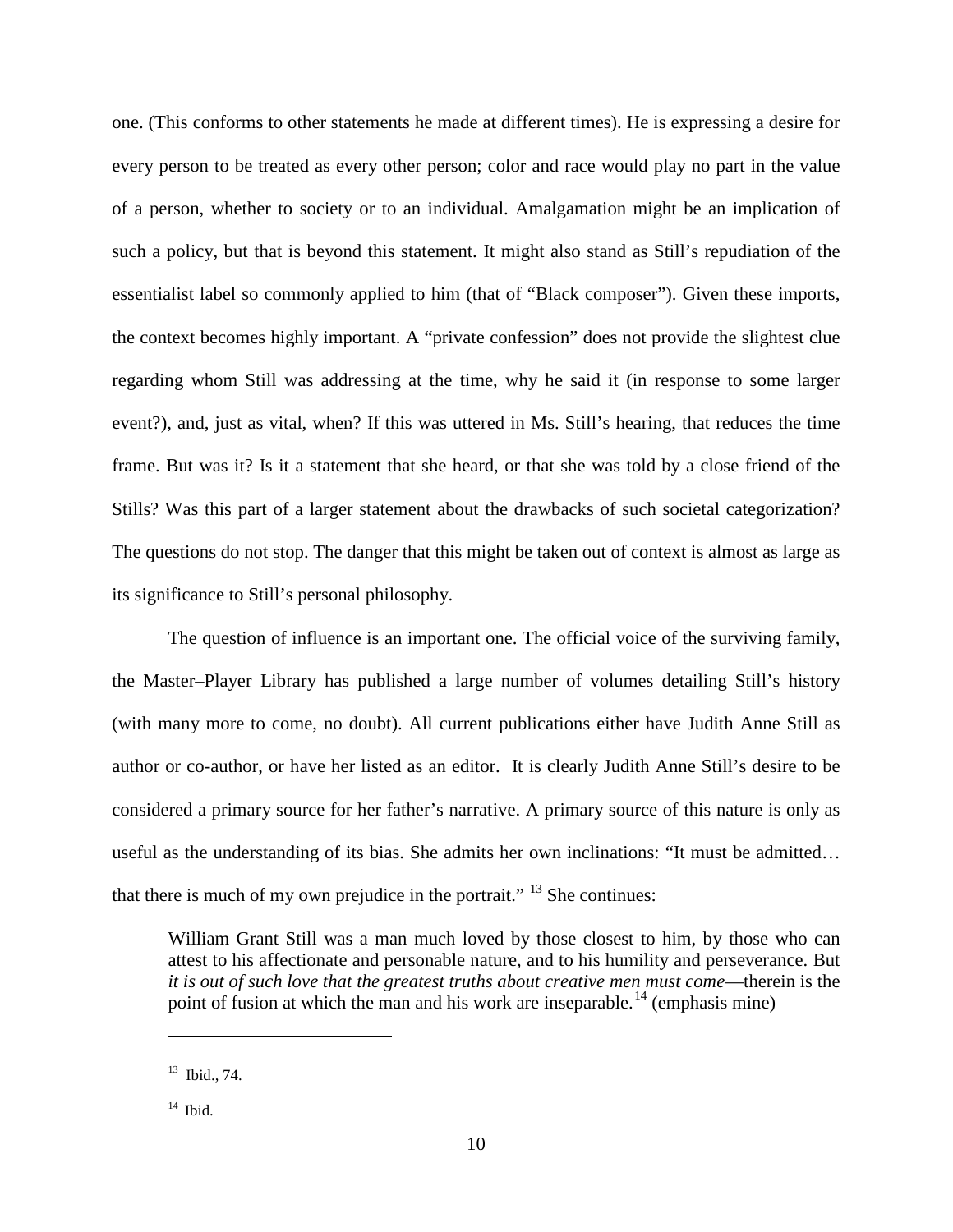one. (This conforms to other statements he made at different times). He is expressing a desire for every person to be treated as every other person; color and race would play no part in the value of a person, whether to society or to an individual. Amalgamation might be an implication of such a policy, but that is beyond this statement. It might also stand as Still's repudiation of the essentialist label so commonly applied to him (that of "Black composer"). Given these imports, the context becomes highly important. A "private confession" does not provide the slightest clue regarding whom Still was addressing at the time, why he said it (in response to some larger event?), and, just as vital, when? If this was uttered in Ms. Still's hearing, that reduces the time frame. But was it? Is it a statement that she heard, or that she was told by a close friend of the Stills? Was this part of a larger statement about the drawbacks of such societal categorization? The questions do not stop. The danger that this might be taken out of context is almost as large as its significance to Still's personal philosophy.

The question of influence is an important one. The official voice of the surviving family, the Master–Player Library has published a large number of volumes detailing Still's history (with many more to come, no doubt). All current publications either have Judith Anne Still as author or co-author, or have her listed as an editor. It is clearly Judith Anne Still's desire to be considered a primary source for her father's narrative. A primary source of this nature is only as useful as the understanding of its bias. She admits her own inclinations: "It must be admitted… that there is much of my own prejudice in the portrait." [13] She continues:

> William Grant Still was a man much loved by those closest to him, by those who can attest to his affectionate and personable nature, and to his humility and perseverance. But *it is out of such love that the greatest truths about creative men must come*—therein is the point of fusion at which the man and his work are inseparable.[14] (emphasis mine)

---

[13] Ibid., 74.

[14] Ibid.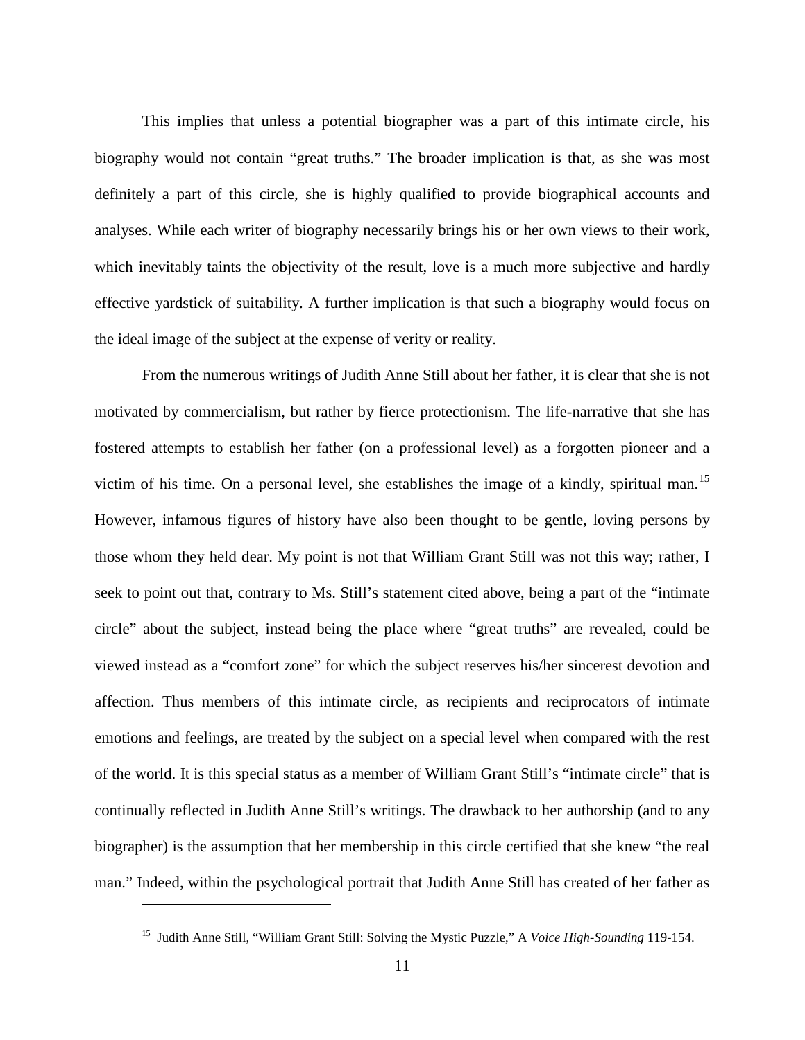This implies that unless a potential biographer was a part of this intimate circle, his biography would not contain "great truths." The broader implication is that, as she was most definitely a part of this circle, she is highly qualified to provide biographical accounts and analyses. While each writer of biography necessarily brings his or her own views to their work, which inevitably taints the objectivity of the result, love is a much more subjective and hardly effective yardstick of suitability. A further implication is that such a biography would focus on the ideal image of the subject at the expense of verity or reality.

From the numerous writings of Judith Anne Still about her father, it is clear that she is not motivated by commercialism, but rather by fierce protectionism. The life-narrative that she has fostered attempts to establish her father (on a professional level) as a forgotten pioneer and a victim of his time. On a personal level, she establishes the image of a kindly, spiritual man.[15] However, infamous figures of history have also been thought to be gentle, loving persons by those whom they held dear. My point is not that William Grant Still was not this way; rather, I seek to point out that, contrary to Ms. Still's statement cited above, being a part of the "intimate circle" about the subject, instead being the place where "great truths" are revealed, could be viewed instead as a "comfort zone" for which the subject reserves his/her sincerest devotion and affection. Thus members of this intimate circle, as recipients and reciprocators of intimate emotions and feelings, are treated by the subject on a special level when compared with the rest of the world. It is this special status as a member of William Grant Still's "intimate circle" that is continually reflected in Judith Anne Still's writings. The drawback to her authorship (and to any biographer) is the assumption that her membership in this circle certified that she knew "the real man." Indeed, within the psychological portrait that Judith Anne Still has created of her father as

[15] Judith Anne Still, "William Grant Still: Solving the Mystic Puzzle," A *Voice High-Sounding* 119-154.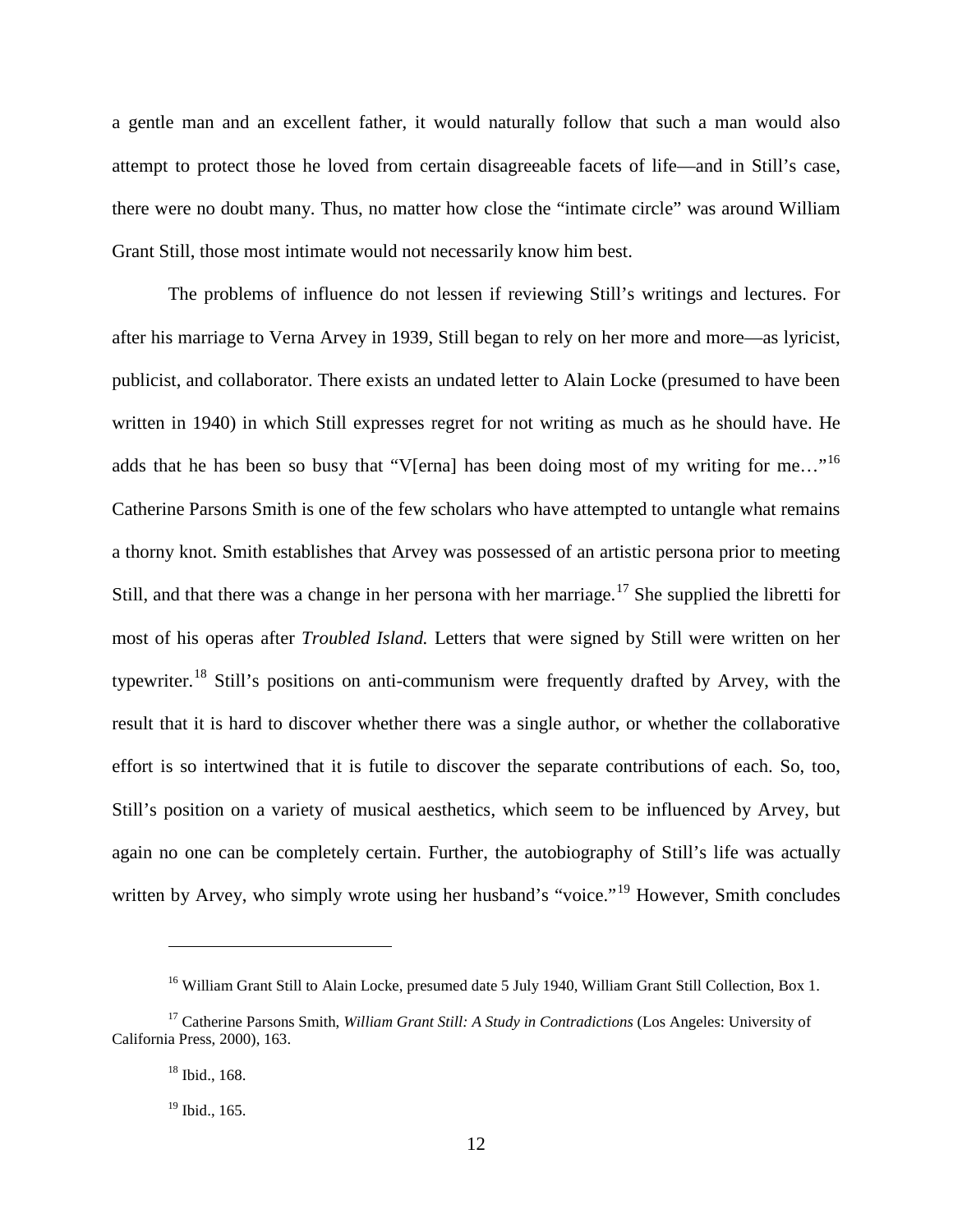a gentle man and an excellent father, it would naturally follow that such a man would also attempt to protect those he loved from certain disagreeable facets of life—and in Still's case, there were no doubt many. Thus, no matter how close the "intimate circle" was around William Grant Still, those most intimate would not necessarily know him best.

The problems of influence do not lessen if reviewing Still's writings and lectures. For after his marriage to Verna Arvey in 1939, Still began to rely on her more and more—as lyricist, publicist, and collaborator. There exists an undated letter to Alain Locke (presumed to have been written in 1940) in which Still expresses regret for not writing as much as he should have. He adds that he has been so busy that "V[erna] has been doing most of my writing for me…"[16] Catherine Parsons Smith is one of the few scholars who have attempted to untangle what remains a thorny knot. Smith establishes that Arvey was possessed of an artistic persona prior to meeting Still, and that there was a change in her persona with her marriage.[17] She supplied the libretti for most of his operas after *Troubled Island.* Letters that were signed by Still were written on her typewriter.[18] Still's positions on anti-communism were frequently drafted by Arvey, with the result that it is hard to discover whether there was a single author, or whether the collaborative effort is so intertwined that it is futile to discover the separate contributions of each. So, too, Still's position on a variety of musical aesthetics, which seem to be influenced by Arvey, but again no one can be completely certain. Further, the autobiography of Still's life was actually written by Arvey, who simply wrote using her husband's "voice."[19] However, Smith concludes

---

[16] William Grant Still to Alain Locke, presumed date 5 July 1940, William Grant Still Collection, Box 1.

[17] Catherine Parsons Smith, *William Grant Still: A Study in Contradictions* (Los Angeles: University of California Press, 2000), 163.

[18] Ibid., 168.

[19] Ibid., 165.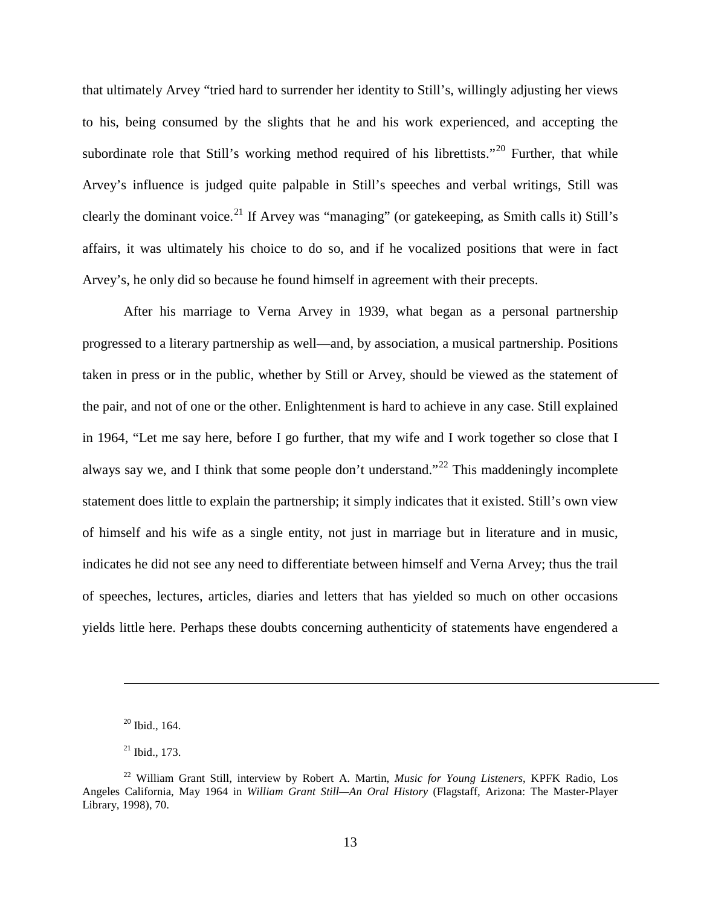that ultimately Arvey "tried hard to surrender her identity to Still's, willingly adjusting her views to his, being consumed by the slights that he and his work experienced, and accepting the subordinate role that Still's working method required of his librettists."[20] Further, that while Arvey's influence is judged quite palpable in Still's speeches and verbal writings, Still was clearly the dominant voice.[21] If Arvey was "managing" (or gatekeeping, as Smith calls it) Still's affairs, it was ultimately his choice to do so, and if he vocalized positions that were in fact Arvey's, he only did so because he found himself in agreement with their precepts.

After his marriage to Verna Arvey in 1939, what began as a personal partnership progressed to a literary partnership as well—and, by association, a musical partnership. Positions taken in press or in the public, whether by Still or Arvey, should be viewed as the statement of the pair, and not of one or the other. Enlightenment is hard to achieve in any case. Still explained in 1964, "Let me say here, before I go further, that my wife and I work together so close that I always say we, and I think that some people don't understand."[22] This maddeningly incomplete statement does little to explain the partnership; it simply indicates that it existed. Still's own view of himself and his wife as a single entity, not just in marriage but in literature and in music, indicates he did not see any need to differentiate between himself and Verna Arvey; thus the trail of speeches, lectures, articles, diaries and letters that has yielded so much on other occasions yields little here. Perhaps these doubts concerning authenticity of statements have engendered a

---

[20] Ibid., 164.

[21] Ibid., 173.

[22] William Grant Still, interview by Robert A. Martin, *Music for Young Listeners*, KPFK Radio, Los Angeles California, May 1964 in *William Grant Still—An Oral History* (Flagstaff, Arizona: The Master-Player Library, 1998), 70.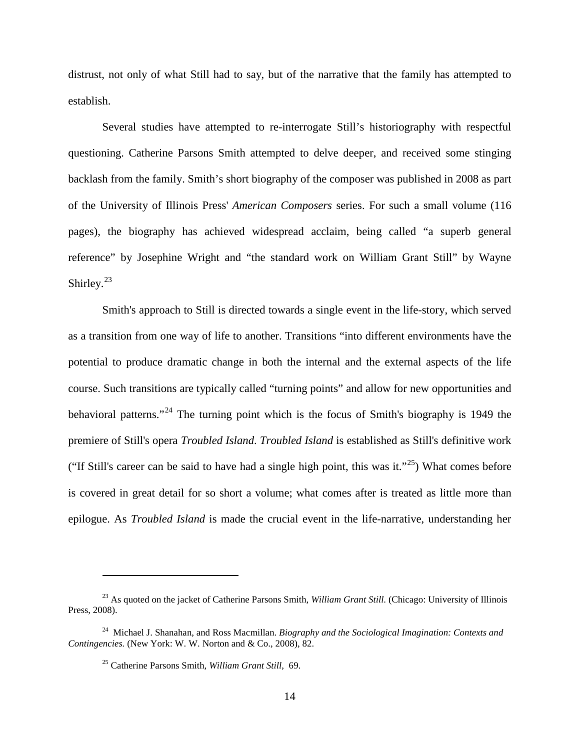distrust, not only of what Still had to say, but of the narrative that the family has attempted to establish.

Several studies have attempted to re-interrogate Still's historiography with respectful questioning. Catherine Parsons Smith attempted to delve deeper, and received some stinging backlash from the family. Smith's short biography of the composer was published in 2008 as part of the University of Illinois Press' *American Composers* series. For such a small volume (116 pages), the biography has achieved widespread acclaim, being called "a superb general reference" by Josephine Wright and "the standard work on William Grant Still" by Wayne Shirley.[23]

Smith's approach to Still is directed towards a single event in the life-story, which served as a transition from one way of life to another. Transitions "into different environments have the potential to produce dramatic change in both the internal and the external aspects of the life course. Such transitions are typically called "turning points" and allow for new opportunities and behavioral patterns."[24] The turning point which is the focus of Smith's biography is 1949 the premiere of Still's opera *Troubled Island*. *Troubled Island* is established as Still's definitive work ("If Still's career can be said to have had a single high point, this was it."[25]) What comes before is covered in great detail for so short a volume; what comes after is treated as little more than epilogue. As *Troubled Island* is made the crucial event in the life-narrative, understanding her

---

[23] As quoted on the jacket of Catherine Parsons Smith, *William Grant Still.* (Chicago: University of Illinois Press, 2008).

[24] Michael J. Shanahan, and Ross Macmillan. *Biography and the Sociological Imagination: Contexts and Contingencies.* (New York: W. W. Norton and & Co., 2008), 82.

[25] Catherine Parsons Smith, *William Grant Still*, 69.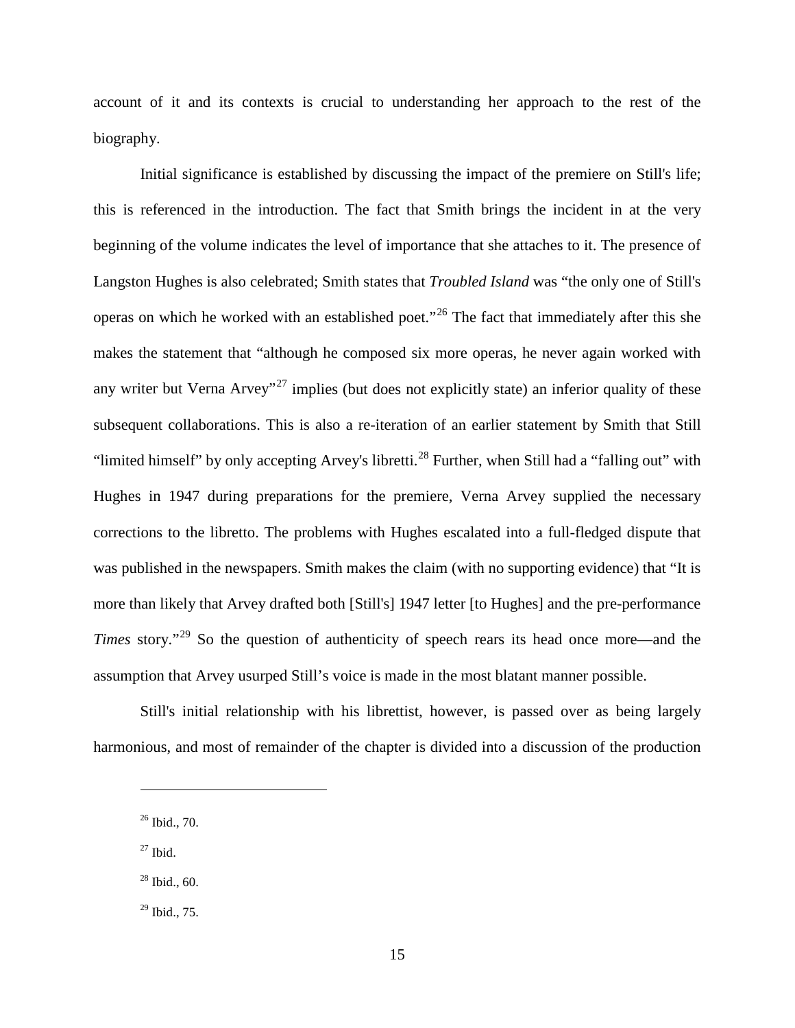account of it and its contexts is crucial to understanding her approach to the rest of the biography.

Initial significance is established by discussing the impact of the premiere on Still's life; this is referenced in the introduction. The fact that Smith brings the incident in at the very beginning of the volume indicates the level of importance that she attaches to it. The presence of Langston Hughes is also celebrated; Smith states that *Troubled Island* was "the only one of Still's operas on which he worked with an established poet."[26] The fact that immediately after this she makes the statement that "although he composed six more operas, he never again worked with any writer but Verna Arvey"[27] implies (but does not explicitly state) an inferior quality of these subsequent collaborations. This is also a re-iteration of an earlier statement by Smith that Still "limited himself" by only accepting Arvey's libretti.[28] Further, when Still had a "falling out" with Hughes in 1947 during preparations for the premiere, Verna Arvey supplied the necessary corrections to the libretto. The problems with Hughes escalated into a full-fledged dispute that was published in the newspapers. Smith makes the claim (with no supporting evidence) that "It is more than likely that Arvey drafted both [Still's] 1947 letter [to Hughes] and the pre-performance *Times* story."[29] So the question of authenticity of speech rears its head once more—and the assumption that Arvey usurped Still's voice is made in the most blatant manner possible.

Still's initial relationship with his librettist, however, is passed over as being largely harmonious, and most of remainder of the chapter is divided into a discussion of the production

---

[26] Ibid., 70.

[27] Ibid.

[28] Ibid., 60.

[29] Ibid., 75.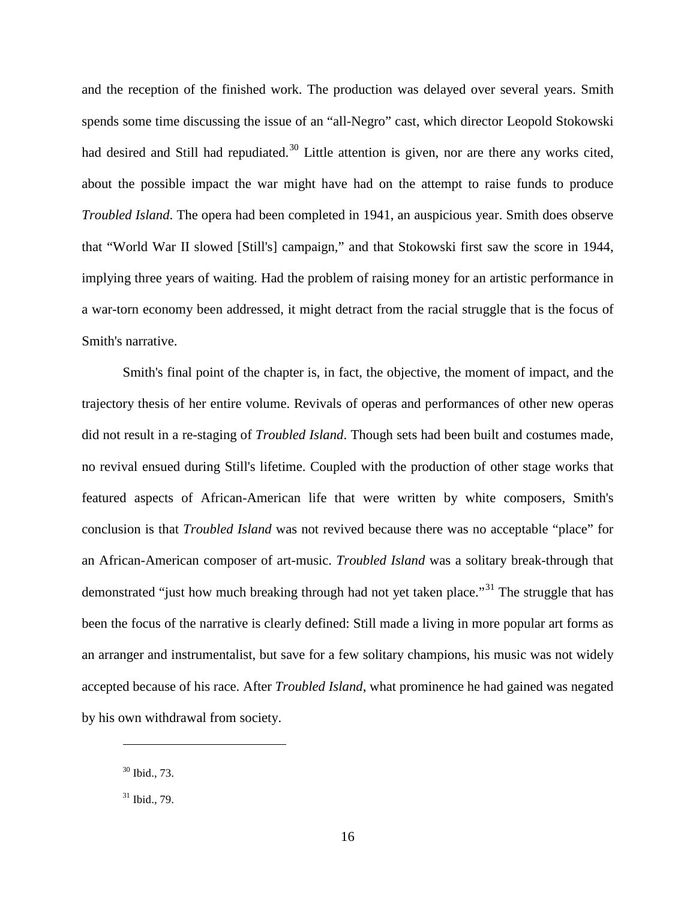and the reception of the finished work. The production was delayed over several years. Smith spends some time discussing the issue of an "all-Negro" cast, which director Leopold Stokowski had desired and Still had repudiated.[30] Little attention is given, nor are there any works cited, about the possible impact the war might have had on the attempt to raise funds to produce *Troubled Island*. The opera had been completed in 1941, an auspicious year. Smith does observe that "World War II slowed [Still's] campaign," and that Stokowski first saw the score in 1944, implying three years of waiting. Had the problem of raising money for an artistic performance in a war-torn economy been addressed, it might detract from the racial struggle that is the focus of Smith's narrative.

Smith's final point of the chapter is, in fact, the objective, the moment of impact, and the trajectory thesis of her entire volume. Revivals of operas and performances of other new operas did not result in a re-staging of *Troubled Island*. Though sets had been built and costumes made, no revival ensued during Still's lifetime. Coupled with the production of other stage works that featured aspects of African-American life that were written by white composers, Smith's conclusion is that *Troubled Island* was not revived because there was no acceptable "place" for an African-American composer of art-music. *Troubled Island* was a solitary break-through that demonstrated "just how much breaking through had not yet taken place."[31] The struggle that has been the focus of the narrative is clearly defined: Still made a living in more popular art forms as an arranger and instrumentalist, but save for a few solitary champions, his music was not widely accepted because of his race. After *Troubled Island*, what prominence he had gained was negated by his own withdrawal from society.

---

[30] Ibid., 73.

[31] Ibid., 79.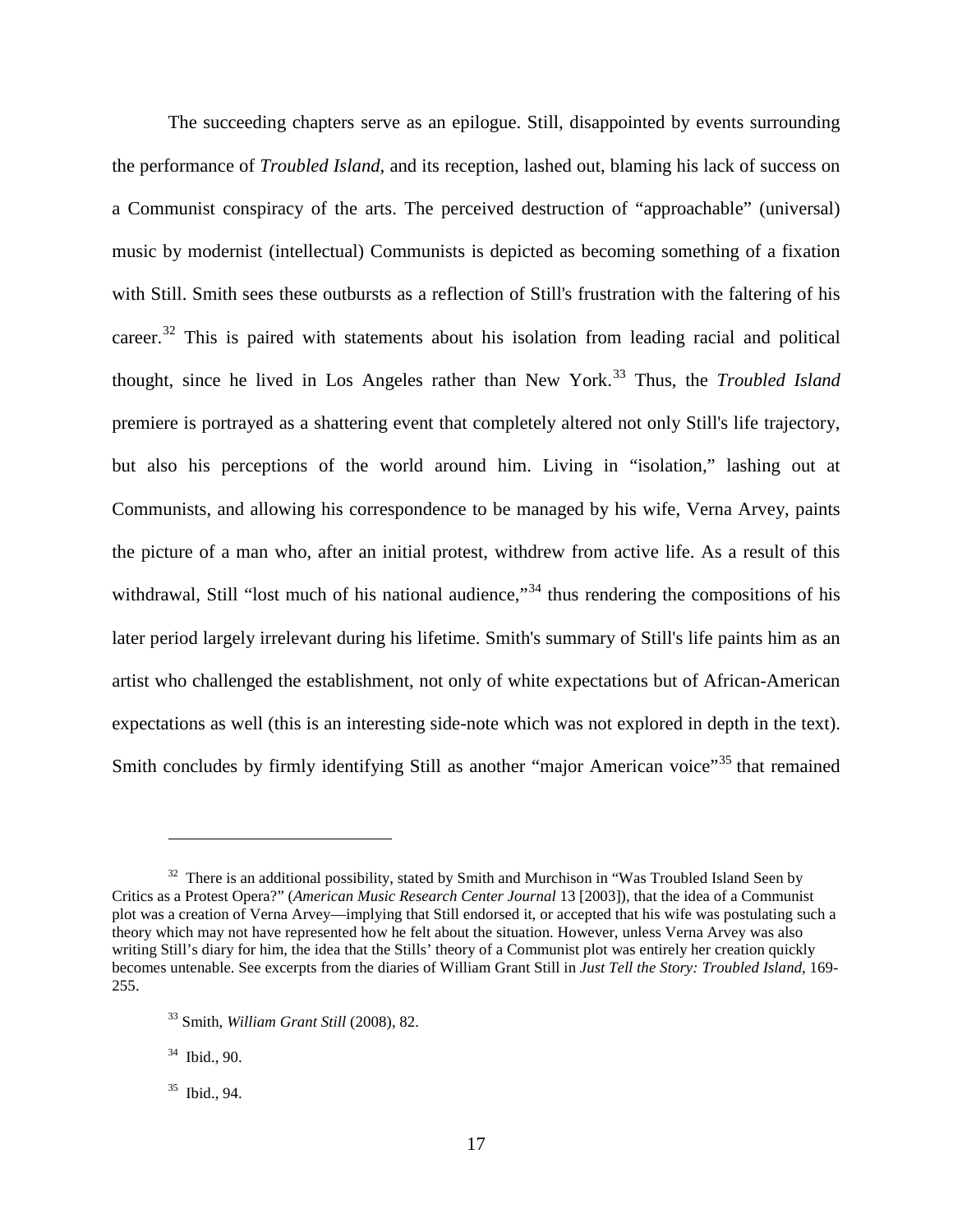The succeeding chapters serve as an epilogue. Still, disappointed by events surrounding the performance of *Troubled Island*, and its reception, lashed out, blaming his lack of success on a Communist conspiracy of the arts. The perceived destruction of "approachable" (universal) music by modernist (intellectual) Communists is depicted as becoming something of a fixation with Still. Smith sees these outbursts as a reflection of Still's frustration with the faltering of his career.[32] This is paired with statements about his isolation from leading racial and political thought, since he lived in Los Angeles rather than New York.[33] Thus, the *Troubled Island* premiere is portrayed as a shattering event that completely altered not only Still's life trajectory, but also his perceptions of the world around him. Living in "isolation," lashing out at Communists, and allowing his correspondence to be managed by his wife, Verna Arvey, paints the picture of a man who, after an initial protest, withdrew from active life. As a result of this withdrawal, Still "lost much of his national audience,"[34] thus rendering the compositions of his later period largely irrelevant during his lifetime. Smith's summary of Still's life paints him as an artist who challenged the establishment, not only of white expectations but of African-American expectations as well (this is an interesting side-note which was not explored in depth in the text). Smith concludes by firmly identifying Still as another "major American voice"[35] that remained

---

[32] There is an additional possibility, stated by Smith and Murchison in "Was Troubled Island Seen by Critics as a Protest Opera?" (*American Music Research Center Journal* 13 [2003]), that the idea of a Communist plot was a creation of Verna Arvey—implying that Still endorsed it, or accepted that his wife was postulating such a theory which may not have represented how he felt about the situation. However, unless Verna Arvey was also writing Still's diary for him, the idea that the Stills' theory of a Communist plot was entirely her creation quickly becomes untenable. See excerpts from the diaries of William Grant Still in *Just Tell the Story: Troubled Island*, 169-255.

[33] Smith, *William Grant Still* (2008), 82.

[34] Ibid., 90.

[35] Ibid., 94.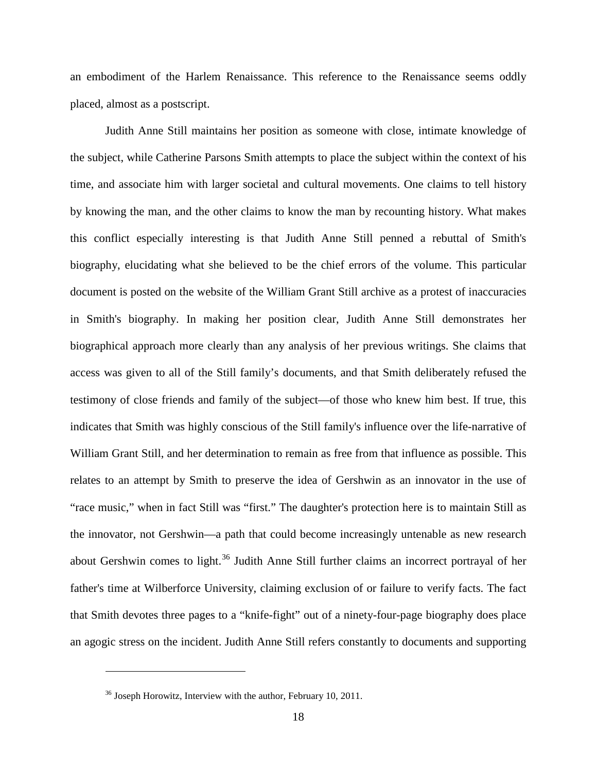an embodiment of the Harlem Renaissance. This reference to the Renaissance seems oddly placed, almost as a postscript.

Judith Anne Still maintains her position as someone with close, intimate knowledge of the subject, while Catherine Parsons Smith attempts to place the subject within the context of his time, and associate him with larger societal and cultural movements. One claims to tell history by knowing the man, and the other claims to know the man by recounting history. What makes this conflict especially interesting is that Judith Anne Still penned a rebuttal of Smith's biography, elucidating what she believed to be the chief errors of the volume. This particular document is posted on the website of the William Grant Still archive as a protest of inaccuracies in Smith's biography. In making her position clear, Judith Anne Still demonstrates her biographical approach more clearly than any analysis of her previous writings. She claims that access was given to all of the Still family's documents, and that Smith deliberately refused the testimony of close friends and family of the subject—of those who knew him best. If true, this indicates that Smith was highly conscious of the Still family's influence over the life-narrative of William Grant Still, and her determination to remain as free from that influence as possible. This relates to an attempt by Smith to preserve the idea of Gershwin as an innovator in the use of "race music," when in fact Still was "first." The daughter's protection here is to maintain Still as the innovator, not Gershwin—a path that could become increasingly untenable as new research about Gershwin comes to light.[36] Judith Anne Still further claims an incorrect portrayal of her father's time at Wilberforce University, claiming exclusion of or failure to verify facts. The fact that Smith devotes three pages to a "knife-fight" out of a ninety-four-page biography does place an agogic stress on the incident. Judith Anne Still refers constantly to documents and supporting

[36] Joseph Horowitz, Interview with the author, February 10, 2011.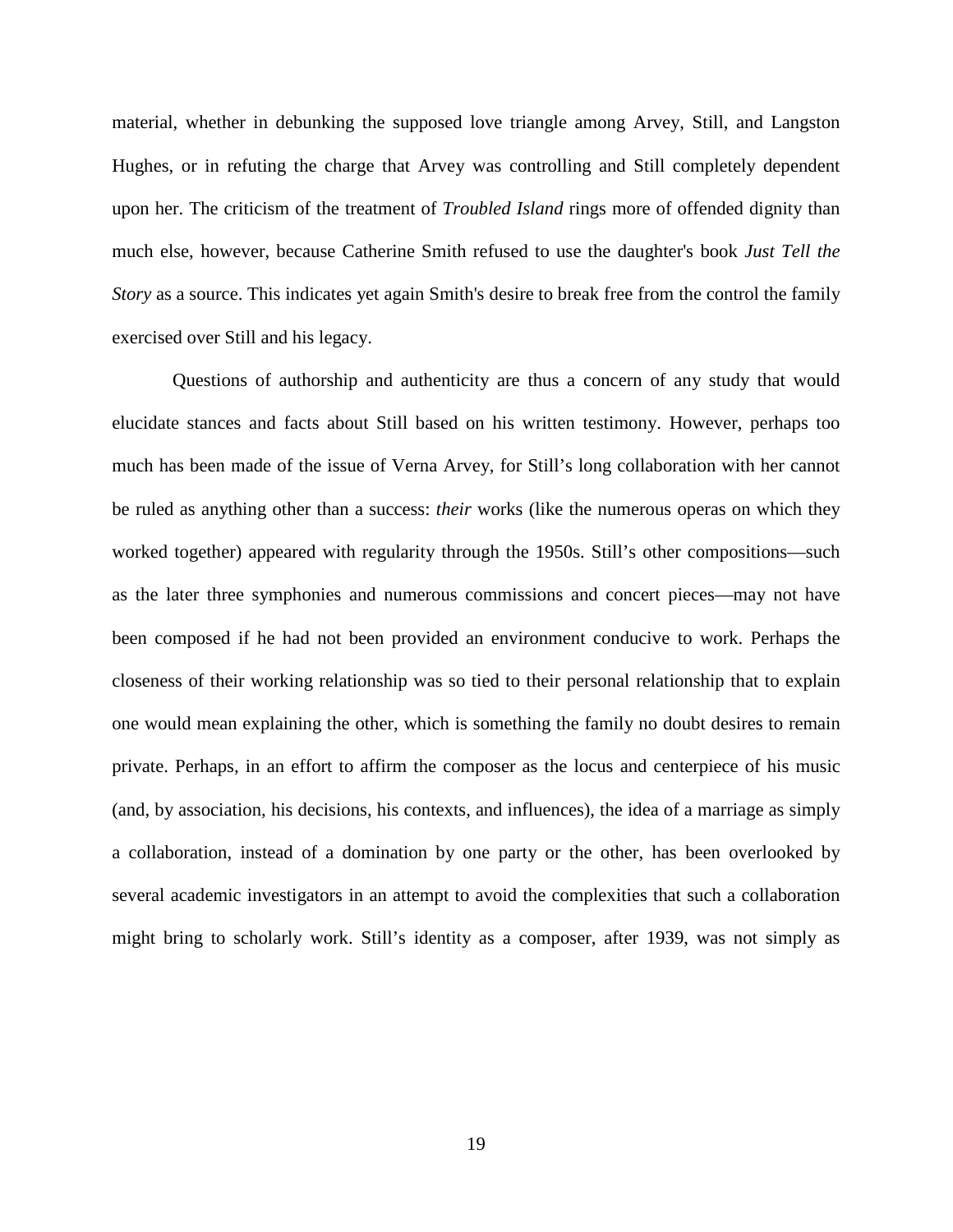material, whether in debunking the supposed love triangle among Arvey, Still, and Langston Hughes, or in refuting the charge that Arvey was controlling and Still completely dependent upon her. The criticism of the treatment of *Troubled Island* rings more of offended dignity than much else, however, because Catherine Smith refused to use the daughter's book *Just Tell the Story* as a source. This indicates yet again Smith's desire to break free from the control the family exercised over Still and his legacy.

Questions of authorship and authenticity are thus a concern of any study that would elucidate stances and facts about Still based on his written testimony. However, perhaps too much has been made of the issue of Verna Arvey, for Still's long collaboration with her cannot be ruled as anything other than a success: *their* works (like the numerous operas on which they worked together) appeared with regularity through the 1950s. Still's other compositions—such as the later three symphonies and numerous commissions and concert pieces—may not have been composed if he had not been provided an environment conducive to work. Perhaps the closeness of their working relationship was so tied to their personal relationship that to explain one would mean explaining the other, which is something the family no doubt desires to remain private. Perhaps, in an effort to affirm the composer as the locus and centerpiece of his music (and, by association, his decisions, his contexts, and influences), the idea of a marriage as simply a collaboration, instead of a domination by one party or the other, has been overlooked by several academic investigators in an attempt to avoid the complexities that such a collaboration might bring to scholarly work. Still's identity as a composer, after 1939, was not simply as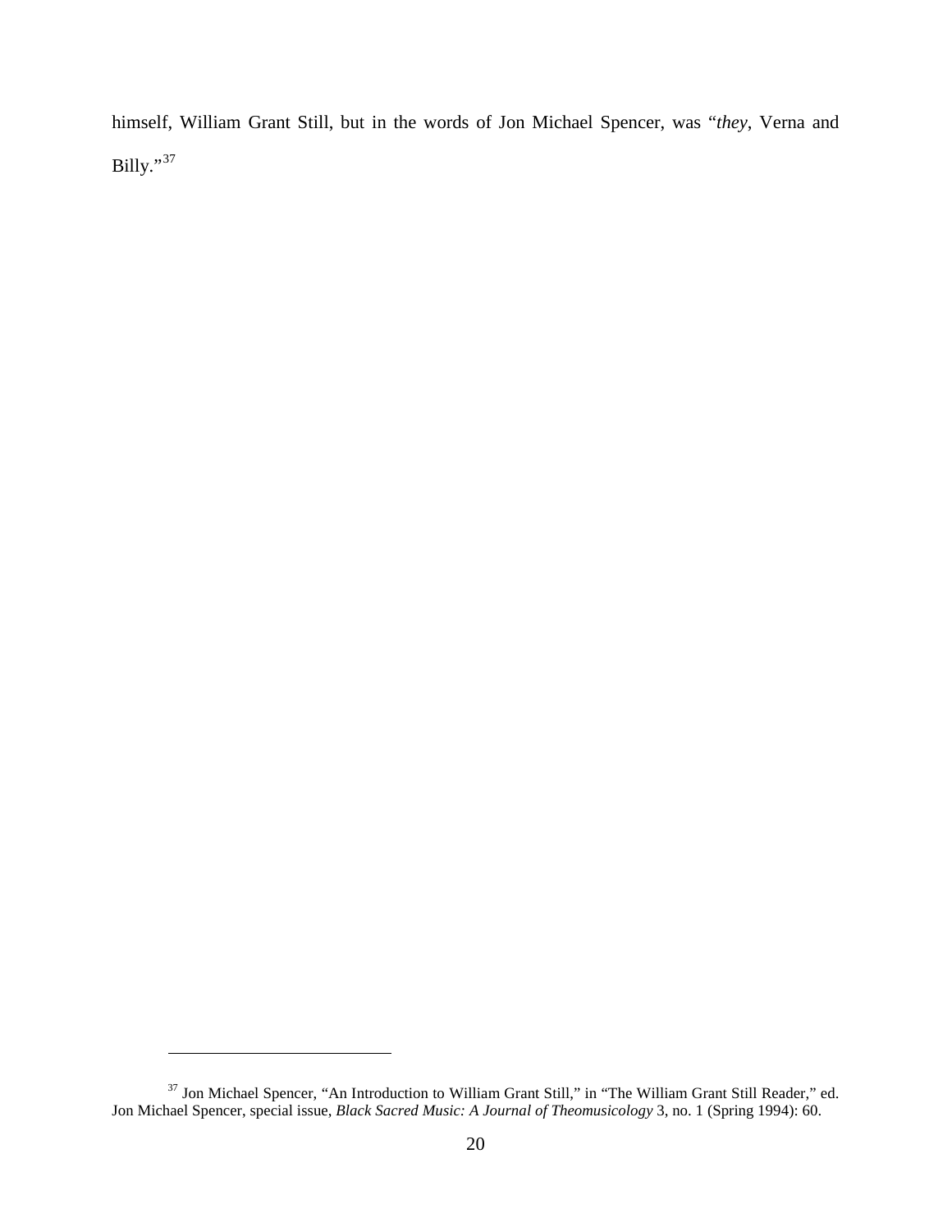himself, William Grant Still, but in the words of Jon Michael Spencer, was "*they*, Verna and Billy."[37]

[37] Jon Michael Spencer, "An Introduction to William Grant Still," in "The William Grant Still Reader," ed. Jon Michael Spencer, special issue, *Black Sacred Music: A Journal of Theomusicology* 3, no. 1 (Spring 1994): 60.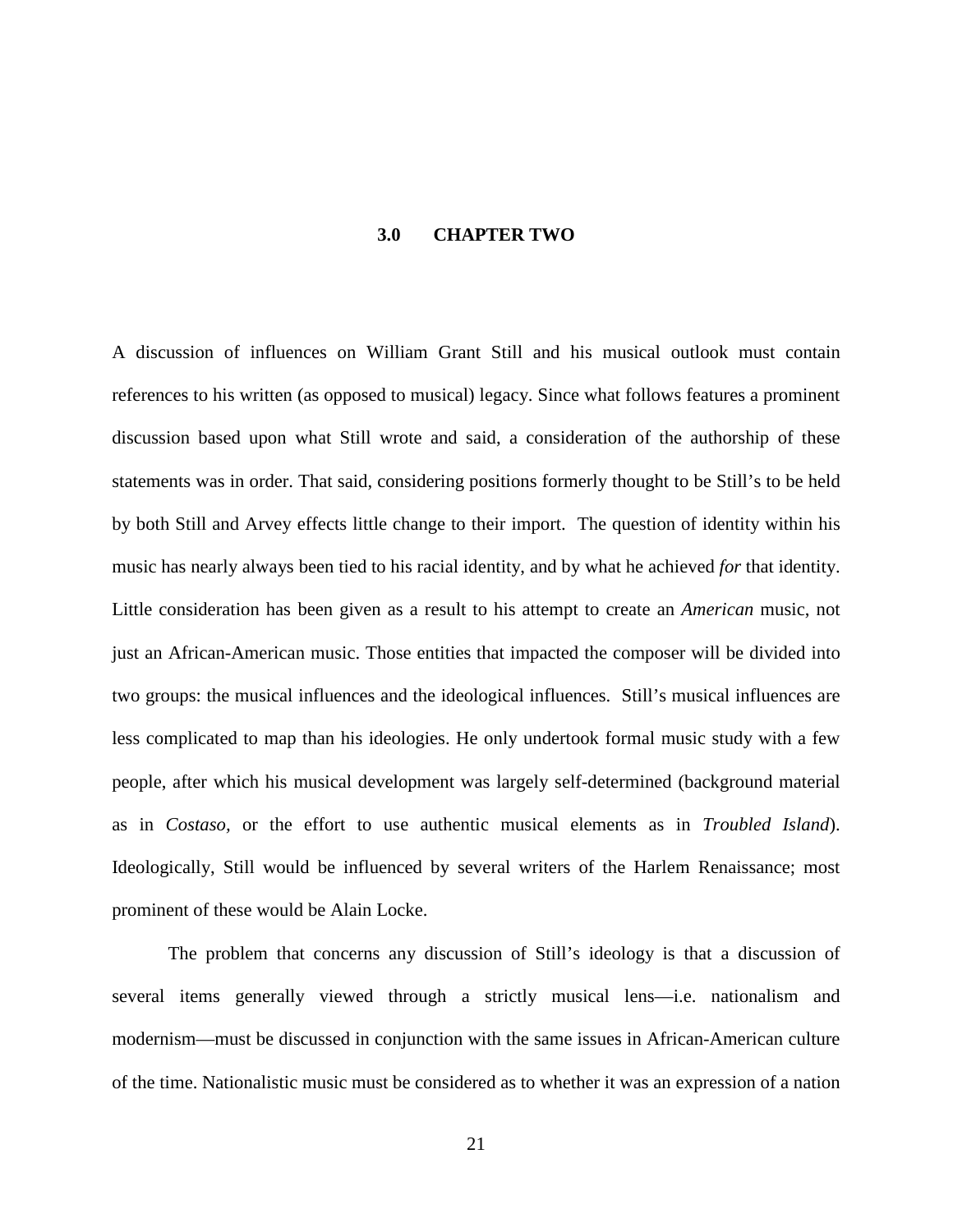# 3.0 CHAPTER TWO

A discussion of influences on William Grant Still and his musical outlook must contain references to his written (as opposed to musical) legacy. Since what follows features a prominent discussion based upon what Still wrote and said, a consideration of the authorship of these statements was in order. That said, considering positions formerly thought to be Still's to be held by both Still and Arvey effects little change to their import. The question of identity within his music has nearly always been tied to his racial identity, and by what he achieved *for* that identity. Little consideration has been given as a result to his attempt to create an *American* music, not just an African-American music. Those entities that impacted the composer will be divided into two groups: the musical influences and the ideological influences. Still's musical influences are less complicated to map than his ideologies. He only undertook formal music study with a few people, after which his musical development was largely self-determined (background material as in *Costaso*, or the effort to use authentic musical elements as in *Troubled Island*). Ideologically, Still would be influenced by several writers of the Harlem Renaissance; most prominent of these would be Alain Locke.

The problem that concerns any discussion of Still's ideology is that a discussion of several items generally viewed through a strictly musical lens—i.e. nationalism and modernism—must be discussed in conjunction with the same issues in African-American culture of the time. Nationalistic music must be considered as to whether it was an expression of a nation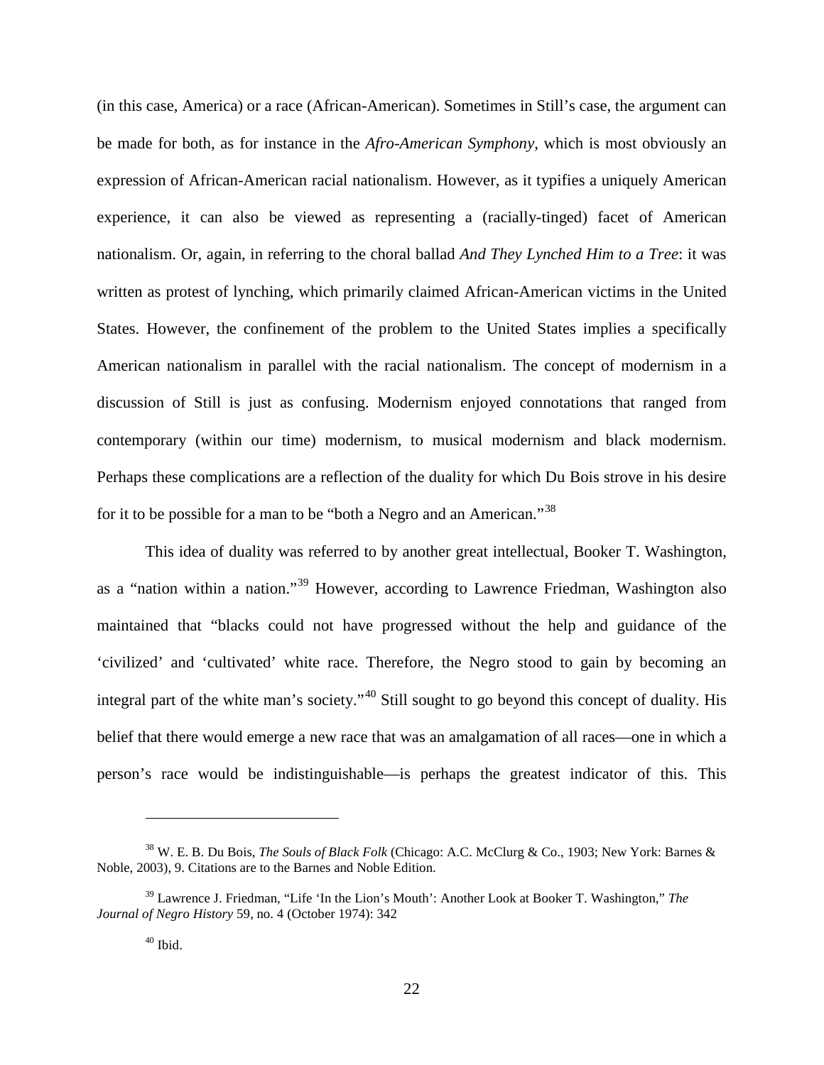(in this case, America) or a race (African-American). Sometimes in Still's case, the argument can be made for both, as for instance in the *Afro-American Symphony*, which is most obviously an expression of African-American racial nationalism. However, as it typifies a uniquely American experience, it can also be viewed as representing a (racially-tinged) facet of American nationalism. Or, again, in referring to the choral ballad *And They Lynched Him to a Tree*: it was written as protest of lynching, which primarily claimed African-American victims in the United States. However, the confinement of the problem to the United States implies a specifically American nationalism in parallel with the racial nationalism. The concept of modernism in a discussion of Still is just as confusing. Modernism enjoyed connotations that ranged from contemporary (within our time) modernism, to musical modernism and black modernism. Perhaps these complications are a reflection of the duality for which Du Bois strove in his desire for it to be possible for a man to be "both a Negro and an American."[38]

This idea of duality was referred to by another great intellectual, Booker T. Washington, as a "nation within a nation."[39] However, according to Lawrence Friedman, Washington also maintained that "blacks could not have progressed without the help and guidance of the 'civilized' and 'cultivated' white race. Therefore, the Negro stood to gain by becoming an integral part of the white man's society."[40] Still sought to go beyond this concept of duality. His belief that there would emerge a new race that was an amalgamation of all races—one in which a person's race would be indistinguishable—is perhaps the greatest indicator of this. This

---

[38] W. E. B. Du Bois, *The Souls of Black Folk* (Chicago: A.C. McClurg & Co., 1903; New York: Barnes & Noble, 2003), 9. Citations are to the Barnes and Noble Edition.

[39] Lawrence J. Friedman, "Life 'In the Lion's Mouth': Another Look at Booker T. Washington," *The Journal of Negro History* 59, no. 4 (October 1974): 342

[40] Ibid.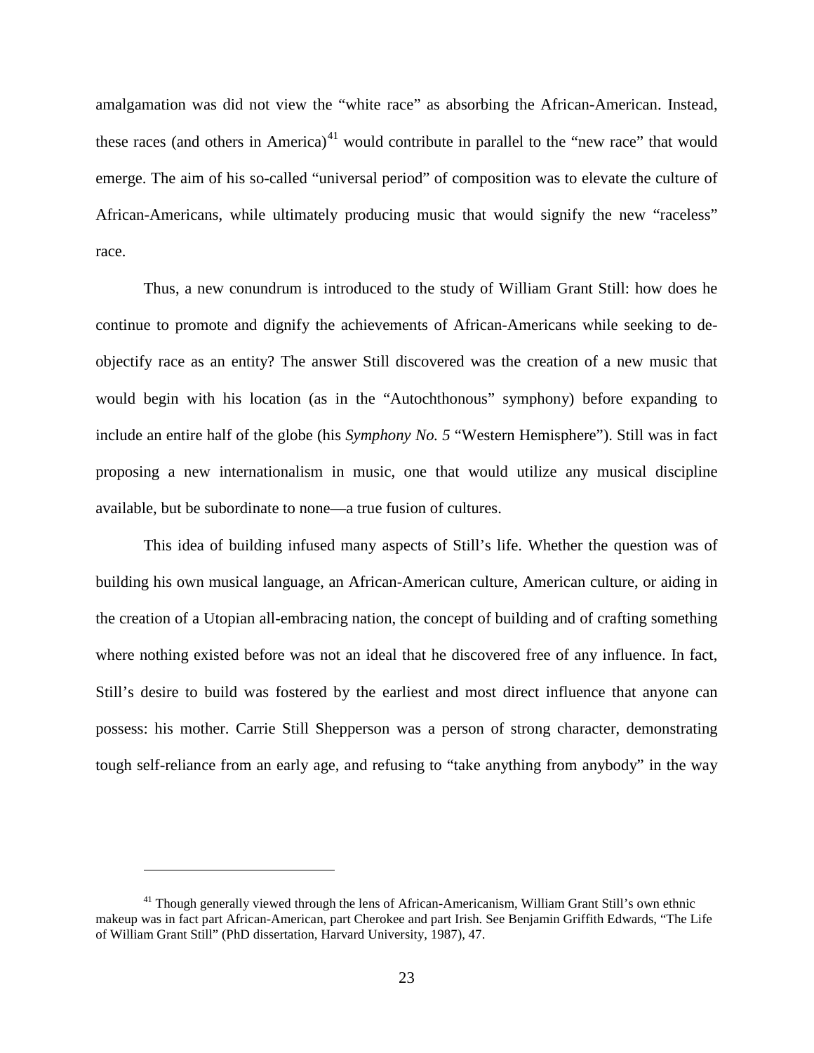amalgamation was did not view the "white race" as absorbing the African-American. Instead, these races (and others in America)[41] would contribute in parallel to the "new race" that would emerge. The aim of his so-called "universal period" of composition was to elevate the culture of African-Americans, while ultimately producing music that would signify the new "raceless" race.

Thus, a new conundrum is introduced to the study of William Grant Still: how does he continue to promote and dignify the achievements of African-Americans while seeking to de-objectify race as an entity? The answer Still discovered was the creation of a new music that would begin with his location (as in the "Autochthonous" symphony) before expanding to include an entire half of the globe (his *Symphony No. 5* "Western Hemisphere"). Still was in fact proposing a new internationalism in music, one that would utilize any musical discipline available, but be subordinate to none—a true fusion of cultures.

This idea of building infused many aspects of Still's life. Whether the question was of building his own musical language, an African-American culture, American culture, or aiding in the creation of a Utopian all-embracing nation, the concept of building and of crafting something where nothing existed before was not an ideal that he discovered free of any influence. In fact, Still's desire to build was fostered by the earliest and most direct influence that anyone can possess: his mother. Carrie Still Shepperson was a person of strong character, demonstrating tough self-reliance from an early age, and refusing to "take anything from anybody" in the way

---

[41] Though generally viewed through the lens of African-Americanism, William Grant Still's own ethnic makeup was in fact part African-American, part Cherokee and part Irish. See Benjamin Griffith Edwards, "The Life of William Grant Still" (PhD dissertation, Harvard University, 1987), 47.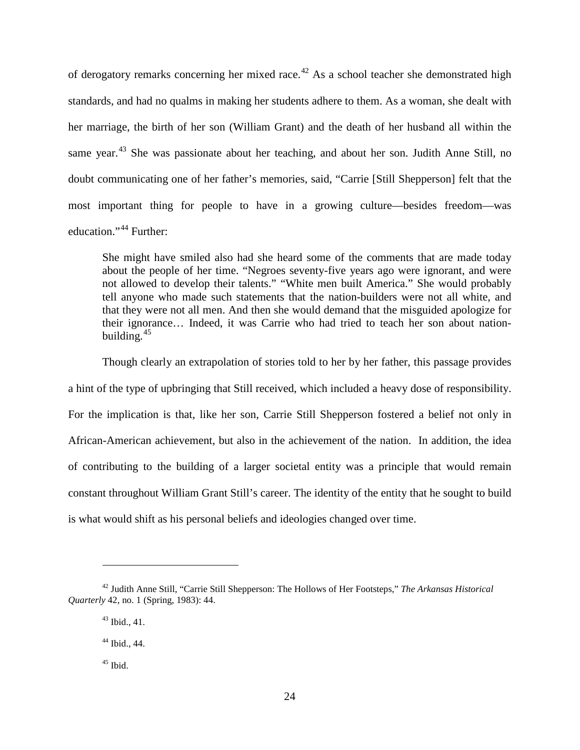of derogatory remarks concerning her mixed race.[42] As a school teacher she demonstrated high standards, and had no qualms in making her students adhere to them. As a woman, she dealt with her marriage, the birth of her son (William Grant) and the death of her husband all within the same year.[43] She was passionate about her teaching, and about her son. Judith Anne Still, no doubt communicating one of her father's memories, said, "Carrie [Still Shepperson] felt that the most important thing for people to have in a growing culture—besides freedom—was education."[44] Further:

> She might have smiled also had she heard some of the comments that are made today about the people of her time. "Negroes seventy-five years ago were ignorant, and were not allowed to develop their talents." "White men built America." She would probably tell anyone who made such statements that the nation-builders were not all white, and that they were not all men. And then she would demand that the misguided apologize for their ignorance… Indeed, it was Carrie who had tried to teach her son about nation-building.[45]

Though clearly an extrapolation of stories told to her by her father, this passage provides a hint of the type of upbringing that Still received, which included a heavy dose of responsibility. For the implication is that, like her son, Carrie Still Shepperson fostered a belief not only in African-American achievement, but also in the achievement of the nation. In addition, the idea of contributing to the building of a larger societal entity was a principle that would remain constant throughout William Grant Still's career. The identity of the entity that he sought to build is what would shift as his personal beliefs and ideologies changed over time.

---

[42] Judith Anne Still, "Carrie Still Shepperson: The Hollows of Her Footsteps," *The Arkansas Historical Quarterly* 42, no. 1 (Spring, 1983): 44.

[43] Ibid., 41.

[44] Ibid., 44.

[45] Ibid.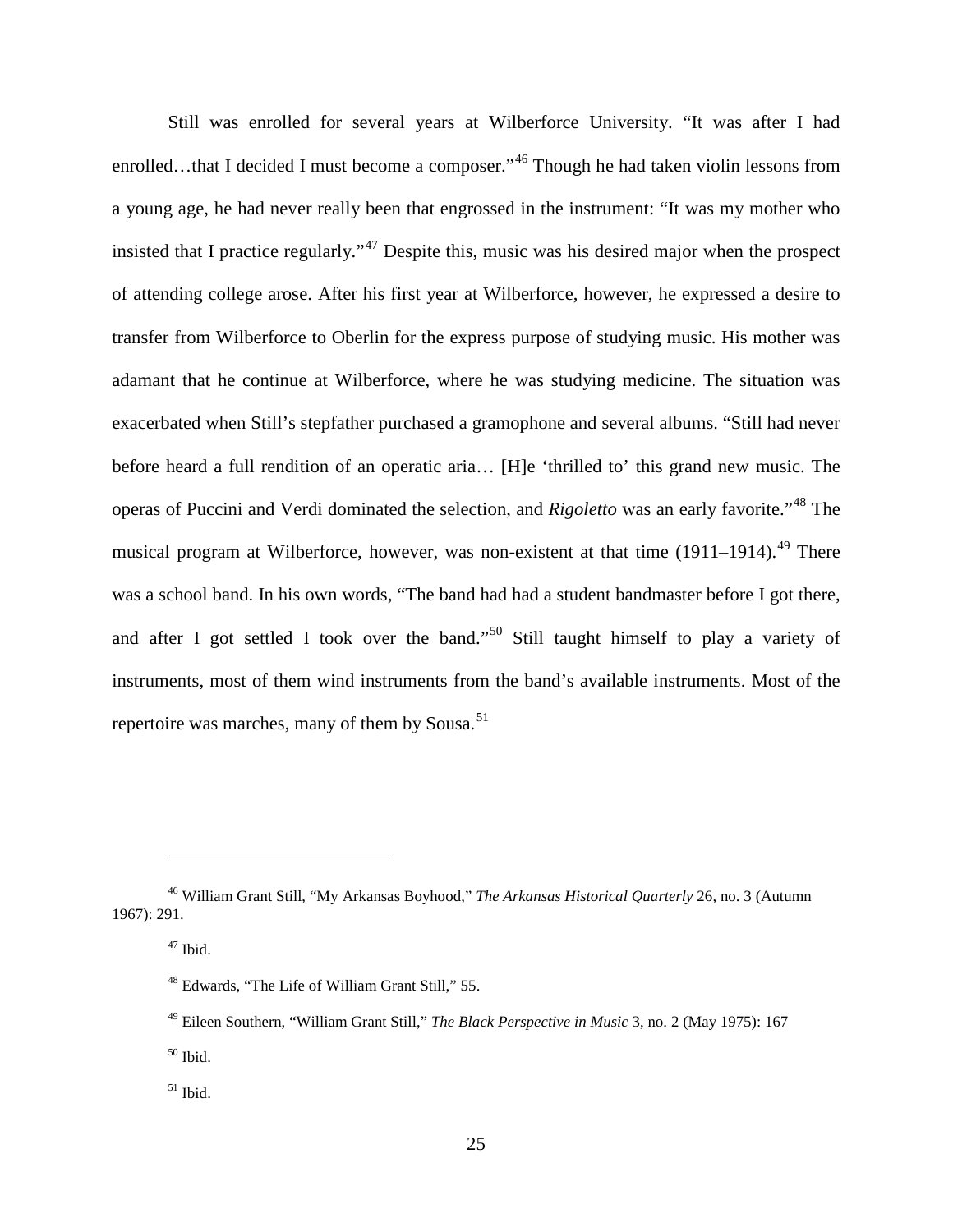Still was enrolled for several years at Wilberforce University. "It was after I had enrolled…that I decided I must become a composer."[46] Though he had taken violin lessons from a young age, he had never really been that engrossed in the instrument: "It was my mother who insisted that I practice regularly."[47] Despite this, music was his desired major when the prospect of attending college arose. After his first year at Wilberforce, however, he expressed a desire to transfer from Wilberforce to Oberlin for the express purpose of studying music. His mother was adamant that he continue at Wilberforce, where he was studying medicine. The situation was exacerbated when Still's stepfather purchased a gramophone and several albums. "Still had never before heard a full rendition of an operatic aria… [H]e 'thrilled to' this grand new music. The operas of Puccini and Verdi dominated the selection, and *Rigoletto* was an early favorite."[48] The musical program at Wilberforce, however, was non-existent at that time (1911–1914).[49] There was a school band. In his own words, "The band had had a student bandmaster before I got there, and after I got settled I took over the band."[50] Still taught himself to play a variety of instruments, most of them wind instruments from the band's available instruments. Most of the repertoire was marches, many of them by Sousa.[51]

---

[46] William Grant Still, "My Arkansas Boyhood," *The Arkansas Historical Quarterly* 26, no. 3 (Autumn 1967): 291.

[47] Ibid.

[48] Edwards, "The Life of William Grant Still," 55.

[49] Eileen Southern, "William Grant Still," *The Black Perspective in Music* 3, no. 2 (May 1975): 167

[50] Ibid.

[51] Ibid.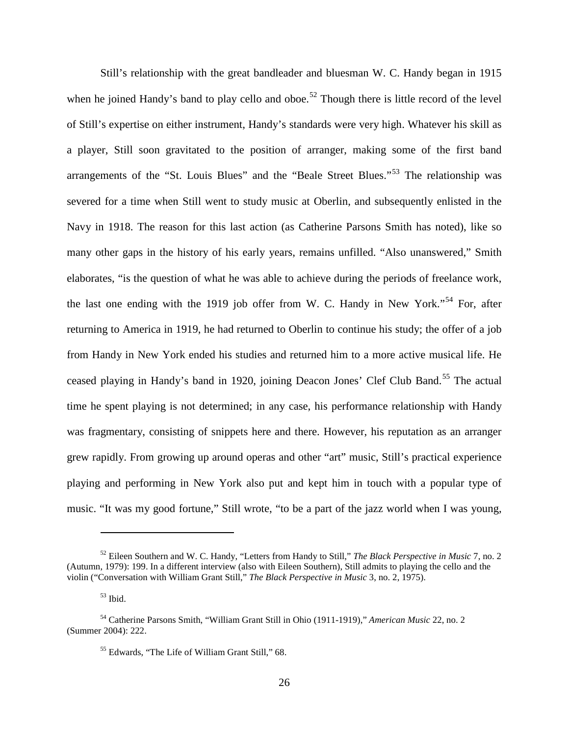Still's relationship with the great bandleader and bluesman W. C. Handy began in 1915 when he joined Handy's band to play cello and oboe.[52] Though there is little record of the level of Still's expertise on either instrument, Handy's standards were very high. Whatever his skill as a player, Still soon gravitated to the position of arranger, making some of the first band arrangements of the "St. Louis Blues" and the "Beale Street Blues."[53] The relationship was severed for a time when Still went to study music at Oberlin, and subsequently enlisted in the Navy in 1918. The reason for this last action (as Catherine Parsons Smith has noted), like so many other gaps in the history of his early years, remains unfilled. "Also unanswered," Smith elaborates, "is the question of what he was able to achieve during the periods of freelance work, the last one ending with the 1919 job offer from W. C. Handy in New York."[54] For, after returning to America in 1919, he had returned to Oberlin to continue his study; the offer of a job from Handy in New York ended his studies and returned him to a more active musical life. He ceased playing in Handy's band in 1920, joining Deacon Jones' Clef Club Band.[55] The actual time he spent playing is not determined; in any case, his performance relationship with Handy was fragmentary, consisting of snippets here and there. However, his reputation as an arranger grew rapidly. From growing up around operas and other "art" music, Still's practical experience playing and performing in New York also put and kept him in touch with a popular type of music. "It was my good fortune," Still wrote, "to be a part of the jazz world when I was young,

---

[52] Eileen Southern and W. C. Handy, "Letters from Handy to Still," *The Black Perspective in Music* 7, no. 2 (Autumn, 1979): 199. In a different interview (also with Eileen Southern), Still admits to playing the cello and the violin ("Conversation with William Grant Still," *The Black Perspective in Music* 3, no. 2, 1975).

[53] Ibid.

[54] Catherine Parsons Smith, "William Grant Still in Ohio (1911-1919)," *American Music* 22, no. 2 (Summer 2004): 222.

[55] Edwards, "The Life of William Grant Still," 68.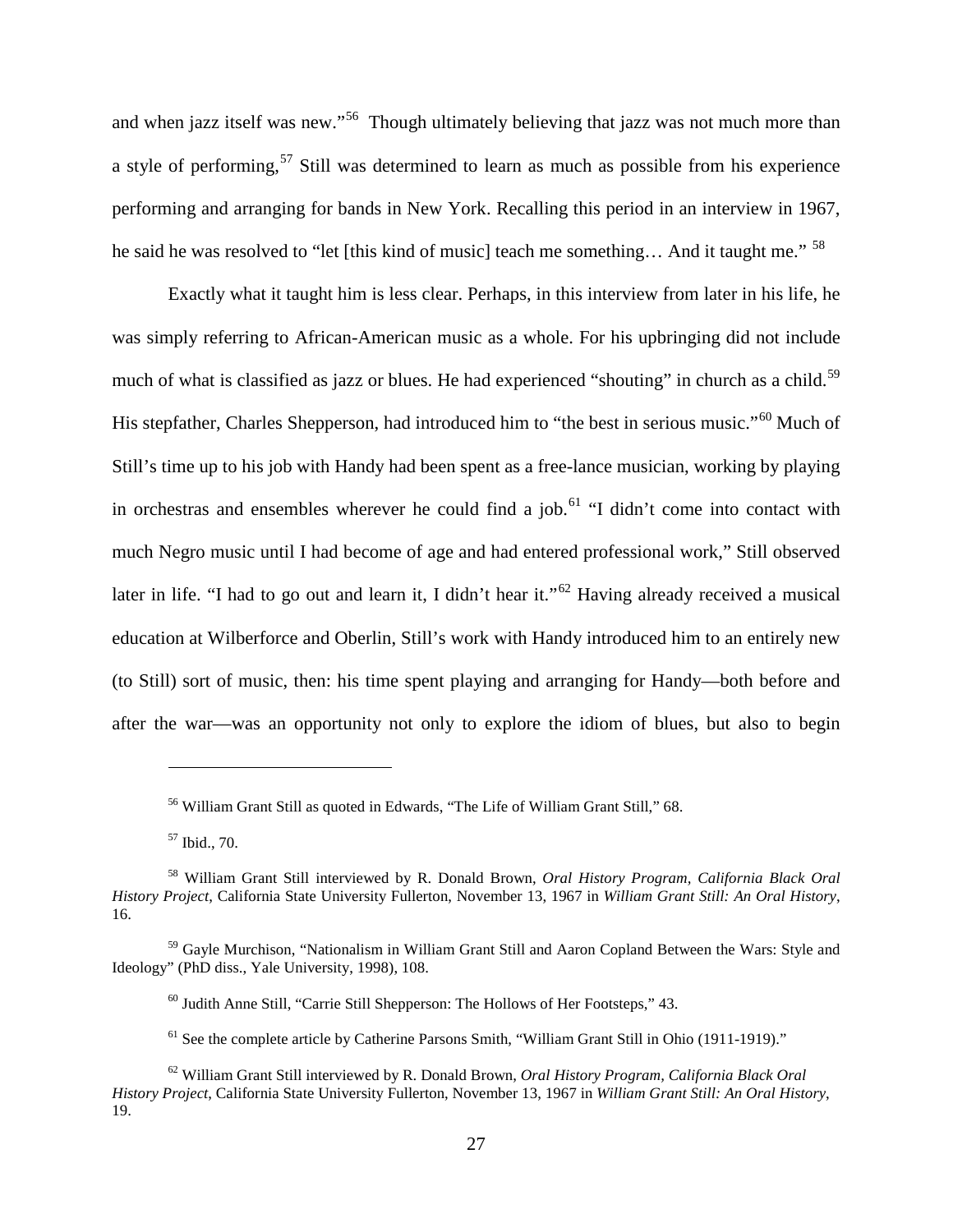and when jazz itself was new."[56] Though ultimately believing that jazz was not much more than a style of performing,[57] Still was determined to learn as much as possible from his experience performing and arranging for bands in New York. Recalling this period in an interview in 1967, he said he was resolved to "let [this kind of music] teach me something… And it taught me." [58]

Exactly what it taught him is less clear. Perhaps, in this interview from later in his life, he was simply referring to African-American music as a whole. For his upbringing did not include much of what is classified as jazz or blues. He had experienced "shouting" in church as a child.[59] His stepfather, Charles Shepperson, had introduced him to "the best in serious music."[60] Much of Still's time up to his job with Handy had been spent as a free-lance musician, working by playing in orchestras and ensembles wherever he could find a job.[61] "I didn't come into contact with much Negro music until I had become of age and had entered professional work," Still observed later in life. "I had to go out and learn it, I didn't hear it."[62] Having already received a musical education at Wilberforce and Oberlin, Still's work with Handy introduced him to an entirely new (to Still) sort of music, then: his time spent playing and arranging for Handy—both before and after the war—was an opportunity not only to explore the idiom of blues, but also to begin

---

[56] William Grant Still as quoted in Edwards, "The Life of William Grant Still," 68.

[57] Ibid., 70.

[58] William Grant Still interviewed by R. Donald Brown, *Oral History Program, California Black Oral History Project*, California State University Fullerton, November 13, 1967 in *William Grant Still: An Oral History*, 16.

[59] Gayle Murchison, "Nationalism in William Grant Still and Aaron Copland Between the Wars: Style and Ideology" (PhD diss., Yale University, 1998), 108.

[60] Judith Anne Still, "Carrie Still Shepperson: The Hollows of Her Footsteps," 43.

[61] See the complete article by Catherine Parsons Smith, "William Grant Still in Ohio (1911-1919)."

[62] William Grant Still interviewed by R. Donald Brown, *Oral History Program, California Black Oral History Project*, California State University Fullerton, November 13, 1967 in *William Grant Still: An Oral History*, 19.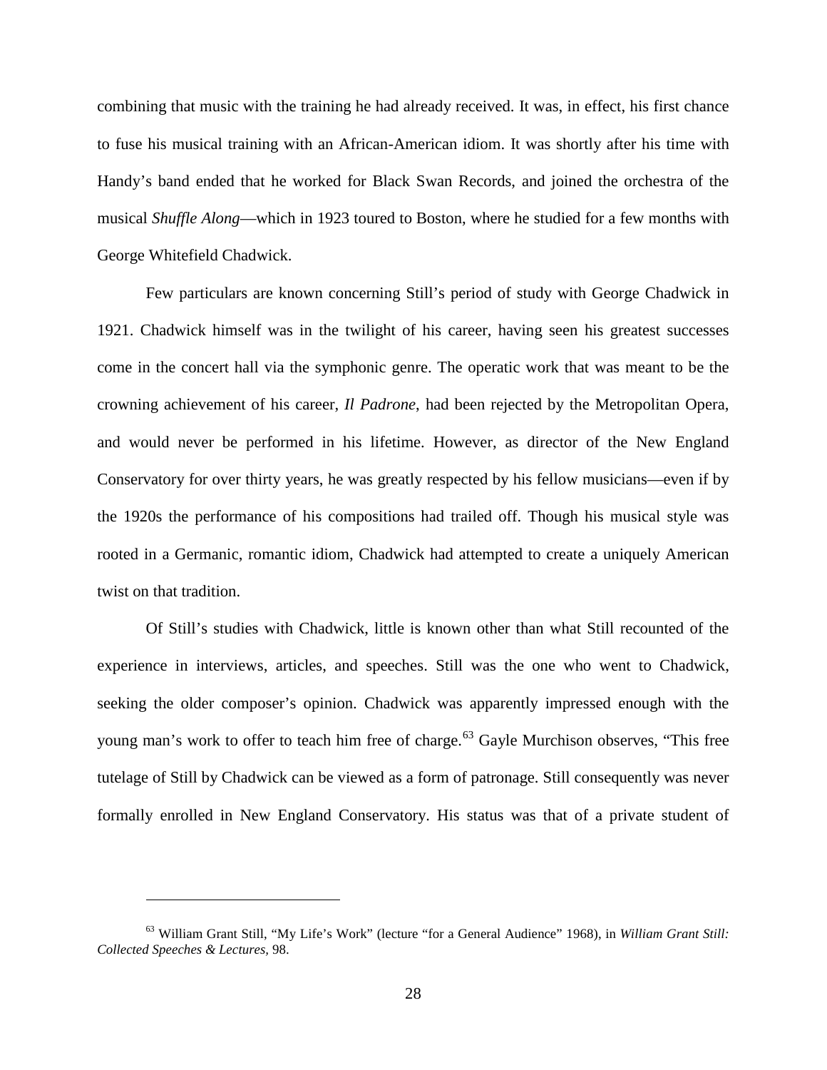combining that music with the training he had already received. It was, in effect, his first chance to fuse his musical training with an African-American idiom. It was shortly after his time with Handy's band ended that he worked for Black Swan Records, and joined the orchestra of the musical *Shuffle Along*—which in 1923 toured to Boston, where he studied for a few months with George Whitefield Chadwick.

Few particulars are known concerning Still's period of study with George Chadwick in 1921. Chadwick himself was in the twilight of his career, having seen his greatest successes come in the concert hall via the symphonic genre. The operatic work that was meant to be the crowning achievement of his career, *Il Padrone*, had been rejected by the Metropolitan Opera, and would never be performed in his lifetime. However, as director of the New England Conservatory for over thirty years, he was greatly respected by his fellow musicians—even if by the 1920s the performance of his compositions had trailed off. Though his musical style was rooted in a Germanic, romantic idiom, Chadwick had attempted to create a uniquely American twist on that tradition.

Of Still's studies with Chadwick, little is known other than what Still recounted of the experience in interviews, articles, and speeches. Still was the one who went to Chadwick, seeking the older composer's opinion. Chadwick was apparently impressed enough with the young man's work to offer to teach him free of charge.[63] Gayle Murchison observes, "This free tutelage of Still by Chadwick can be viewed as a form of patronage. Still consequently was never formally enrolled in New England Conservatory. His status was that of a private student of

---

[63] William Grant Still, "My Life's Work" (lecture "for a General Audience" 1968), in *William Grant Still: Collected Speeches & Lectures*, 98.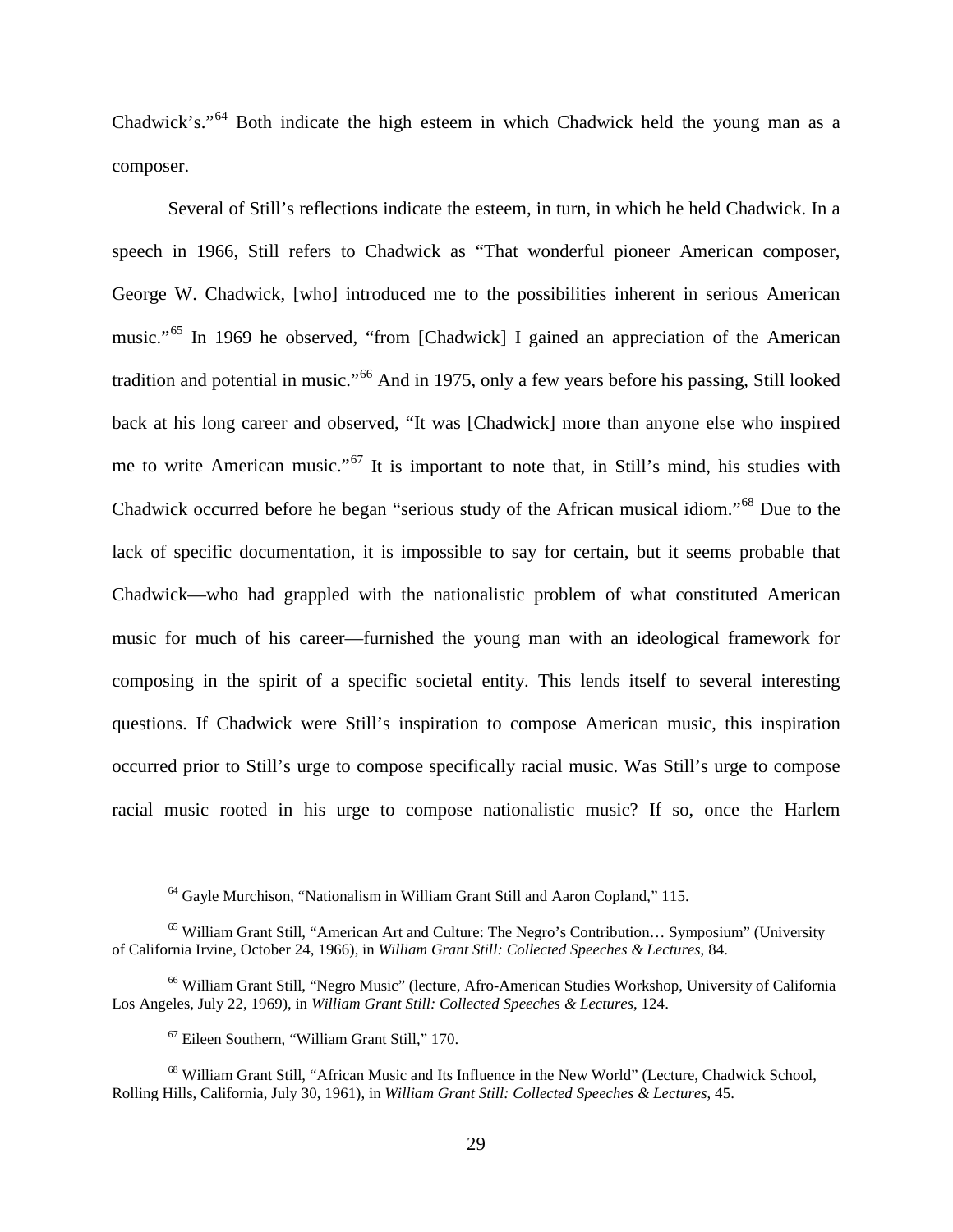Chadwick's."[64] Both indicate the high esteem in which Chadwick held the young man as a composer.

Several of Still's reflections indicate the esteem, in turn, in which he held Chadwick. In a speech in 1966, Still refers to Chadwick as "That wonderful pioneer American composer, George W. Chadwick, [who] introduced me to the possibilities inherent in serious American music."[65] In 1969 he observed, "from [Chadwick] I gained an appreciation of the American tradition and potential in music."[66] And in 1975, only a few years before his passing, Still looked back at his long career and observed, "It was [Chadwick] more than anyone else who inspired me to write American music."[67] It is important to note that, in Still's mind, his studies with Chadwick occurred before he began "serious study of the African musical idiom."[68] Due to the lack of specific documentation, it is impossible to say for certain, but it seems probable that Chadwick—who had grappled with the nationalistic problem of what constituted American music for much of his career—furnished the young man with an ideological framework for composing in the spirit of a specific societal entity. This lends itself to several interesting questions. If Chadwick were Still's inspiration to compose American music, this inspiration occurred prior to Still's urge to compose specifically racial music. Was Still's urge to compose racial music rooted in his urge to compose nationalistic music? If so, once the Harlem

---

[64] Gayle Murchison, "Nationalism in William Grant Still and Aaron Copland," 115.

[65] William Grant Still, "American Art and Culture: The Negro's Contribution… Symposium" (University of California Irvine, October 24, 1966), in *William Grant Still: Collected Speeches & Lectures*, 84.

[66] William Grant Still, "Negro Music" (lecture, Afro-American Studies Workshop, University of California Los Angeles, July 22, 1969), in *William Grant Still: Collected Speeches & Lectures*, 124.

[67] Eileen Southern, "William Grant Still," 170.

[68] William Grant Still, "African Music and Its Influence in the New World" (Lecture, Chadwick School, Rolling Hills, California, July 30, 1961), in *William Grant Still: Collected Speeches & Lectures*, 45.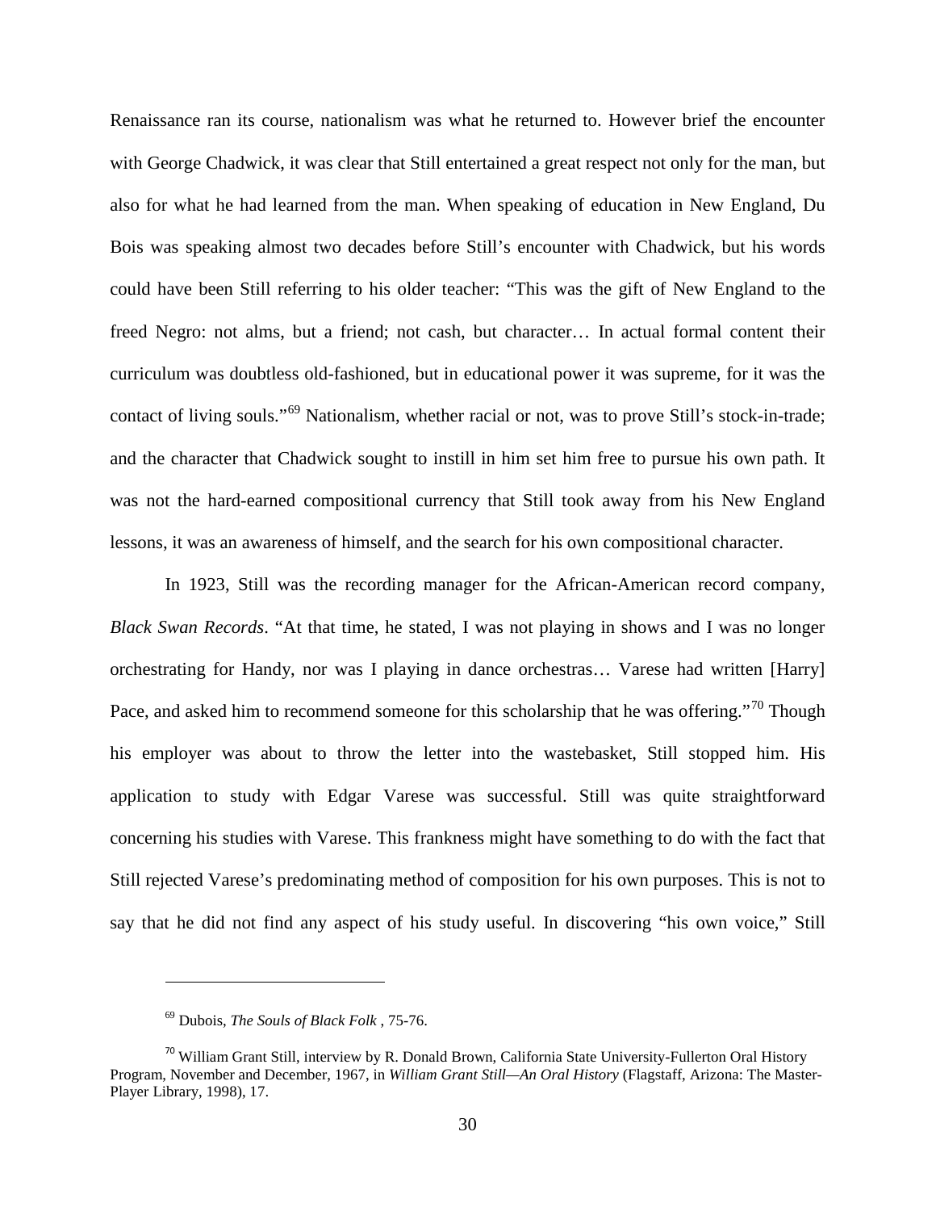Renaissance ran its course, nationalism was what he returned to. However brief the encounter with George Chadwick, it was clear that Still entertained a great respect not only for the man, but also for what he had learned from the man. When speaking of education in New England, Du Bois was speaking almost two decades before Still's encounter with Chadwick, but his words could have been Still referring to his older teacher: "This was the gift of New England to the freed Negro: not alms, but a friend; not cash, but character… In actual formal content their curriculum was doubtless old-fashioned, but in educational power it was supreme, for it was the contact of living souls."[69] Nationalism, whether racial or not, was to prove Still's stock-in-trade; and the character that Chadwick sought to instill in him set him free to pursue his own path. It was not the hard-earned compositional currency that Still took away from his New England lessons, it was an awareness of himself, and the search for his own compositional character.

In 1923, Still was the recording manager for the African-American record company, *Black Swan Records*. "At that time, he stated, I was not playing in shows and I was no longer orchestrating for Handy, nor was I playing in dance orchestras… Varese had written [Harry] Pace, and asked him to recommend someone for this scholarship that he was offering."[70] Though his employer was about to throw the letter into the wastebasket, Still stopped him. His application to study with Edgar Varese was successful. Still was quite straightforward concerning his studies with Varese. This frankness might have something to do with the fact that Still rejected Varese's predominating method of composition for his own purposes. This is not to say that he did not find any aspect of his study useful. In discovering "his own voice," Still

---

[69] Dubois, *The Souls of Black Folk* , 75-76.

[70] William Grant Still, interview by R. Donald Brown, California State University-Fullerton Oral History Program, November and December, 1967, in *William Grant Still—An Oral History* (Flagstaff, Arizona: The Master-Player Library, 1998), 17.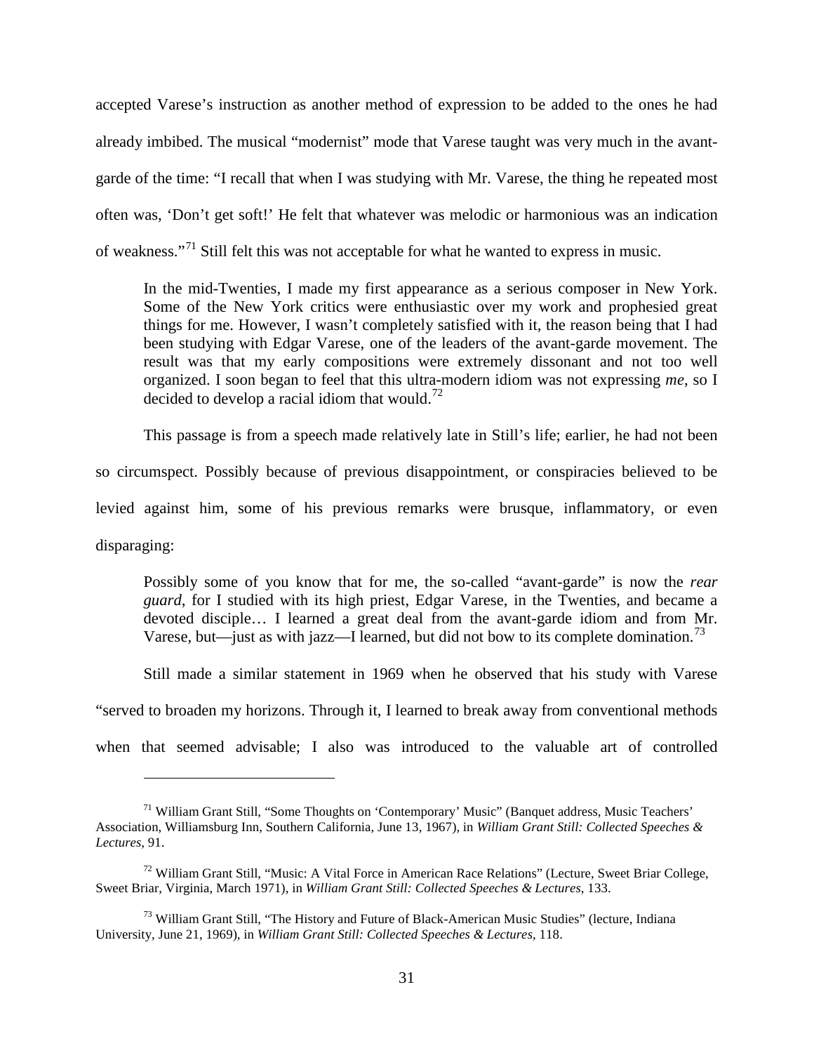accepted Varese's instruction as another method of expression to be added to the ones he had already imbibed. The musical "modernist" mode that Varese taught was very much in the avant-garde of the time: "I recall that when I was studying with Mr. Varese, the thing he repeated most often was, 'Don't get soft!' He felt that whatever was melodic or harmonious was an indication of weakness."[71] Still felt this was not acceptable for what he wanted to express in music.

> In the mid-Twenties, I made my first appearance as a serious composer in New York. Some of the New York critics were enthusiastic over my work and prophesied great things for me. However, I wasn't completely satisfied with it, the reason being that I had been studying with Edgar Varese, one of the leaders of the avant-garde movement. The result was that my early compositions were extremely dissonant and not too well organized. I soon began to feel that this ultra-modern idiom was not expressing *me*, so I decided to develop a racial idiom that would.[72]

This passage is from a speech made relatively late in Still's life; earlier, he had not been so circumspect. Possibly because of previous disappointment, or conspiracies believed to be levied against him, some of his previous remarks were brusque, inflammatory, or even disparaging:

> Possibly some of you know that for me, the so-called "avant-garde" is now the *rear guard*, for I studied with its high priest, Edgar Varese, in the Twenties, and became a devoted disciple… I learned a great deal from the avant-garde idiom and from Mr. Varese, but—just as with jazz—I learned, but did not bow to its complete domination.[73]

Still made a similar statement in 1969 when he observed that his study with Varese "served to broaden my horizons. Through it, I learned to break away from conventional methods when that seemed advisable; I also was introduced to the valuable art of controlled

---

[71] William Grant Still, "Some Thoughts on 'Contemporary' Music" (Banquet address, Music Teachers' Association, Williamsburg Inn, Southern California, June 13, 1967), in *William Grant Still: Collected Speeches & Lectures*, 91.

[72] William Grant Still, "Music: A Vital Force in American Race Relations" (Lecture, Sweet Briar College, Sweet Briar, Virginia, March 1971), in *William Grant Still: Collected Speeches & Lectures*, 133.

[73] William Grant Still, "The History and Future of Black-American Music Studies" (lecture, Indiana University, June 21, 1969), in *William Grant Still: Collected Speeches & Lectures*, 118.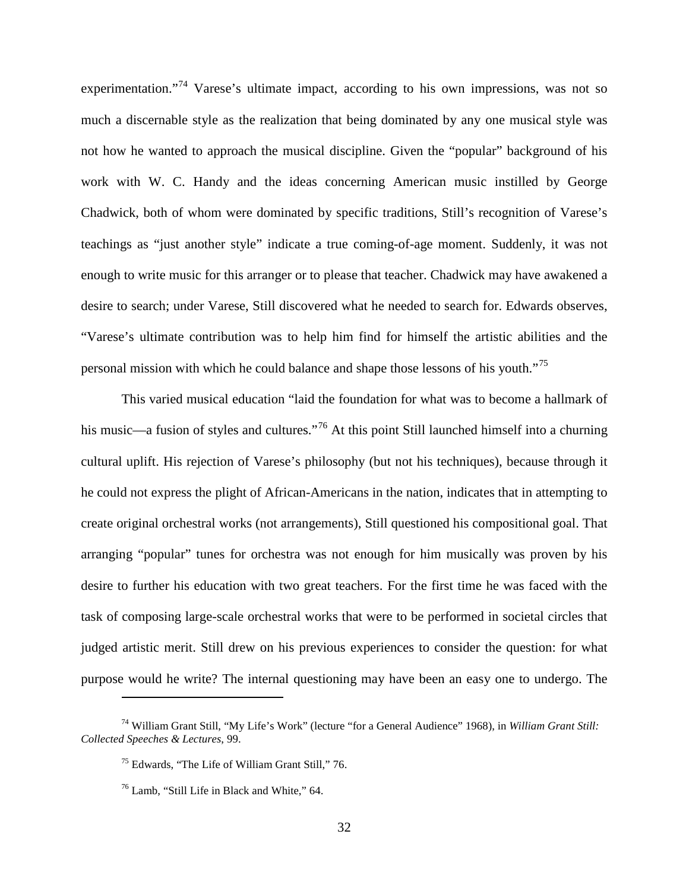experimentation."[74] Varese's ultimate impact, according to his own impressions, was not so much a discernable style as the realization that being dominated by any one musical style was not how he wanted to approach the musical discipline. Given the "popular" background of his work with W. C. Handy and the ideas concerning American music instilled by George Chadwick, both of whom were dominated by specific traditions, Still's recognition of Varese's teachings as "just another style" indicate a true coming-of-age moment. Suddenly, it was not enough to write music for this arranger or to please that teacher. Chadwick may have awakened a desire to search; under Varese, Still discovered what he needed to search for. Edwards observes, "Varese's ultimate contribution was to help him find for himself the artistic abilities and the personal mission with which he could balance and shape those lessons of his youth."[75]

This varied musical education "laid the foundation for what was to become a hallmark of his music—a fusion of styles and cultures."[76] At this point Still launched himself into a churning cultural uplift. His rejection of Varese's philosophy (but not his techniques), because through it he could not express the plight of African-Americans in the nation, indicates that in attempting to create original orchestral works (not arrangements), Still questioned his compositional goal. That arranging "popular" tunes for orchestra was not enough for him musically was proven by his desire to further his education with two great teachers. For the first time he was faced with the task of composing large-scale orchestral works that were to be performed in societal circles that judged artistic merit. Still drew on his previous experiences to consider the question: for what purpose would he write? The internal questioning may have been an easy one to undergo. The

[74] William Grant Still, "My Life's Work" (lecture "for a General Audience" 1968), in *William Grant Still: Collected Speeches & Lectures*, 99.

[75] Edwards, "The Life of William Grant Still," 76.

[76] Lamb, "Still Life in Black and White," 64.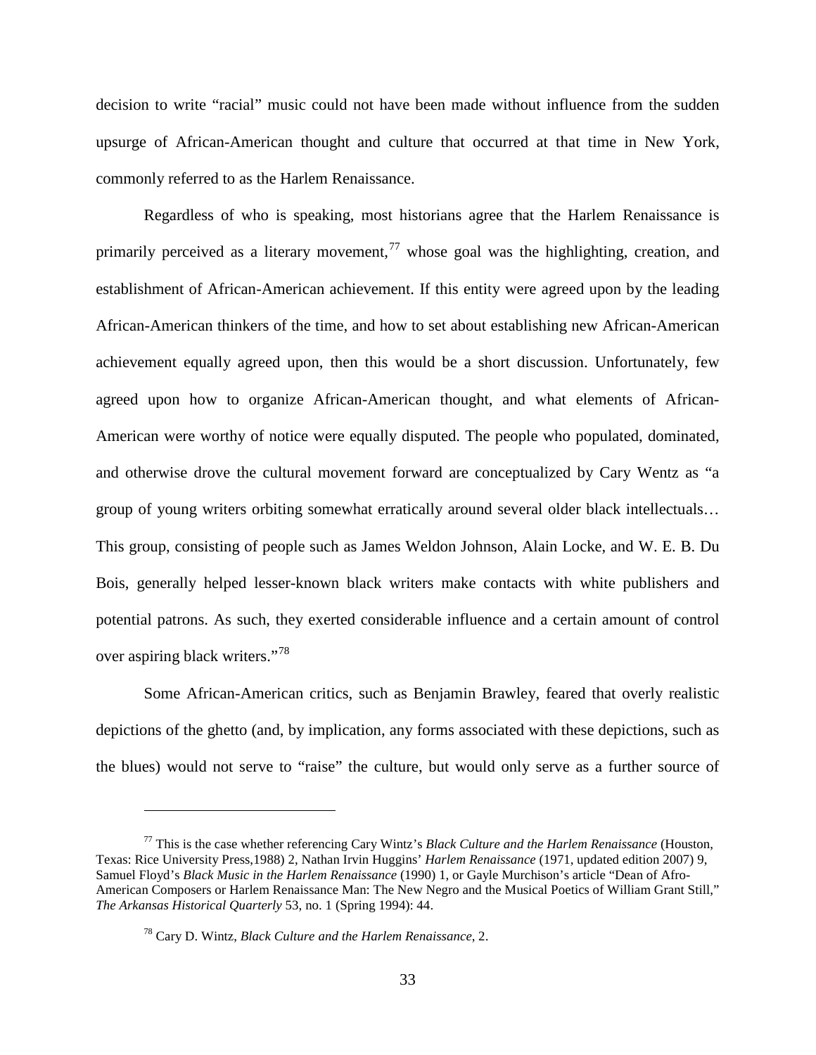decision to write "racial" music could not have been made without influence from the sudden upsurge of African-American thought and culture that occurred at that time in New York, commonly referred to as the Harlem Renaissance.

Regardless of who is speaking, most historians agree that the Harlem Renaissance is primarily perceived as a literary movement,[77] whose goal was the highlighting, creation, and establishment of African-American achievement. If this entity were agreed upon by the leading African-American thinkers of the time, and how to set about establishing new African-American achievement equally agreed upon, then this would be a short discussion. Unfortunately, few agreed upon how to organize African-American thought, and what elements of African-American were worthy of notice were equally disputed. The people who populated, dominated, and otherwise drove the cultural movement forward are conceptualized by Cary Wentz as "a group of young writers orbiting somewhat erratically around several older black intellectuals… This group, consisting of people such as James Weldon Johnson, Alain Locke, and W. E. B. Du Bois, generally helped lesser-known black writers make contacts with white publishers and potential patrons. As such, they exerted considerable influence and a certain amount of control over aspiring black writers."[78]

Some African-American critics, such as Benjamin Brawley, feared that overly realistic depictions of the ghetto (and, by implication, any forms associated with these depictions, such as the blues) would not serve to "raise" the culture, but would only serve as a further source of

---

[77] This is the case whether referencing Cary Wintz's *Black Culture and the Harlem Renaissance* (Houston, Texas: Rice University Press,1988) 2, Nathan Irvin Huggins' *Harlem Renaissance* (1971, updated edition 2007) 9, Samuel Floyd's *Black Music in the Harlem Renaissance* (1990) 1, or Gayle Murchison's article "Dean of Afro-American Composers or Harlem Renaissance Man: The New Negro and the Musical Poetics of William Grant Still," *The Arkansas Historical Quarterly* 53, no. 1 (Spring 1994): 44.

[78] Cary D. Wintz, *Black Culture and the Harlem Renaissance*, 2.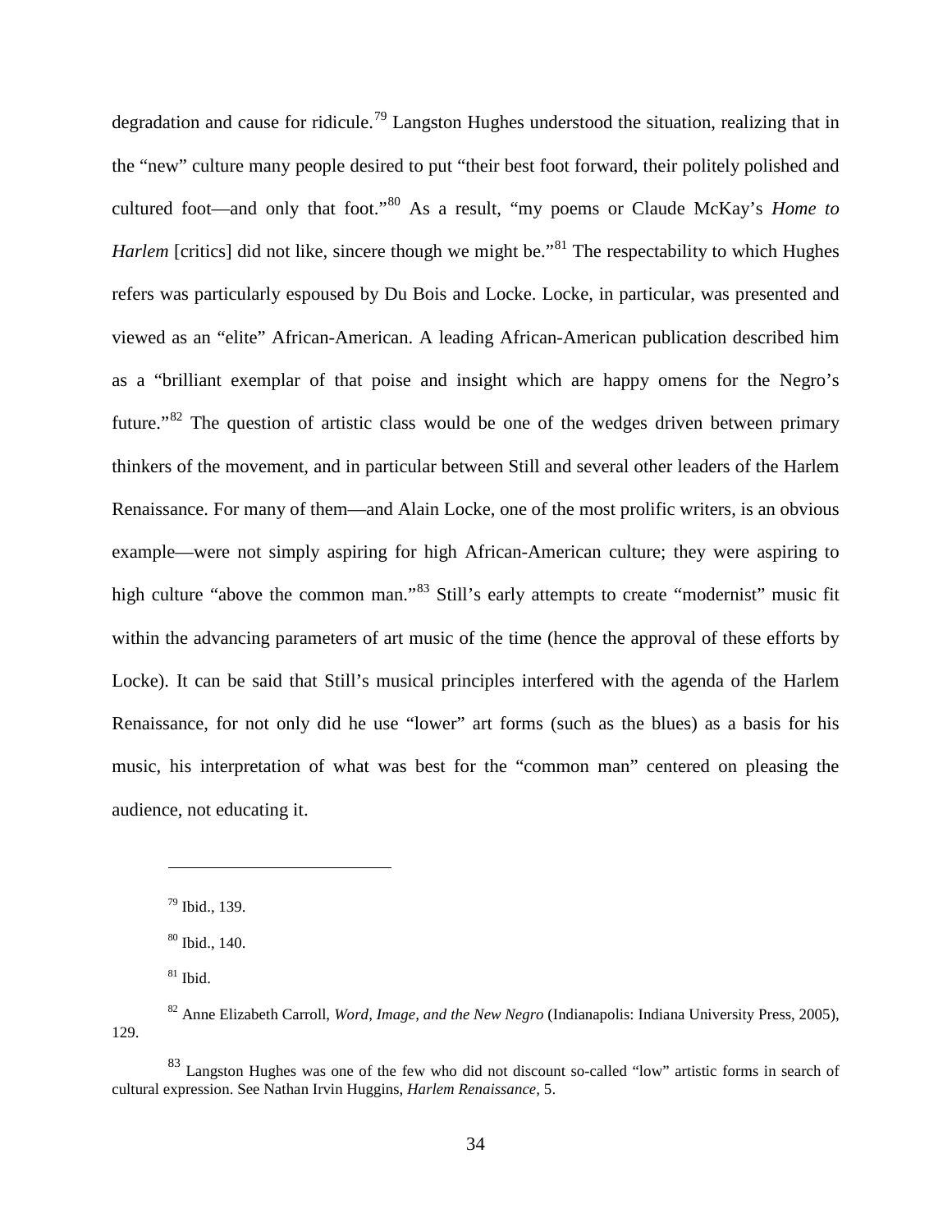degradation and cause for ridicule.[79] Langston Hughes understood the situation, realizing that in the "new" culture many people desired to put "their best foot forward, their politely polished and cultured foot—and only that foot."[80] As a result, "my poems or Claude McKay's *Home to Harlem* [critics] did not like, sincere though we might be."[81] The respectability to which Hughes refers was particularly espoused by Du Bois and Locke. Locke, in particular, was presented and viewed as an "elite" African-American. A leading African-American publication described him as a "brilliant exemplar of that poise and insight which are happy omens for the Negro's future."[82] The question of artistic class would be one of the wedges driven between primary thinkers of the movement, and in particular between Still and several other leaders of the Harlem Renaissance. For many of them—and Alain Locke, one of the most prolific writers, is an obvious example—were not simply aspiring for high African-American culture; they were aspiring to high culture "above the common man."[83] Still's early attempts to create "modernist" music fit within the advancing parameters of art music of the time (hence the approval of these efforts by Locke). It can be said that Still's musical principles interfered with the agenda of the Harlem Renaissance, for not only did he use "lower" art forms (such as the blues) as a basis for his music, his interpretation of what was best for the "common man" centered on pleasing the audience, not educating it.

---

[79] Ibid., 139.

[80] Ibid., 140.

[81] Ibid.

[82] Anne Elizabeth Carroll, *Word, Image, and the New Negro* (Indianapolis: Indiana University Press, 2005), 129.

[83] Langston Hughes was one of the few who did not discount so-called "low" artistic forms in search of cultural expression. See Nathan Irvin Huggins, *Harlem Renaissance*, 5.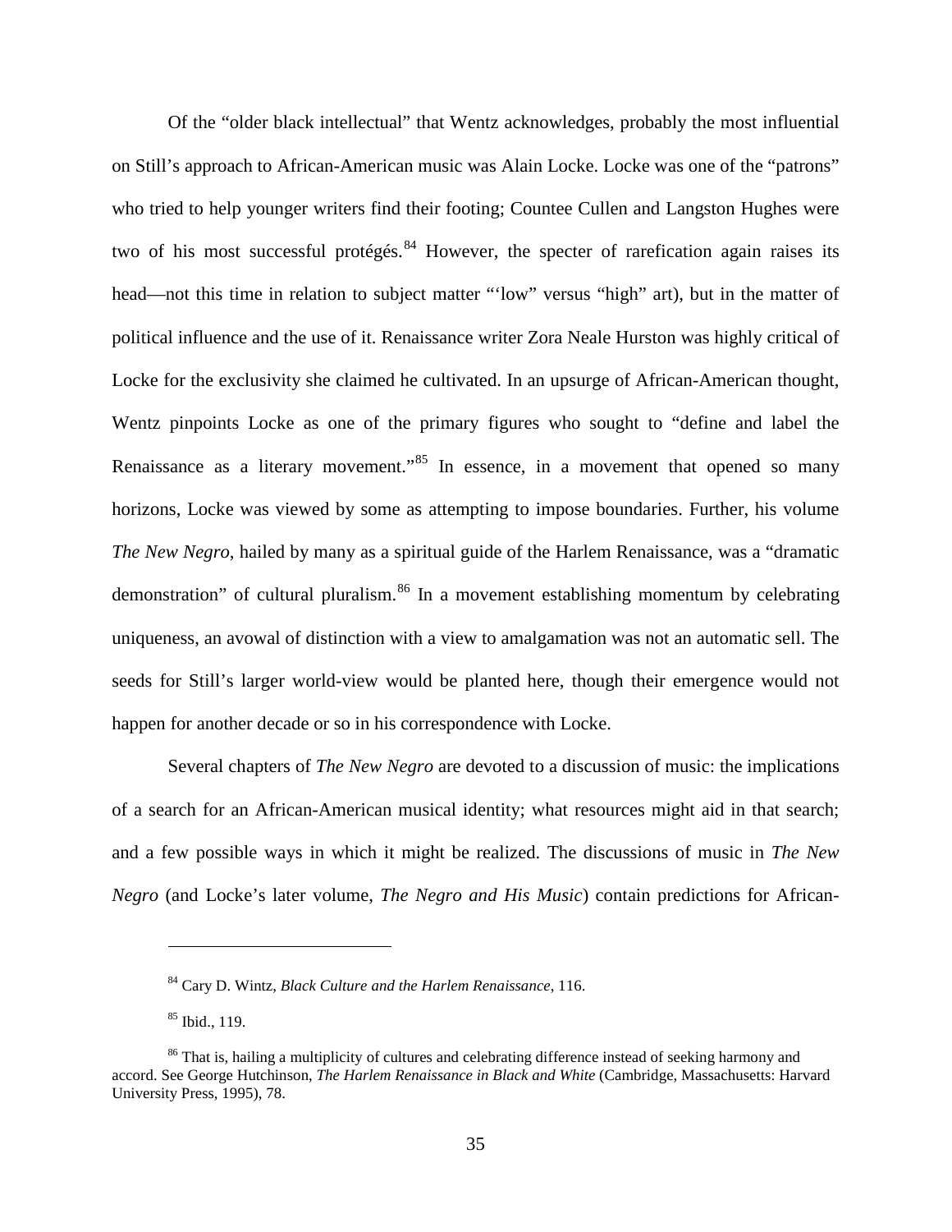Of the "older black intellectual" that Wentz acknowledges, probably the most influential on Still's approach to African-American music was Alain Locke. Locke was one of the "patrons" who tried to help younger writers find their footing; Countee Cullen and Langston Hughes were two of his most successful protégés.[84] However, the specter of rarefication again raises its head—not this time in relation to subject matter "'low" versus "high" art), but in the matter of political influence and the use of it. Renaissance writer Zora Neale Hurston was highly critical of Locke for the exclusivity she claimed he cultivated. In an upsurge of African-American thought, Wentz pinpoints Locke as one of the primary figures who sought to "define and label the Renaissance as a literary movement."[85] In essence, in a movement that opened so many horizons, Locke was viewed by some as attempting to impose boundaries. Further, his volume *The New Negro*, hailed by many as a spiritual guide of the Harlem Renaissance, was a "dramatic demonstration" of cultural pluralism.[86] In a movement establishing momentum by celebrating uniqueness, an avowal of distinction with a view to amalgamation was not an automatic sell. The seeds for Still's larger world-view would be planted here, though their emergence would not happen for another decade or so in his correspondence with Locke.

Several chapters of *The New Negro* are devoted to a discussion of music: the implications of a search for an African-American musical identity; what resources might aid in that search; and a few possible ways in which it might be realized. The discussions of music in *The New Negro* (and Locke's later volume, *The Negro and His Music*) contain predictions for African-

---

[84] Cary D. Wintz, *Black Culture and the Harlem Renaissance*, 116.

[85] Ibid., 119.

[86] That is, hailing a multiplicity of cultures and celebrating difference instead of seeking harmony and accord. See George Hutchinson, *The Harlem Renaissance in Black and White* (Cambridge, Massachusetts: Harvard University Press, 1995), 78.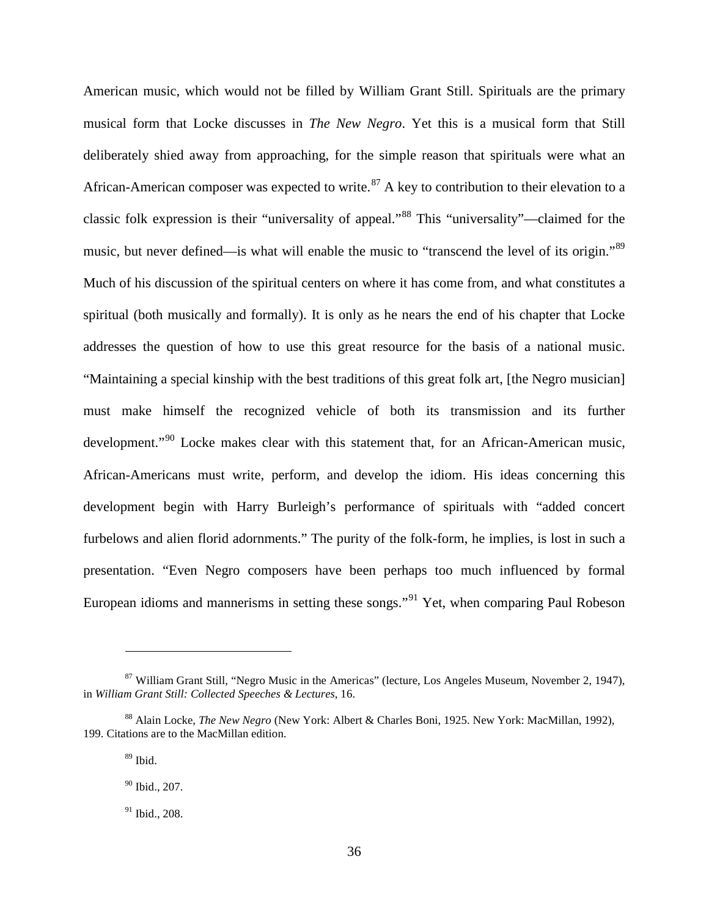American music, which would not be filled by William Grant Still. Spirituals are the primary musical form that Locke discusses in *The New Negro*. Yet this is a musical form that Still deliberately shied away from approaching, for the simple reason that spirituals were what an African-American composer was expected to write.[87] A key to contribution to their elevation to a classic folk expression is their "universality of appeal."[88] This "universality"—claimed for the music, but never defined—is what will enable the music to "transcend the level of its origin."[89] Much of his discussion of the spiritual centers on where it has come from, and what constitutes a spiritual (both musically and formally). It is only as he nears the end of his chapter that Locke addresses the question of how to use this great resource for the basis of a national music. "Maintaining a special kinship with the best traditions of this great folk art, [the Negro musician] must make himself the recognized vehicle of both its transmission and its further development."[90] Locke makes clear with this statement that, for an African-American music, African-Americans must write, perform, and develop the idiom. His ideas concerning this development begin with Harry Burleigh's performance of spirituals with "added concert furbelows and alien florid adornments." The purity of the folk-form, he implies, is lost in such a presentation. "Even Negro composers have been perhaps too much influenced by formal European idioms and mannerisms in setting these songs."[91] Yet, when comparing Paul Robeson

---

[87] William Grant Still, "Negro Music in the Americas" (lecture, Los Angeles Museum, November 2, 1947), in *William Grant Still: Collected Speeches & Lectures*, 16.

[88] Alain Locke, *The New Negro* (New York: Albert & Charles Boni, 1925. New York: MacMillan, 1992), 199. Citations are to the MacMillan edition.

[89] Ibid.

[90] Ibid., 207.

[91] Ibid., 208.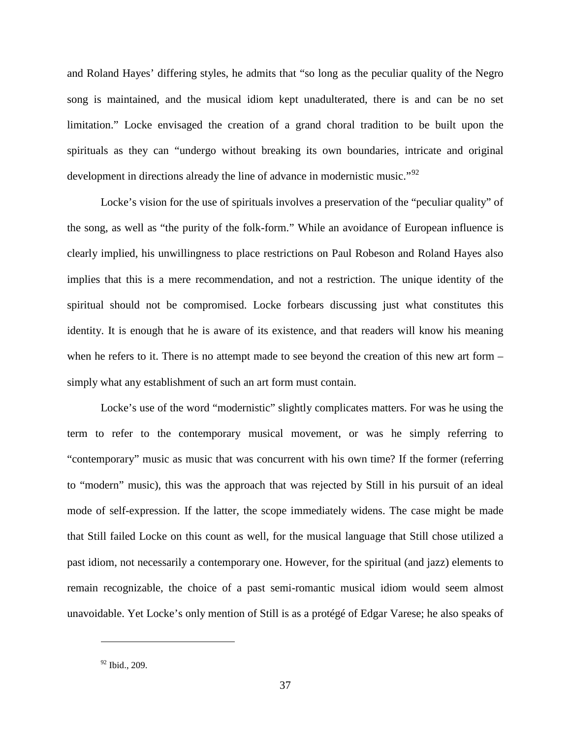and Roland Hayes' differing styles, he admits that "so long as the peculiar quality of the Negro song is maintained, and the musical idiom kept unadulterated, there is and can be no set limitation." Locke envisaged the creation of a grand choral tradition to be built upon the spirituals as they can "undergo without breaking its own boundaries, intricate and original development in directions already the line of advance in modernistic music."[92]

Locke's vision for the use of spirituals involves a preservation of the "peculiar quality" of the song, as well as "the purity of the folk-form." While an avoidance of European influence is clearly implied, his unwillingness to place restrictions on Paul Robeson and Roland Hayes also implies that this is a mere recommendation, and not a restriction. The unique identity of the spiritual should not be compromised. Locke forbears discussing just what constitutes this identity. It is enough that he is aware of its existence, and that readers will know his meaning when he refers to it. There is no attempt made to see beyond the creation of this new art form – simply what any establishment of such an art form must contain.

Locke's use of the word "modernistic" slightly complicates matters. For was he using the term to refer to the contemporary musical movement, or was he simply referring to "contemporary" music as music that was concurrent with his own time? If the former (referring to "modern" music), this was the approach that was rejected by Still in his pursuit of an ideal mode of self-expression. If the latter, the scope immediately widens. The case might be made that Still failed Locke on this count as well, for the musical language that Still chose utilized a past idiom, not necessarily a contemporary one. However, for the spiritual (and jazz) elements to remain recognizable, the choice of a past semi-romantic musical idiom would seem almost unavoidable. Yet Locke's only mention of Still is as a protégé of Edgar Varese; he also speaks of

---

[92] Ibid., 209.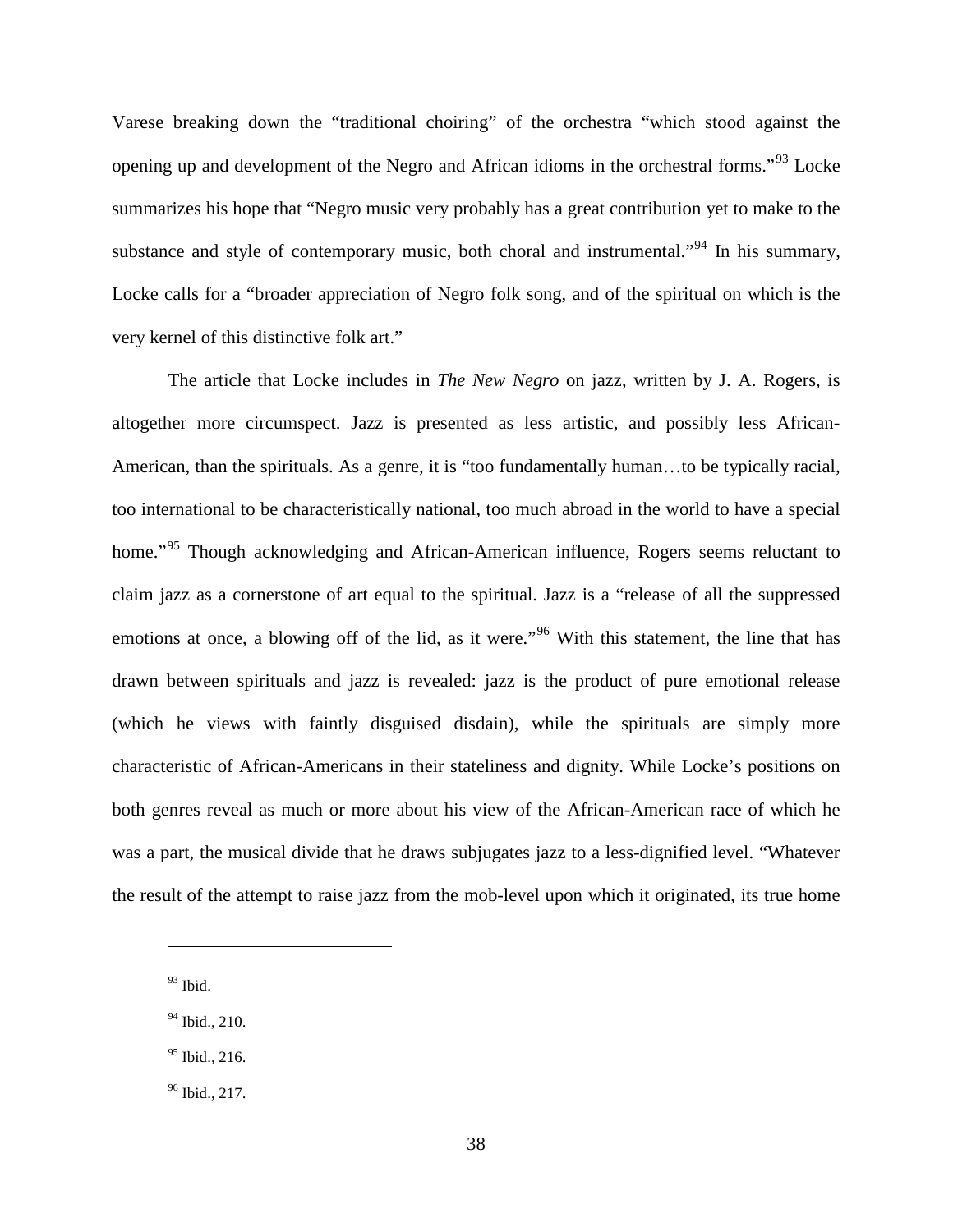Varese breaking down the "traditional choiring" of the orchestra "which stood against the opening up and development of the Negro and African idioms in the orchestral forms."[93] Locke summarizes his hope that "Negro music very probably has a great contribution yet to make to the substance and style of contemporary music, both choral and instrumental."[94] In his summary, Locke calls for a "broader appreciation of Negro folk song, and of the spiritual on which is the very kernel of this distinctive folk art."

The article that Locke includes in *The New Negro* on jazz, written by J. A. Rogers, is altogether more circumspect. Jazz is presented as less artistic, and possibly less African-American, than the spirituals. As a genre, it is "too fundamentally human…to be typically racial, too international to be characteristically national, too much abroad in the world to have a special home."[95] Though acknowledging and African-American influence, Rogers seems reluctant to claim jazz as a cornerstone of art equal to the spiritual. Jazz is a "release of all the suppressed emotions at once, a blowing off of the lid, as it were."[96] With this statement, the line that has drawn between spirituals and jazz is revealed: jazz is the product of pure emotional release (which he views with faintly disguised disdain), while the spirituals are simply more characteristic of African-Americans in their stateliness and dignity. While Locke's positions on both genres reveal as much or more about his view of the African-American race of which he was a part, the musical divide that he draws subjugates jazz to a less-dignified level. "Whatever the result of the attempt to raise jazz from the mob-level upon which it originated, its true home

---

[93] Ibid.

[94] Ibid., 210.

[95] Ibid., 216.

[96] Ibid., 217.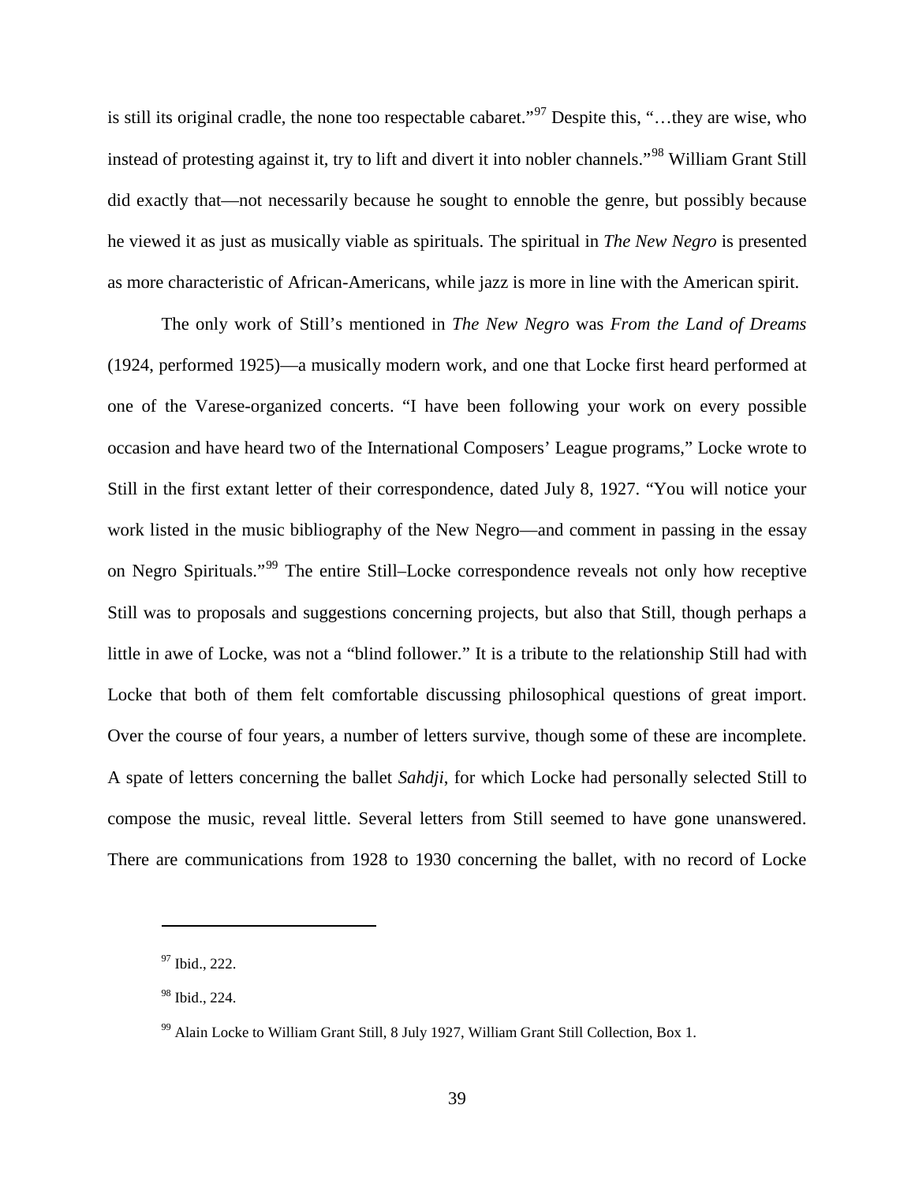is still its original cradle, the none too respectable cabaret."[97] Despite this, "…they are wise, who instead of protesting against it, try to lift and divert it into nobler channels."[98] William Grant Still did exactly that—not necessarily because he sought to ennoble the genre, but possibly because he viewed it as just as musically viable as spirituals. The spiritual in *The New Negro* is presented as more characteristic of African-Americans, while jazz is more in line with the American spirit.

The only work of Still's mentioned in *The New Negro* was *From the Land of Dreams* (1924, performed 1925)—a musically modern work, and one that Locke first heard performed at one of the Varese-organized concerts. "I have been following your work on every possible occasion and have heard two of the International Composers' League programs," Locke wrote to Still in the first extant letter of their correspondence, dated July 8, 1927. "You will notice your work listed in the music bibliography of the New Negro—and comment in passing in the essay on Negro Spirituals."[99] The entire Still–Locke correspondence reveals not only how receptive Still was to proposals and suggestions concerning projects, but also that Still, though perhaps a little in awe of Locke, was not a "blind follower." It is a tribute to the relationship Still had with Locke that both of them felt comfortable discussing philosophical questions of great import. Over the course of four years, a number of letters survive, though some of these are incomplete. A spate of letters concerning the ballet *Sahdji*, for which Locke had personally selected Still to compose the music, reveal little. Several letters from Still seemed to have gone unanswered. There are communications from 1928 to 1930 concerning the ballet, with no record of Locke

---

[97] Ibid., 222.

[98] Ibid., 224.

[99] Alain Locke to William Grant Still, 8 July 1927, William Grant Still Collection, Box 1.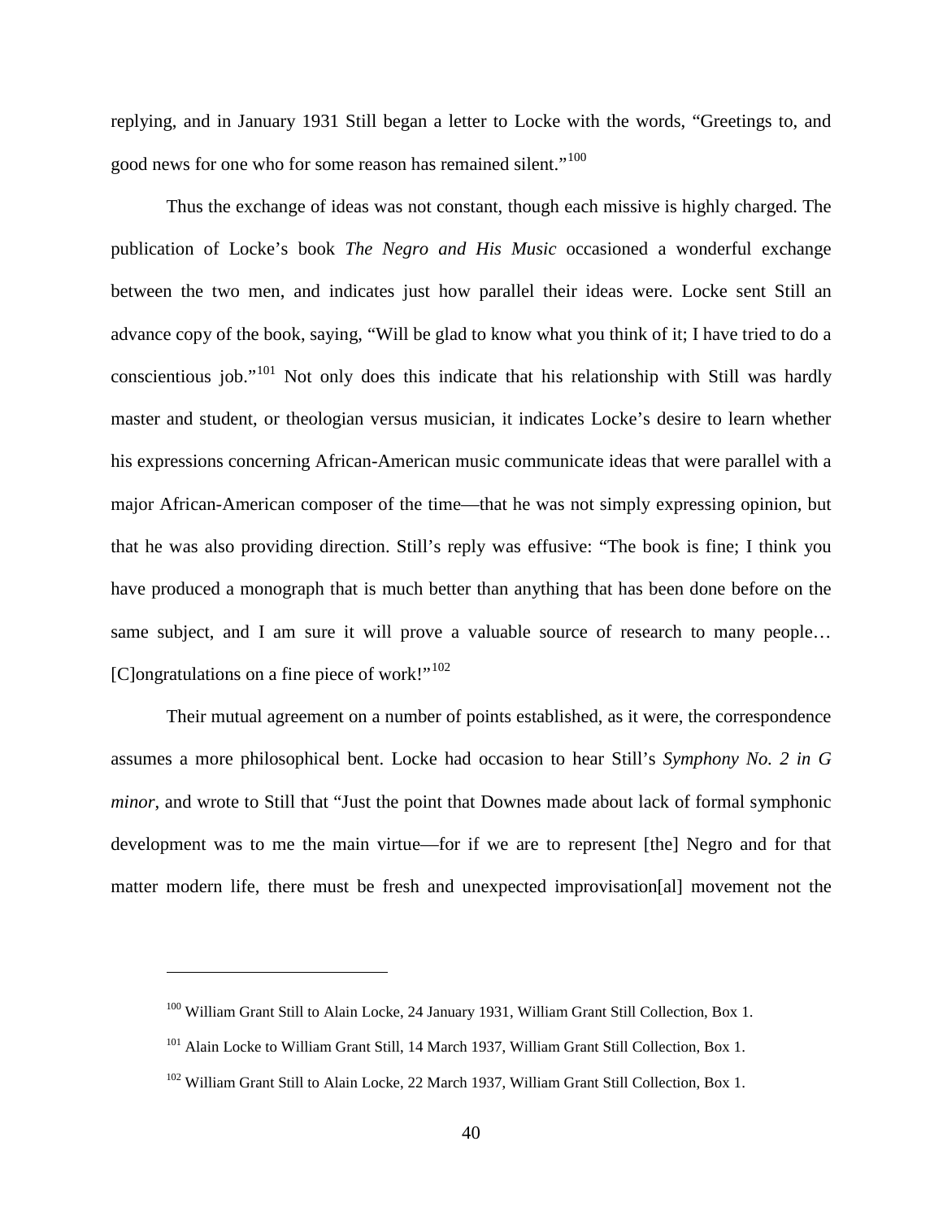replying, and in January 1931 Still began a letter to Locke with the words, "Greetings to, and good news for one who for some reason has remained silent."[100]

Thus the exchange of ideas was not constant, though each missive is highly charged. The publication of Locke's book *The Negro and His Music* occasioned a wonderful exchange between the two men, and indicates just how parallel their ideas were. Locke sent Still an advance copy of the book, saying, "Will be glad to know what you think of it; I have tried to do a conscientious job."[101] Not only does this indicate that his relationship with Still was hardly master and student, or theologian versus musician, it indicates Locke's desire to learn whether his expressions concerning African-American music communicate ideas that were parallel with a major African-American composer of the time—that he was not simply expressing opinion, but that he was also providing direction. Still's reply was effusive: "The book is fine; I think you have produced a monograph that is much better than anything that has been done before on the same subject, and I am sure it will prove a valuable source of research to many people… [C]ongratulations on a fine piece of work!"[102]

Their mutual agreement on a number of points established, as it were, the correspondence assumes a more philosophical bent. Locke had occasion to hear Still's *Symphony No. 2 in G minor*, and wrote to Still that "Just the point that Downes made about lack of formal symphonic development was to me the main virtue—for if we are to represent [the] Negro and for that matter modern life, there must be fresh and unexpected improvisation[al] movement not the

---

[100] William Grant Still to Alain Locke, 24 January 1931, William Grant Still Collection, Box 1.

[101] Alain Locke to William Grant Still, 14 March 1937, William Grant Still Collection, Box 1.

[102] William Grant Still to Alain Locke, 22 March 1937, William Grant Still Collection, Box 1.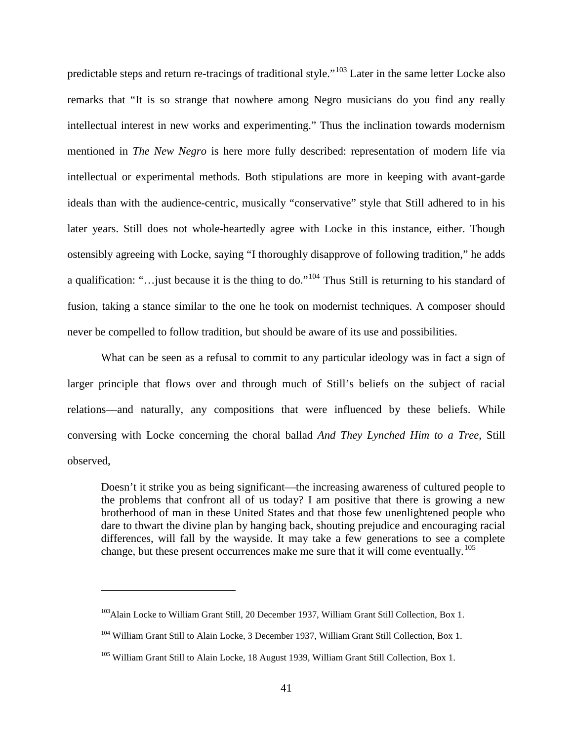predictable steps and return re-tracings of traditional style."[103] Later in the same letter Locke also remarks that "It is so strange that nowhere among Negro musicians do you find any really intellectual interest in new works and experimenting." Thus the inclination towards modernism mentioned in *The New Negro* is here more fully described: representation of modern life via intellectual or experimental methods. Both stipulations are more in keeping with avant-garde ideals than with the audience-centric, musically "conservative" style that Still adhered to in his later years. Still does not whole-heartedly agree with Locke in this instance, either. Though ostensibly agreeing with Locke, saying "I thoroughly disapprove of following tradition," he adds a qualification: "…just because it is the thing to do."[104] Thus Still is returning to his standard of fusion, taking a stance similar to the one he took on modernist techniques. A composer should never be compelled to follow tradition, but should be aware of its use and possibilities.

What can be seen as a refusal to commit to any particular ideology was in fact a sign of larger principle that flows over and through much of Still's beliefs on the subject of racial relations—and naturally, any compositions that were influenced by these beliefs. While conversing with Locke concerning the choral ballad *And They Lynched Him to a Tree*, Still observed,

> Doesn't it strike you as being significant—the increasing awareness of cultured people to the problems that confront all of us today? I am positive that there is growing a new brotherhood of man in these United States and that those few unenlightened people who dare to thwart the divine plan by hanging back, shouting prejudice and encouraging racial differences, will fall by the wayside. It may take a few generations to see a complete change, but these present occurrences make me sure that it will come eventually.[105]

---

[103] Alain Locke to William Grant Still, 20 December 1937, William Grant Still Collection, Box 1.

[104] William Grant Still to Alain Locke, 3 December 1937, William Grant Still Collection, Box 1.

[105] William Grant Still to Alain Locke, 18 August 1939, William Grant Still Collection, Box 1.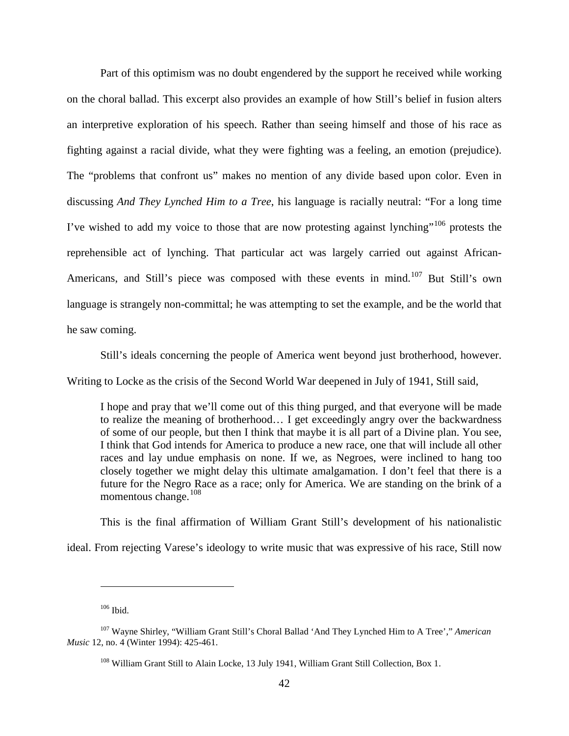Part of this optimism was no doubt engendered by the support he received while working on the choral ballad. This excerpt also provides an example of how Still's belief in fusion alters an interpretive exploration of his speech. Rather than seeing himself and those of his race as fighting against a racial divide, what they were fighting was a feeling, an emotion (prejudice). The "problems that confront us" makes no mention of any divide based upon color. Even in discussing *And They Lynched Him to a Tree*, his language is racially neutral: "For a long time I've wished to add my voice to those that are now protesting against lynching"[106] protests the reprehensible act of lynching. That particular act was largely carried out against African-Americans, and Still's piece was composed with these events in mind.[107] But Still's own language is strangely non-committal; he was attempting to set the example, and be the world that he saw coming.

Still's ideals concerning the people of America went beyond just brotherhood, however. Writing to Locke as the crisis of the Second World War deepened in July of 1941, Still said,

> I hope and pray that we'll come out of this thing purged, and that everyone will be made to realize the meaning of brotherhood… I get exceedingly angry over the backwardness of some of our people, but then I think that maybe it is all part of a Divine plan. You see, I think that God intends for America to produce a new race, one that will include all other races and lay undue emphasis on none. If we, as Negroes, were inclined to hang too closely together we might delay this ultimate amalgamation. I don't feel that there is a future for the Negro Race as a race; only for America. We are standing on the brink of a momentous change.[108]

This is the final affirmation of William Grant Still's development of his nationalistic ideal. From rejecting Varese's ideology to write music that was expressive of his race, Still now

---

[106] Ibid.

[107] Wayne Shirley, "William Grant Still's Choral Ballad 'And They Lynched Him to A Tree'," *American Music* 12, no. 4 (Winter 1994): 425-461.

[108] William Grant Still to Alain Locke, 13 July 1941, William Grant Still Collection, Box 1.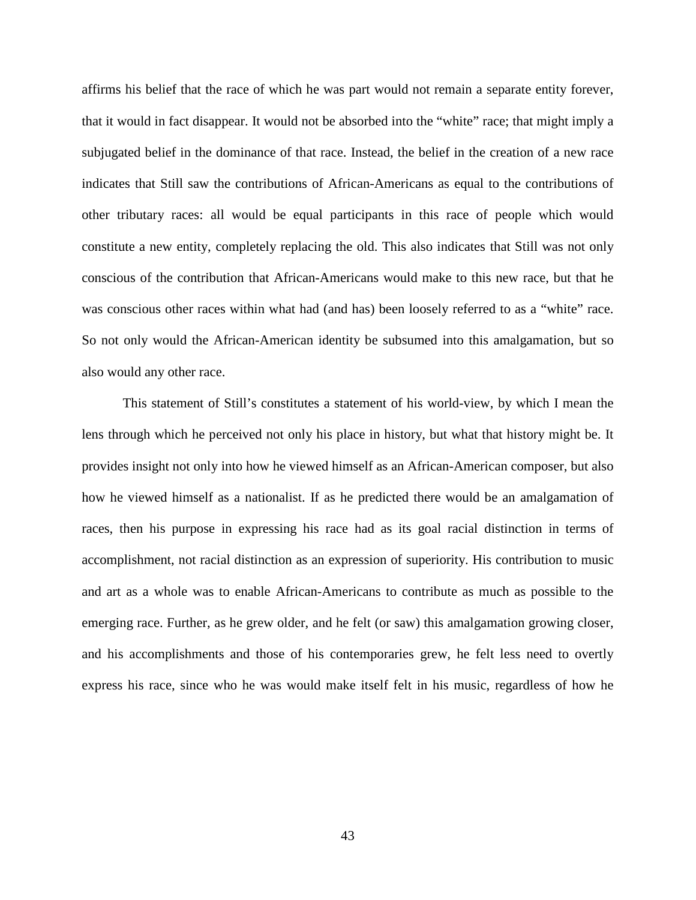affirms his belief that the race of which he was part would not remain a separate entity forever, that it would in fact disappear. It would not be absorbed into the "white" race; that might imply a subjugated belief in the dominance of that race. Instead, the belief in the creation of a new race indicates that Still saw the contributions of African-Americans as equal to the contributions of other tributary races: all would be equal participants in this race of people which would constitute a new entity, completely replacing the old. This also indicates that Still was not only conscious of the contribution that African-Americans would make to this new race, but that he was conscious other races within what had (and has) been loosely referred to as a "white" race. So not only would the African-American identity be subsumed into this amalgamation, but so also would any other race.

This statement of Still's constitutes a statement of his world-view, by which I mean the lens through which he perceived not only his place in history, but what that history might be. It provides insight not only into how he viewed himself as an African-American composer, but also how he viewed himself as a nationalist. If as he predicted there would be an amalgamation of races, then his purpose in expressing his race had as its goal racial distinction in terms of accomplishment, not racial distinction as an expression of superiority. His contribution to music and art as a whole was to enable African-Americans to contribute as much as possible to the emerging race. Further, as he grew older, and he felt (or saw) this amalgamation growing closer, and his accomplishments and those of his contemporaries grew, he felt less need to overtly express his race, since who he was would make itself felt in his music, regardless of how he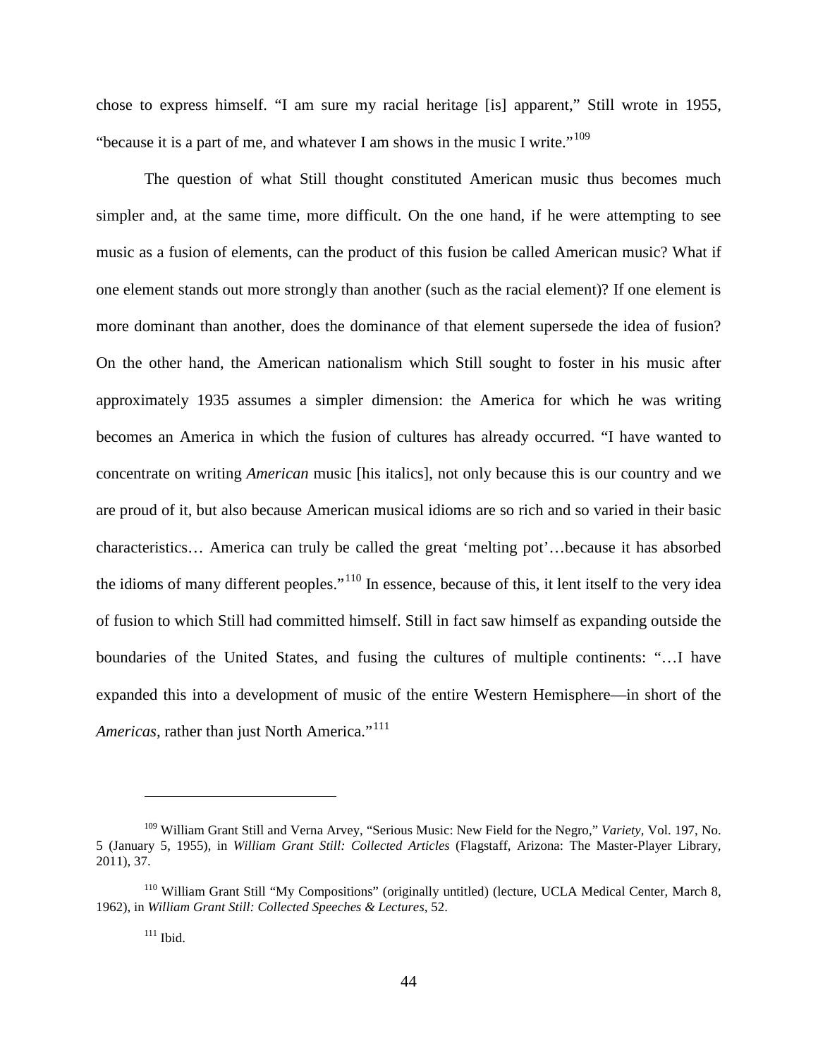chose to express himself. "I am sure my racial heritage [is] apparent," Still wrote in 1955, "because it is a part of me, and whatever I am shows in the music I write."[109]

The question of what Still thought constituted American music thus becomes much simpler and, at the same time, more difficult. On the one hand, if he were attempting to see music as a fusion of elements, can the product of this fusion be called American music? What if one element stands out more strongly than another (such as the racial element)? If one element is more dominant than another, does the dominance of that element supersede the idea of fusion? On the other hand, the American nationalism which Still sought to foster in his music after approximately 1935 assumes a simpler dimension: the America for which he was writing becomes an America in which the fusion of cultures has already occurred. "I have wanted to concentrate on writing *American* music [his italics], not only because this is our country and we are proud of it, but also because American musical idioms are so rich and so varied in their basic characteristics… America can truly be called the great 'melting pot'…because it has absorbed the idioms of many different peoples."[110] In essence, because of this, it lent itself to the very idea of fusion to which Still had committed himself. Still in fact saw himself as expanding outside the boundaries of the United States, and fusing the cultures of multiple continents: "…I have expanded this into a development of music of the entire Western Hemisphere—in short of the *Americas*, rather than just North America."[111]

---

[109] William Grant Still and Verna Arvey, "Serious Music: New Field for the Negro," *Variety*, Vol. 197, No. 5 (January 5, 1955), in *William Grant Still: Collected Articles* (Flagstaff, Arizona: The Master-Player Library, 2011), 37.

[110] William Grant Still "My Compositions" (originally untitled) (lecture, UCLA Medical Center, March 8, 1962), in *William Grant Still: Collected Speeches & Lectures*, 52.

[111] Ibid.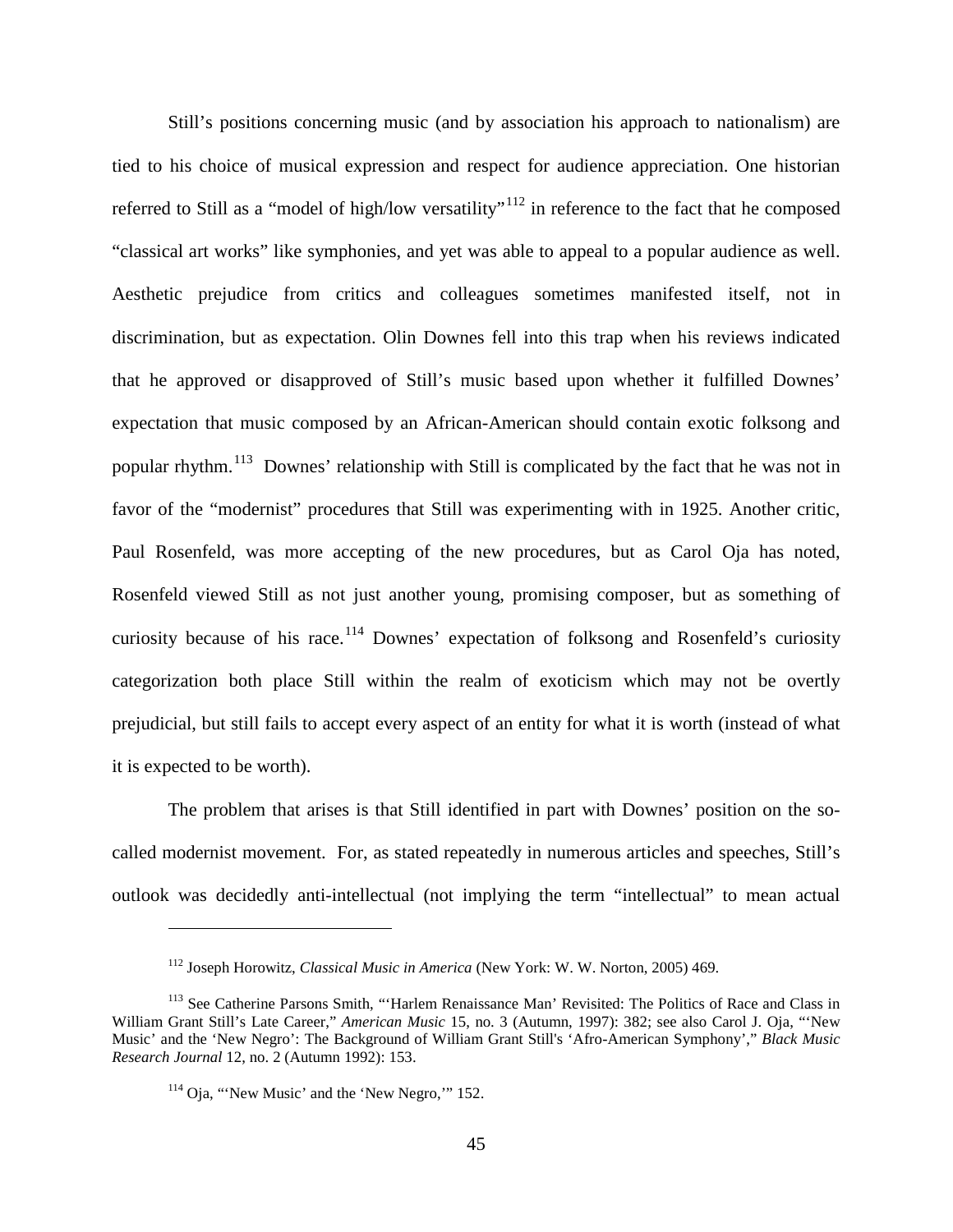Still's positions concerning music (and by association his approach to nationalism) are tied to his choice of musical expression and respect for audience appreciation. One historian referred to Still as a "model of high/low versatility"[112] in reference to the fact that he composed "classical art works" like symphonies, and yet was able to appeal to a popular audience as well. Aesthetic prejudice from critics and colleagues sometimes manifested itself, not in discrimination, but as expectation. Olin Downes fell into this trap when his reviews indicated that he approved or disapproved of Still's music based upon whether it fulfilled Downes' expectation that music composed by an African-American should contain exotic folksong and popular rhythm.[113] Downes' relationship with Still is complicated by the fact that he was not in favor of the "modernist" procedures that Still was experimenting with in 1925. Another critic, Paul Rosenfeld, was more accepting of the new procedures, but as Carol Oja has noted, Rosenfeld viewed Still as not just another young, promising composer, but as something of curiosity because of his race.[114] Downes' expectation of folksong and Rosenfeld's curiosity categorization both place Still within the realm of exoticism which may not be overtly prejudicial, but still fails to accept every aspect of an entity for what it is worth (instead of what it is expected to be worth).

The problem that arises is that Still identified in part with Downes' position on the so-called modernist movement. For, as stated repeatedly in numerous articles and speeches, Still's outlook was decidedly anti-intellectual (not implying the term "intellectual" to mean actual

---

[112] Joseph Horowitz, *Classical Music in America* (New York: W. W. Norton, 2005) 469.

[113] See Catherine Parsons Smith, "'Harlem Renaissance Man' Revisited: The Politics of Race and Class in William Grant Still's Late Career," *American Music* 15, no. 3 (Autumn, 1997): 382; see also Carol J. Oja, "'New Music' and the 'New Negro': The Background of William Grant Still's 'Afro-American Symphony'," *Black Music Research Journal* 12, no. 2 (Autumn 1992): 153.

[114] Oja, "'New Music' and the 'New Negro,'" 152.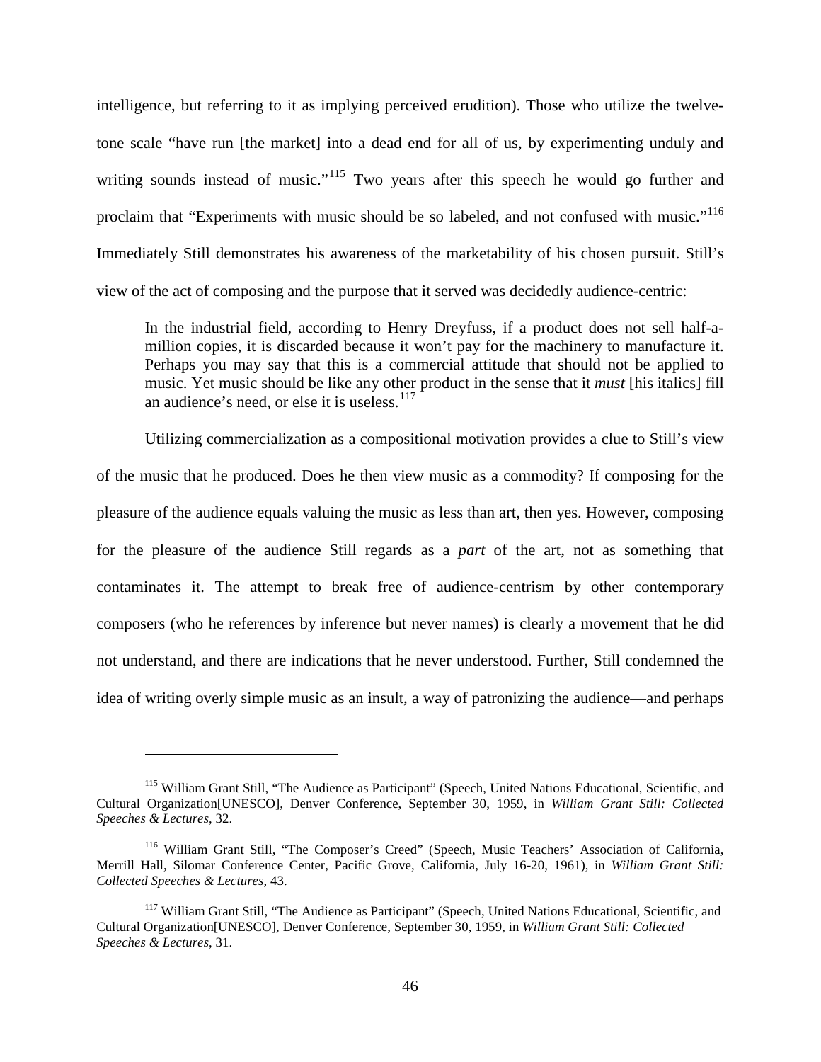intelligence, but referring to it as implying perceived erudition). Those who utilize the twelve-tone scale "have run [the market] into a dead end for all of us, by experimenting unduly and writing sounds instead of music."[115] Two years after this speech he would go further and proclaim that "Experiments with music should be so labeled, and not confused with music."[116] Immediately Still demonstrates his awareness of the marketability of his chosen pursuit. Still's view of the act of composing and the purpose that it served was decidedly audience-centric:

> In the industrial field, according to Henry Dreyfuss, if a product does not sell half-a-million copies, it is discarded because it won't pay for the machinery to manufacture it. Perhaps you may say that this is a commercial attitude that should not be applied to music. Yet music should be like any other product in the sense that it *must* [his italics] fill an audience's need, or else it is useless.[117]

Utilizing commercialization as a compositional motivation provides a clue to Still's view of the music that he produced. Does he then view music as a commodity? If composing for the pleasure of the audience equals valuing the music as less than art, then yes. However, composing for the pleasure of the audience Still regards as a *part* of the art, not as something that contaminates it. The attempt to break free of audience-centrism by other contemporary composers (who he references by inference but never names) is clearly a movement that he did not understand, and there are indications that he never understood. Further, Still condemned the idea of writing overly simple music as an insult, a way of patronizing the audience—and perhaps

---

[115] William Grant Still, "The Audience as Participant" (Speech, United Nations Educational, Scientific, and Cultural Organization[UNESCO], Denver Conference, September 30, 1959, in *William Grant Still: Collected Speeches & Lectures*, 32.

[116] William Grant Still, "The Composer's Creed" (Speech, Music Teachers' Association of California, Merrill Hall, Silomar Conference Center, Pacific Grove, California, July 16-20, 1961), in *William Grant Still: Collected Speeches & Lectures*, 43.

[117] William Grant Still, "The Audience as Participant" (Speech, United Nations Educational, Scientific, and Cultural Organization[UNESCO], Denver Conference, September 30, 1959, in *William Grant Still: Collected Speeches & Lectures*, 31.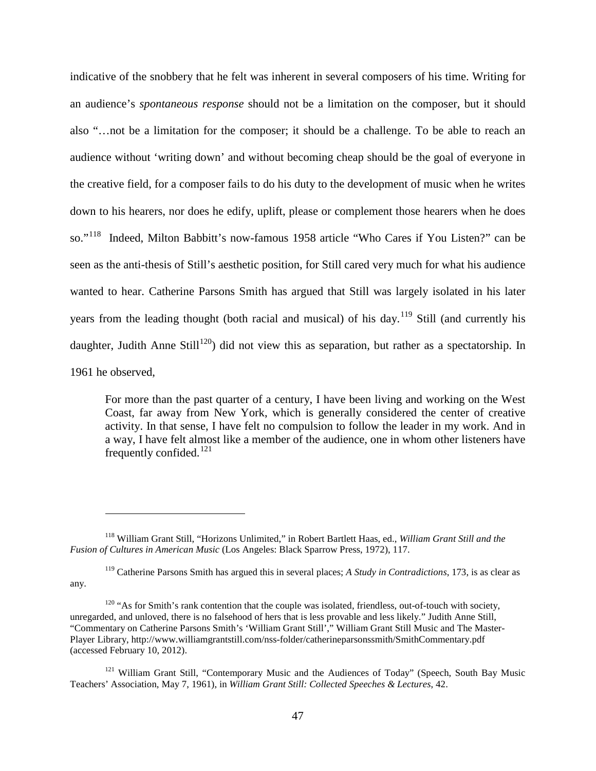indicative of the snobbery that he felt was inherent in several composers of his time. Writing for an audience's *spontaneous response* should not be a limitation on the composer, but it should also "…not be a limitation for the composer; it should be a challenge. To be able to reach an audience without 'writing down' and without becoming cheap should be the goal of everyone in the creative field, for a composer fails to do his duty to the development of music when he writes down to his hearers, nor does he edify, uplift, please or complement those hearers when he does so."[118] Indeed, Milton Babbitt's now-famous 1958 article "Who Cares if You Listen?" can be seen as the anti-thesis of Still's aesthetic position, for Still cared very much for what his audience wanted to hear. Catherine Parsons Smith has argued that Still was largely isolated in his later years from the leading thought (both racial and musical) of his day.[119] Still (and currently his daughter, Judith Anne Still[120]) did not view this as separation, but rather as a spectatorship. In 1961 he observed,

> For more than the past quarter of a century, I have been living and working on the West Coast, far away from New York, which is generally considered the center of creative activity. In that sense, I have felt no compulsion to follow the leader in my work. And in a way, I have felt almost like a member of the audience, one in whom other listeners have frequently confided.[121]

---

[118] William Grant Still, "Horizons Unlimited," in Robert Bartlett Haas, ed., *William Grant Still and the Fusion of Cultures in American Music* (Los Angeles: Black Sparrow Press, 1972), 117.

[119] Catherine Parsons Smith has argued this in several places; *A Study in Contradictions*, 173, is as clear as any.

[120] "As for Smith's rank contention that the couple was isolated, friendless, out-of-touch with society, unregarded, and unloved, there is no falsehood of hers that is less provable and less likely." Judith Anne Still, "Commentary on Catherine Parsons Smith's 'William Grant Still'," William Grant Still Music and The Master-Player Library, http://www.williamgrantstill.com/nss-folder/catherineparsonssmith/SmithCommentary.pdf (accessed February 10, 2012).

[121] William Grant Still, "Contemporary Music and the Audiences of Today" (Speech, South Bay Music Teachers' Association, May 7, 1961), in *William Grant Still: Collected Speeches & Lectures*, 42.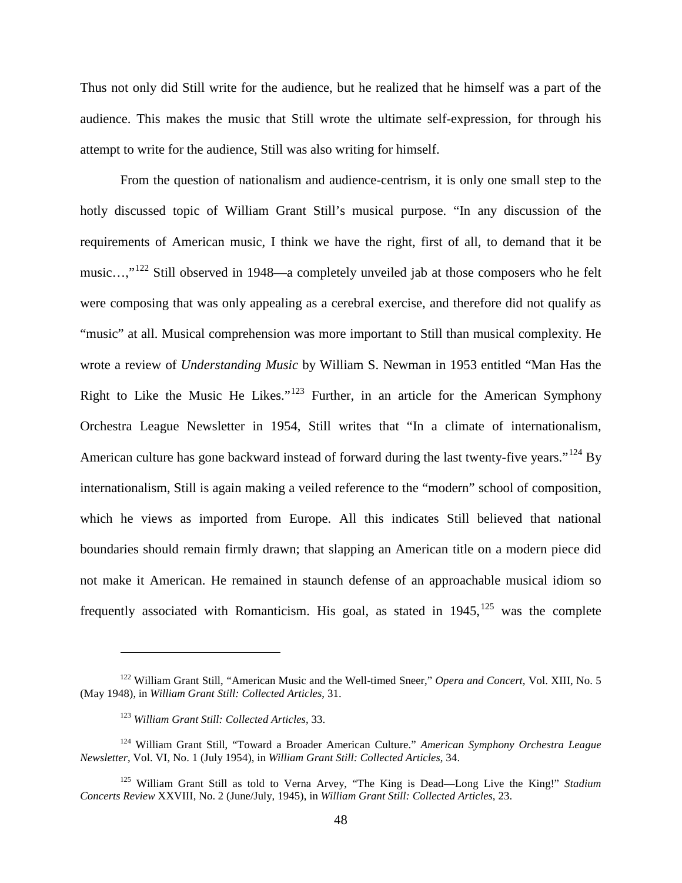Thus not only did Still write for the audience, but he realized that he himself was a part of the audience. This makes the music that Still wrote the ultimate self-expression, for through his attempt to write for the audience, Still was also writing for himself.

From the question of nationalism and audience-centrism, it is only one small step to the hotly discussed topic of William Grant Still's musical purpose. "In any discussion of the requirements of American music, I think we have the right, first of all, to demand that it be music…,"[122] Still observed in 1948—a completely unveiled jab at those composers who he felt were composing that was only appealing as a cerebral exercise, and therefore did not qualify as "music" at all. Musical comprehension was more important to Still than musical complexity. He wrote a review of *Understanding Music* by William S. Newman in 1953 entitled "Man Has the Right to Like the Music He Likes."[123] Further, in an article for the American Symphony Orchestra League Newsletter in 1954, Still writes that "In a climate of internationalism, American culture has gone backward instead of forward during the last twenty-five years."[124] By internationalism, Still is again making a veiled reference to the "modern" school of composition, which he views as imported from Europe. All this indicates Still believed that national boundaries should remain firmly drawn; that slapping an American title on a modern piece did not make it American. He remained in staunch defense of an approachable musical idiom so frequently associated with Romanticism. His goal, as stated in 1945,[125] was the complete

---

[122] William Grant Still, "American Music and the Well-timed Sneer," *Opera and Concert*, Vol. XIII, No. 5 (May 1948), in *William Grant Still: Collected Articles*, 31.

[123] *William Grant Still: Collected Articles*, 33.

[124] William Grant Still, "Toward a Broader American Culture." *American Symphony Orchestra League Newsletter*, Vol. VI, No. 1 (July 1954), in *William Grant Still: Collected Articles*, 34.

[125] William Grant Still as told to Verna Arvey, "The King is Dead—Long Live the King!" *Stadium Concerts Review* XXVIII, No. 2 (June/July, 1945), in *William Grant Still: Collected Articles*, 23.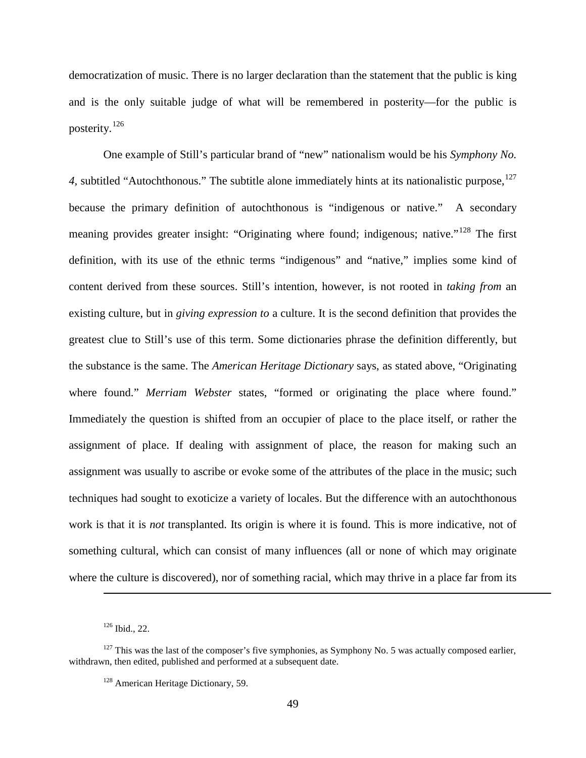democratization of music. There is no larger declaration than the statement that the public is king and is the only suitable judge of what will be remembered in posterity—for the public is posterity.[126]

One example of Still's particular brand of "new" nationalism would be his *Symphony No. 4*, subtitled "Autochthonous." The subtitle alone immediately hints at its nationalistic purpose,[127] because the primary definition of autochthonous is "indigenous or native." A secondary meaning provides greater insight: "Originating where found; indigenous; native."[128] The first definition, with its use of the ethnic terms "indigenous" and "native," implies some kind of content derived from these sources. Still's intention, however, is not rooted in *taking from* an existing culture, but in *giving expression to* a culture. It is the second definition that provides the greatest clue to Still's use of this term. Some dictionaries phrase the definition differently, but the substance is the same. The *American Heritage Dictionary* says, as stated above, "Originating where found." *Merriam Webster* states, "formed or originating the place where found." Immediately the question is shifted from an occupier of place to the place itself, or rather the assignment of place. If dealing with assignment of place, the reason for making such an assignment was usually to ascribe or evoke some of the attributes of the place in the music; such techniques had sought to exoticize a variety of locales. But the difference with an autochthonous work is that it is *not* transplanted. Its origin is where it is found. This is more indicative, not of something cultural, which can consist of many influences (all or none of which may originate where the culture is discovered), nor of something racial, which may thrive in a place far from its

---

[126] Ibid., 22.

[127] This was the last of the composer's five symphonies, as Symphony No. 5 was actually composed earlier, withdrawn, then edited, published and performed at a subsequent date.

[128] American Heritage Dictionary, 59.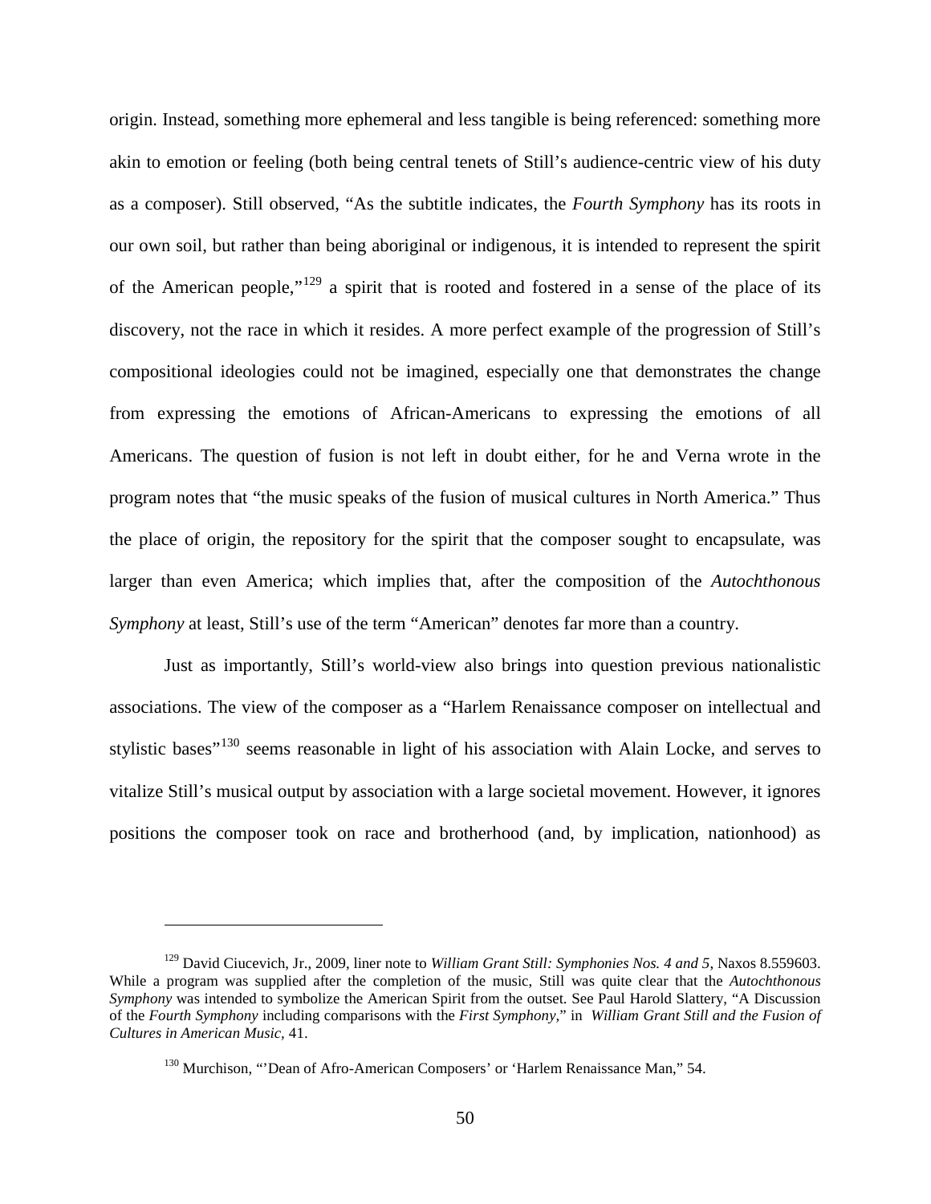origin. Instead, something more ephemeral and less tangible is being referenced: something more akin to emotion or feeling (both being central tenets of Still's audience-centric view of his duty as a composer). Still observed, "As the subtitle indicates, the *Fourth Symphony* has its roots in our own soil, but rather than being aboriginal or indigenous, it is intended to represent the spirit of the American people,"[129] a spirit that is rooted and fostered in a sense of the place of its discovery, not the race in which it resides. A more perfect example of the progression of Still's compositional ideologies could not be imagined, especially one that demonstrates the change from expressing the emotions of African-Americans to expressing the emotions of all Americans. The question of fusion is not left in doubt either, for he and Verna wrote in the program notes that "the music speaks of the fusion of musical cultures in North America." Thus the place of origin, the repository for the spirit that the composer sought to encapsulate, was larger than even America; which implies that, after the composition of the *Autochthonous Symphony* at least, Still's use of the term "American" denotes far more than a country.

Just as importantly, Still's world-view also brings into question previous nationalistic associations. The view of the composer as a "Harlem Renaissance composer on intellectual and stylistic bases"[130] seems reasonable in light of his association with Alain Locke, and serves to vitalize Still's musical output by association with a large societal movement. However, it ignores positions the composer took on race and brotherhood (and, by implication, nationhood) as

---

[129] David Ciucevich, Jr., 2009, liner note to *William Grant Still: Symphonies Nos. 4 and 5*, Naxos 8.559603. While a program was supplied after the completion of the music, Still was quite clear that the *Autochthonous Symphony* was intended to symbolize the American Spirit from the outset. See Paul Harold Slattery, "A Discussion of the *Fourth Symphony* including comparisons with the *First Symphony*," in *William Grant Still and the Fusion of Cultures in American Music*, 41.

[130] Murchison, "'Dean of Afro-American Composers' or 'Harlem Renaissance Man," 54.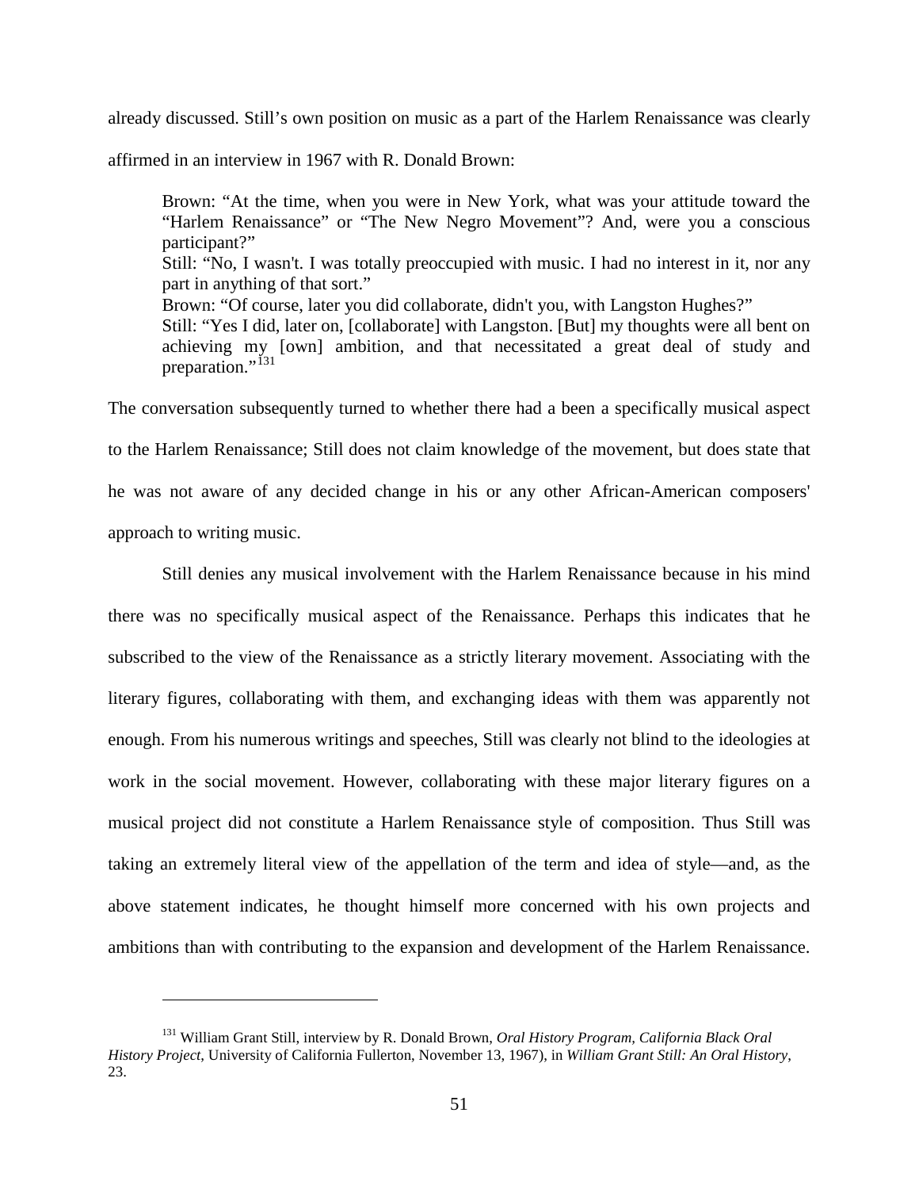already discussed. Still's own position on music as a part of the Harlem Renaissance was clearly affirmed in an interview in 1967 with R. Donald Brown:

> Brown: "At the time, when you were in New York, what was your attitude toward the "Harlem Renaissance" or "The New Negro Movement"? And, were you a conscious participant?"
> Still: "No, I wasn't. I was totally preoccupied with music. I had no interest in it, nor any part in anything of that sort."
> Brown: "Of course, later you did collaborate, didn't you, with Langston Hughes?"
> Still: "Yes I did, later on, [collaborate] with Langston. [But] my thoughts were all bent on achieving my [own] ambition, and that necessitated a great deal of study and preparation."[131]

The conversation subsequently turned to whether there had a been a specifically musical aspect to the Harlem Renaissance; Still does not claim knowledge of the movement, but does state that he was not aware of any decided change in his or any other African-American composers' approach to writing music.

Still denies any musical involvement with the Harlem Renaissance because in his mind there was no specifically musical aspect of the Renaissance. Perhaps this indicates that he subscribed to the view of the Renaissance as a strictly literary movement. Associating with the literary figures, collaborating with them, and exchanging ideas with them was apparently not enough. From his numerous writings and speeches, Still was clearly not blind to the ideologies at work in the social movement. However, collaborating with these major literary figures on a musical project did not constitute a Harlem Renaissance style of composition. Thus Still was taking an extremely literal view of the appellation of the term and idea of style—and, as the above statement indicates, he thought himself more concerned with his own projects and ambitions than with contributing to the expansion and development of the Harlem Renaissance.

---

[131] William Grant Still, interview by R. Donald Brown, *Oral History Program, California Black Oral History Project*, University of California Fullerton, November 13, 1967), in *William Grant Still: An Oral History*, 23.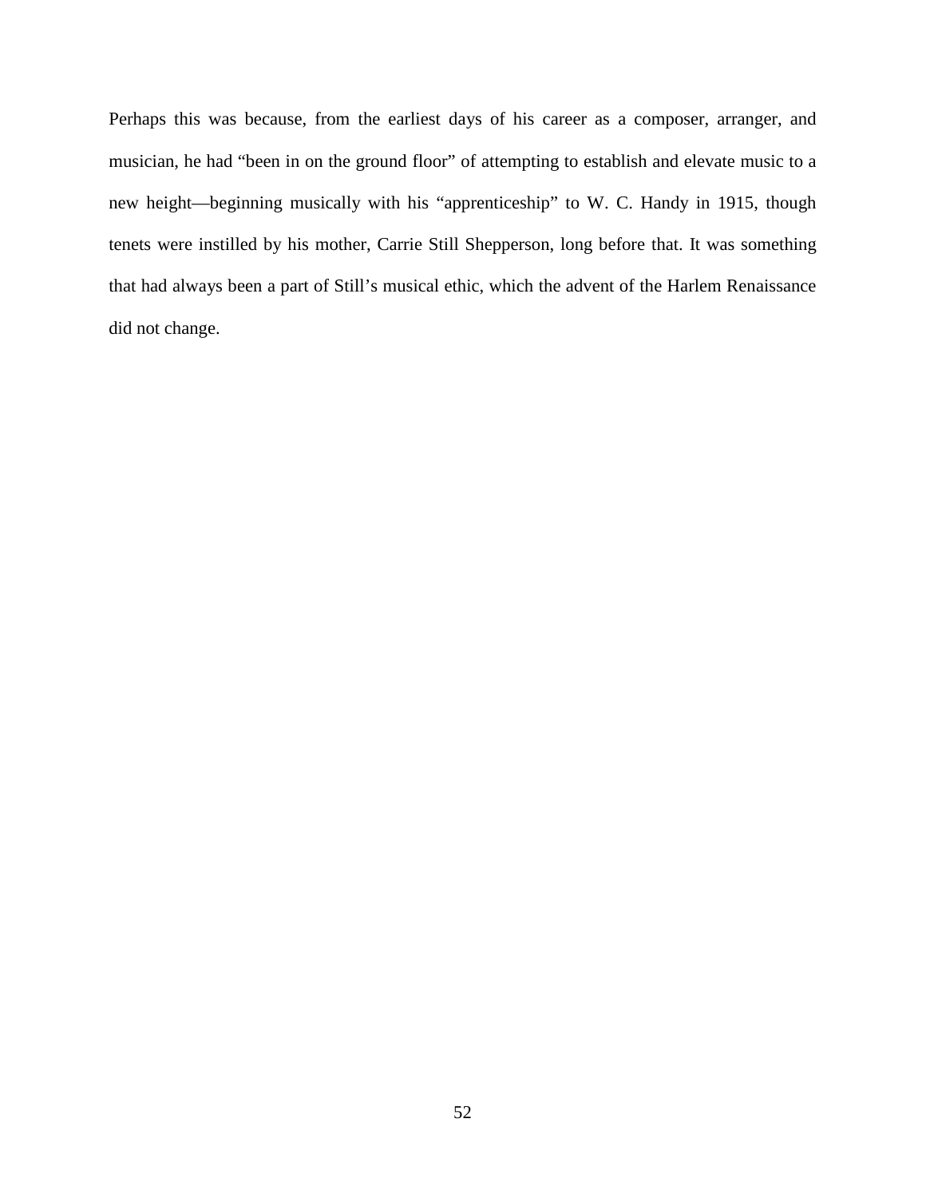Perhaps this was because, from the earliest days of his career as a composer, arranger, and musician, he had "been in on the ground floor" of attempting to establish and elevate music to a new height—beginning musically with his "apprenticeship" to W. C. Handy in 1915, though tenets were instilled by his mother, Carrie Still Shepperson, long before that. It was something that had always been a part of Still's musical ethic, which the advent of the Harlem Renaissance did not change.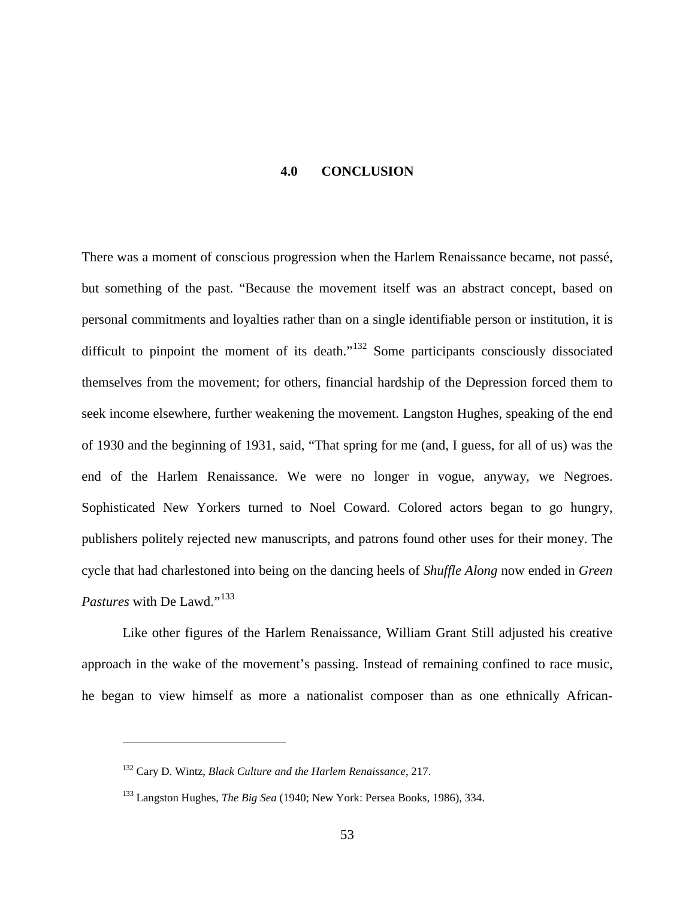# 4.0 CONCLUSION

There was a moment of conscious progression when the Harlem Renaissance became, not passé, but something of the past. "Because the movement itself was an abstract concept, based on personal commitments and loyalties rather than on a single identifiable person or institution, it is difficult to pinpoint the moment of its death."[132] Some participants consciously dissociated themselves from the movement; for others, financial hardship of the Depression forced them to seek income elsewhere, further weakening the movement. Langston Hughes, speaking of the end of 1930 and the beginning of 1931, said, "That spring for me (and, I guess, for all of us) was the end of the Harlem Renaissance. We were no longer in vogue, anyway, we Negroes. Sophisticated New Yorkers turned to Noel Coward. Colored actors began to go hungry, publishers politely rejected new manuscripts, and patrons found other uses for their money. The cycle that had charlestoned into being on the dancing heels of *Shuffle Along* now ended in *Green Pastures* with De Lawd."[133]

Like other figures of the Harlem Renaissance, William Grant Still adjusted his creative approach in the wake of the movement's passing. Instead of remaining confined to race music, he began to view himself as more a nationalist composer than as one ethnically African-

---

[132] Cary D. Wintz, *Black Culture and the Harlem Renaissance*, 217.

[133] Langston Hughes, *The Big Sea* (1940; New York: Persea Books, 1986), 334.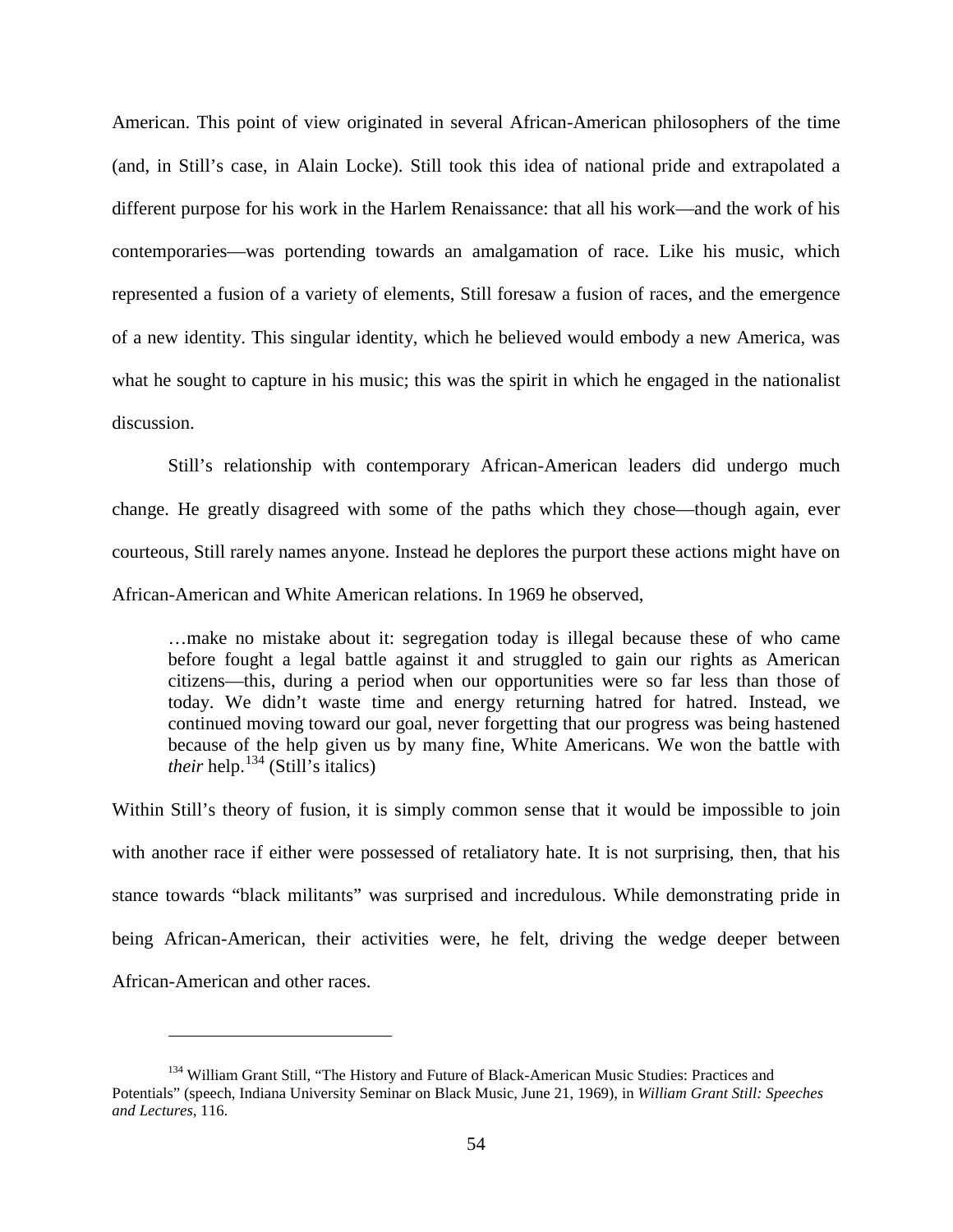American. This point of view originated in several African-American philosophers of the time (and, in Still's case, in Alain Locke). Still took this idea of national pride and extrapolated a different purpose for his work in the Harlem Renaissance: that all his work—and the work of his contemporaries—was portending towards an amalgamation of race. Like his music, which represented a fusion of a variety of elements, Still foresaw a fusion of races, and the emergence of a new identity. This singular identity, which he believed would embody a new America, was what he sought to capture in his music; this was the spirit in which he engaged in the nationalist discussion.

Still's relationship with contemporary African-American leaders did undergo much change. He greatly disagreed with some of the paths which they chose—though again, ever courteous, Still rarely names anyone. Instead he deplores the purport these actions might have on African-American and White American relations. In 1969 he observed,

> …make no mistake about it: segregation today is illegal because these of who came before fought a legal battle against it and struggled to gain our rights as American citizens—this, during a period when our opportunities were so far less than those of today. We didn't waste time and energy returning hatred for hatred. Instead, we continued moving toward our goal, never forgetting that our progress was being hastened because of the help given us by many fine, White Americans. We won the battle with *their* help.[134] (Still's italics)

Within Still's theory of fusion, it is simply common sense that it would be impossible to join with another race if either were possessed of retaliatory hate. It is not surprising, then, that his stance towards "black militants" was surprised and incredulous. While demonstrating pride in being African-American, their activities were, he felt, driving the wedge deeper between African-American and other races.

---

[134] William Grant Still, "The History and Future of Black-American Music Studies: Practices and Potentials" (speech, Indiana University Seminar on Black Music, June 21, 1969), in *William Grant Still: Speeches and Lectures*, 116.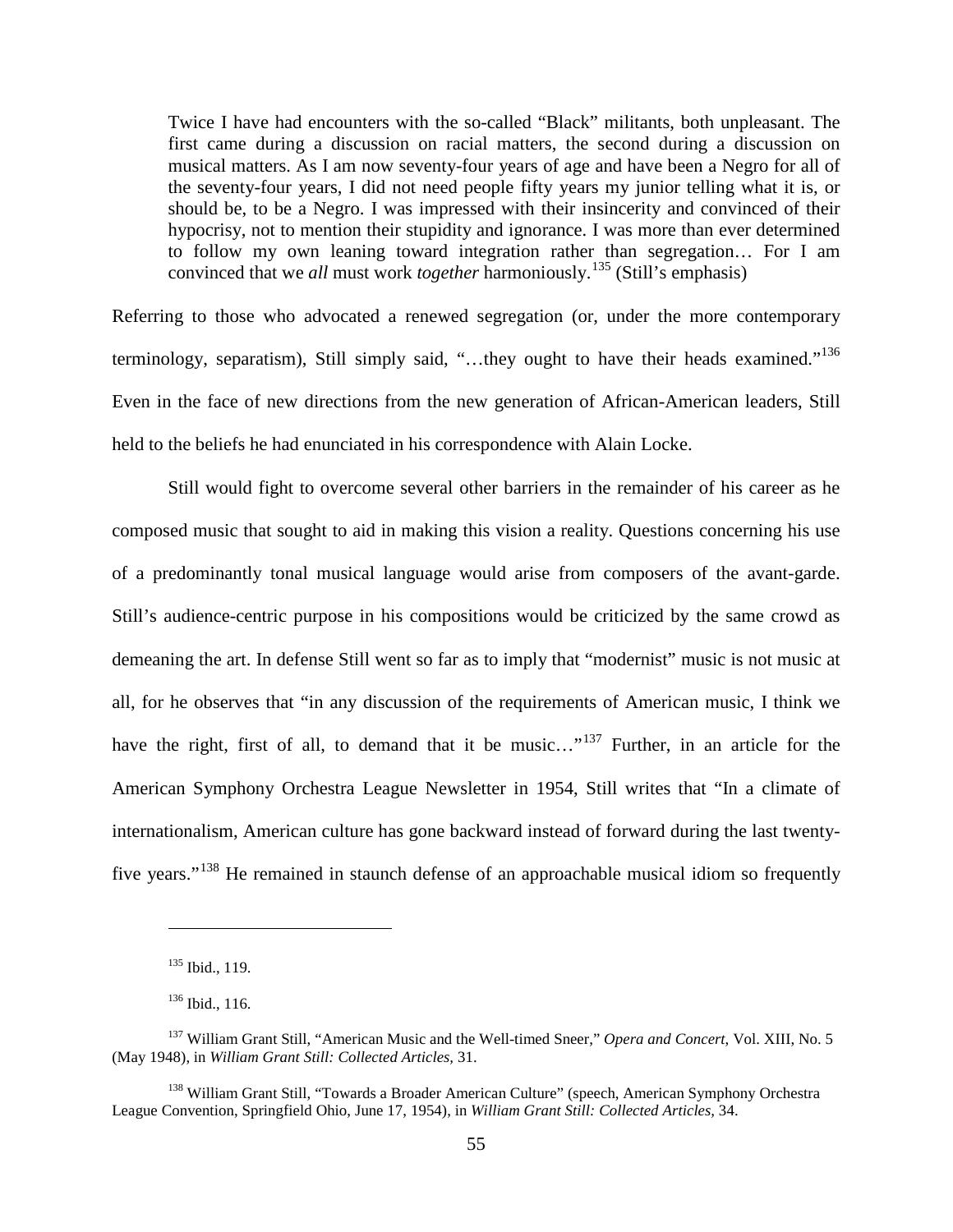> Twice I have had encounters with the so-called "Black" militants, both unpleasant. The first came during a discussion on racial matters, the second during a discussion on musical matters. As I am now seventy-four years of age and have been a Negro for all of the seventy-four years, I did not need people fifty years my junior telling what it is, or should be, to be a Negro. I was impressed with their insincerity and convinced of their hypocrisy, not to mention their stupidity and ignorance. I was more than ever determined to follow my own leaning toward integration rather than segregation… For I am convinced that we *all* must work *together* harmoniously.[135] (Still's emphasis)

Referring to those who advocated a renewed segregation (or, under the more contemporary terminology, separatism), Still simply said, "…they ought to have their heads examined."[136] Even in the face of new directions from the new generation of African-American leaders, Still held to the beliefs he had enunciated in his correspondence with Alain Locke.

Still would fight to overcome several other barriers in the remainder of his career as he composed music that sought to aid in making this vision a reality. Questions concerning his use of a predominantly tonal musical language would arise from composers of the avant-garde. Still's audience-centric purpose in his compositions would be criticized by the same crowd as demeaning the art. In defense Still went so far as to imply that "modernist" music is not music at all, for he observes that "in any discussion of the requirements of American music, I think we have the right, first of all, to demand that it be music…"[137] Further, in an article for the American Symphony Orchestra League Newsletter in 1954, Still writes that "In a climate of internationalism, American culture has gone backward instead of forward during the last twenty-five years."[138] He remained in staunch defense of an approachable musical idiom so frequently

---

[135] Ibid., 119.

[136] Ibid., 116.

[137] William Grant Still, "American Music and the Well-timed Sneer," *Opera and Concert*, Vol. XIII, No. 5 (May 1948), in *William Grant Still: Collected Articles*, 31.

[138] William Grant Still, "Towards a Broader American Culture" (speech, American Symphony Orchestra League Convention, Springfield Ohio, June 17, 1954), in *William Grant Still: Collected Articles*, 34.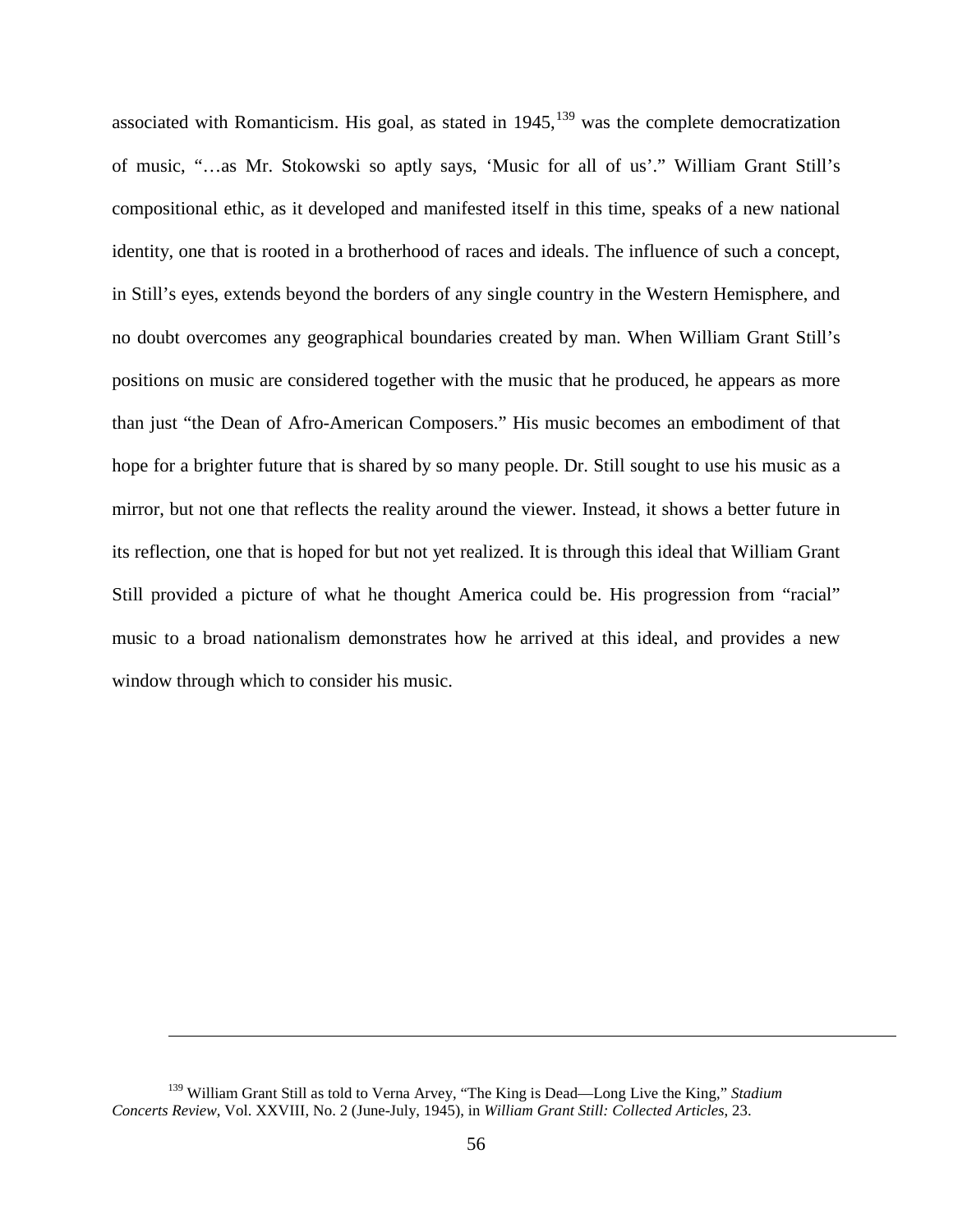associated with Romanticism. His goal, as stated in 1945,[139] was the complete democratization of music, "…as Mr. Stokowski so aptly says, 'Music for all of us'." William Grant Still's compositional ethic, as it developed and manifested itself in this time, speaks of a new national identity, one that is rooted in a brotherhood of races and ideals. The influence of such a concept, in Still's eyes, extends beyond the borders of any single country in the Western Hemisphere, and no doubt overcomes any geographical boundaries created by man. When William Grant Still's positions on music are considered together with the music that he produced, he appears as more than just "the Dean of Afro-American Composers." His music becomes an embodiment of that hope for a brighter future that is shared by so many people. Dr. Still sought to use his music as a mirror, but not one that reflects the reality around the viewer. Instead, it shows a better future in its reflection, one that is hoped for but not yet realized. It is through this ideal that William Grant Still provided a picture of what he thought America could be. His progression from "racial" music to a broad nationalism demonstrates how he arrived at this ideal, and provides a new window through which to consider his music.

---

[139] William Grant Still as told to Verna Arvey, "The King is Dead—Long Live the King," *Stadium Concerts Review*, Vol. XXVIII, No. 2 (June-July, 1945), in *William Grant Still: Collected Articles*, 23.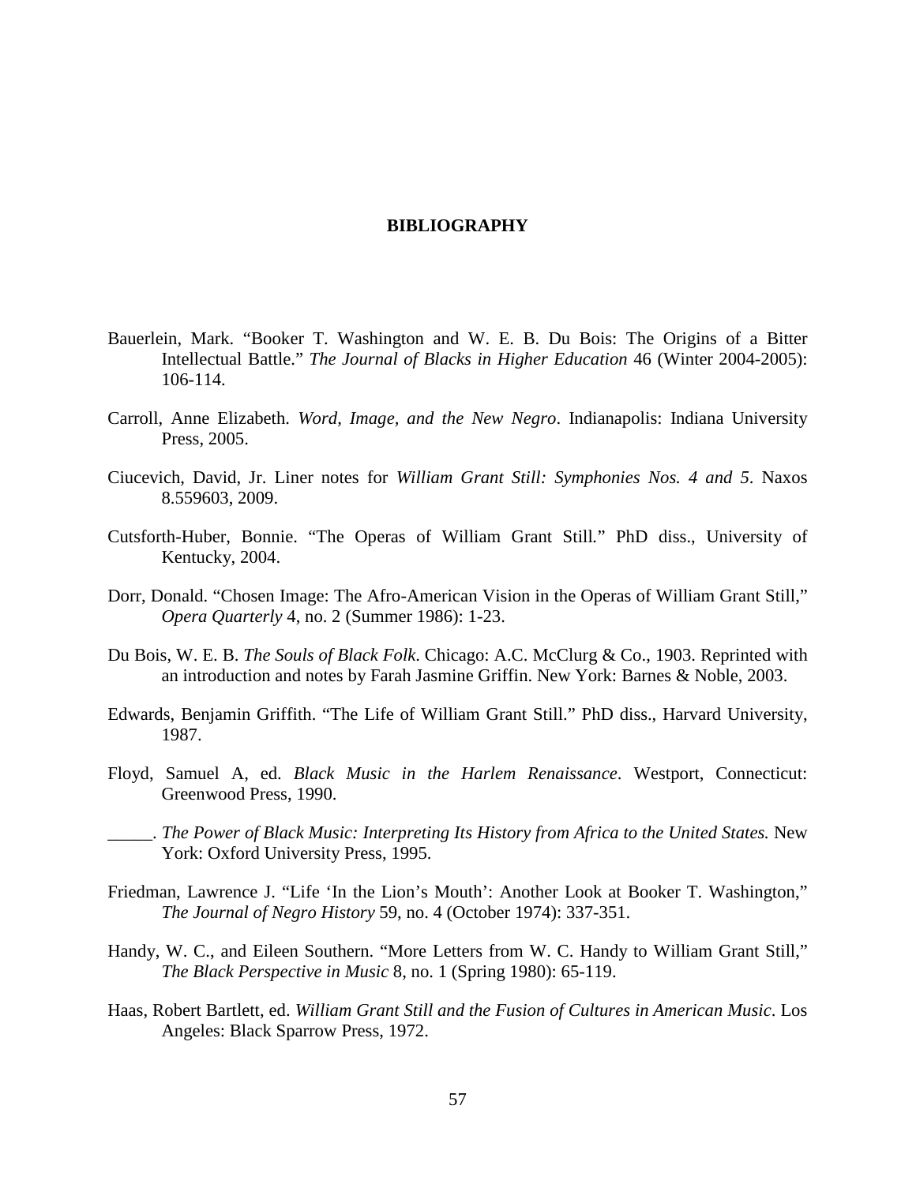# BIBLIOGRAPHY

Bauerlein, Mark. "Booker T. Washington and W. E. B. Du Bois: The Origins of a Bitter Intellectual Battle." *The Journal of Blacks in Higher Education* 46 (Winter 2004-2005): 106-114.

Carroll, Anne Elizabeth. *Word, Image, and the New Negro*. Indianapolis: Indiana University Press, 2005.

Ciucevich, David, Jr. Liner notes for *William Grant Still: Symphonies Nos. 4 and 5*. Naxos 8.559603, 2009.

Cutsforth-Huber, Bonnie. "The Operas of William Grant Still." PhD diss., University of Kentucky, 2004.

Dorr, Donald. "Chosen Image: The Afro-American Vision in the Operas of William Grant Still," *Opera Quarterly* 4, no. 2 (Summer 1986): 1-23.

Du Bois, W. E. B. *The Souls of Black Folk*. Chicago: A.C. McClurg & Co., 1903. Reprinted with an introduction and notes by Farah Jasmine Griffin. New York: Barnes & Noble, 2003.

Edwards, Benjamin Griffith. "The Life of William Grant Still." PhD diss., Harvard University, 1987.

Floyd, Samuel A, ed. *Black Music in the Harlem Renaissance*. Westport, Connecticut: Greenwood Press, 1990.

_____. *The Power of Black Music: Interpreting Its History from Africa to the United States.* New York: Oxford University Press, 1995.

Friedman, Lawrence J. "Life 'In the Lion's Mouth': Another Look at Booker T. Washington," *The Journal of Negro History* 59, no. 4 (October 1974): 337-351.

Handy, W. C., and Eileen Southern. "More Letters from W. C. Handy to William Grant Still," *The Black Perspective in Music* 8, no. 1 (Spring 1980): 65-119.

Haas, Robert Bartlett, ed. *William Grant Still and the Fusion of Cultures in American Music*. Los Angeles: Black Sparrow Press, 1972.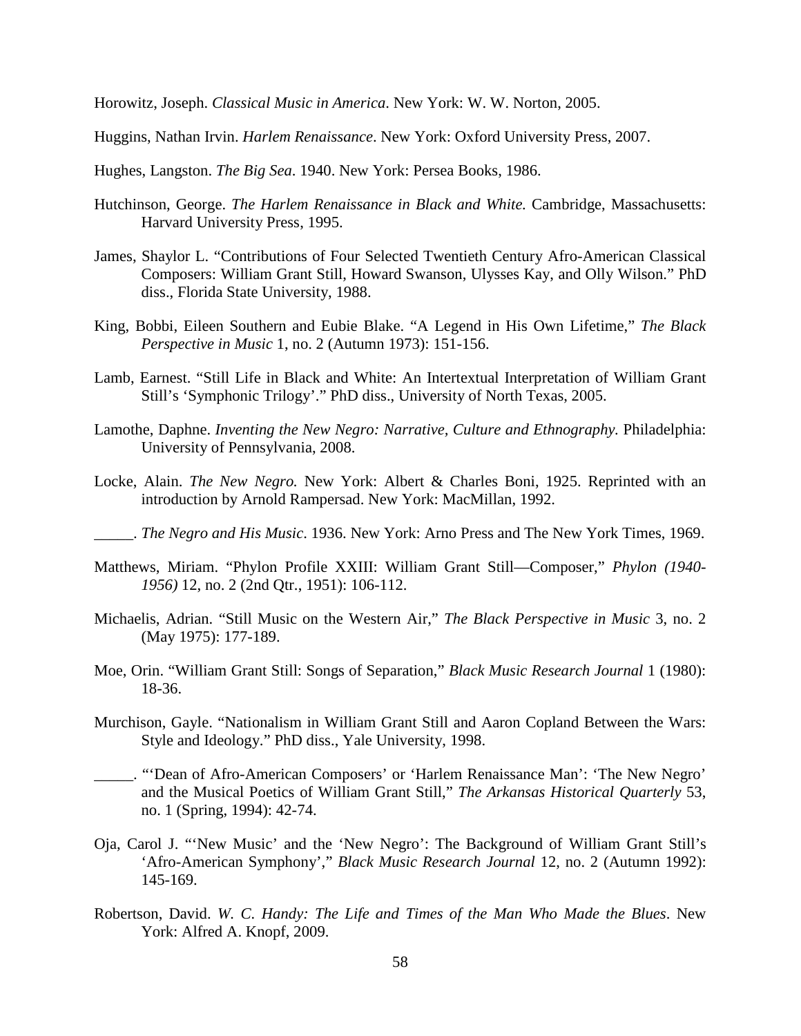Horowitz, Joseph. *Classical Music in America*. New York: W. W. Norton, 2005.

Huggins, Nathan Irvin. *Harlem Renaissance*. New York: Oxford University Press, 2007.

Hughes, Langston. *The Big Sea*. 1940. New York: Persea Books, 1986.

Hutchinson, George. *The Harlem Renaissance in Black and White.* Cambridge, Massachusetts: Harvard University Press, 1995.

James, Shaylor L. "Contributions of Four Selected Twentieth Century Afro-American Classical Composers: William Grant Still, Howard Swanson, Ulysses Kay, and Olly Wilson." PhD diss., Florida State University, 1988.

King, Bobbi, Eileen Southern and Eubie Blake. "A Legend in His Own Lifetime," *The Black Perspective in Music* 1, no. 2 (Autumn 1973): 151-156.

Lamb, Earnest. "Still Life in Black and White: An Intertextual Interpretation of William Grant Still's 'Symphonic Trilogy'." PhD diss., University of North Texas, 2005.

Lamothe, Daphne. *Inventing the New Negro: Narrative, Culture and Ethnography*. Philadelphia: University of Pennsylvania, 2008.

Locke, Alain. *The New Negro.* New York: Albert & Charles Boni, 1925. Reprinted with an introduction by Arnold Rampersad. New York: MacMillan, 1992.

_____. *The Negro and His Music*. 1936. New York: Arno Press and The New York Times, 1969.

Matthews, Miriam. "Phylon Profile XXIII: William Grant Still—Composer," *Phylon (1940-1956)* 12, no. 2 (2nd Qtr., 1951): 106-112.

Michaelis, Adrian. "Still Music on the Western Air," *The Black Perspective in Music* 3, no. 2 (May 1975): 177-189.

Moe, Orin. "William Grant Still: Songs of Separation," *Black Music Research Journal* 1 (1980): 18-36.

Murchison, Gayle. "Nationalism in William Grant Still and Aaron Copland Between the Wars: Style and Ideology." PhD diss., Yale University, 1998.

_____. "'Dean of Afro-American Composers' or 'Harlem Renaissance Man': 'The New Negro' and the Musical Poetics of William Grant Still," *The Arkansas Historical Quarterly* 53, no. 1 (Spring, 1994): 42-74.

Oja, Carol J. "'New Music' and the 'New Negro': The Background of William Grant Still's 'Afro-American Symphony'," *Black Music Research Journal* 12, no. 2 (Autumn 1992): 145-169.

Robertson, David. *W. C. Handy: The Life and Times of the Man Who Made the Blues*. New York: Alfred A. Knopf, 2009.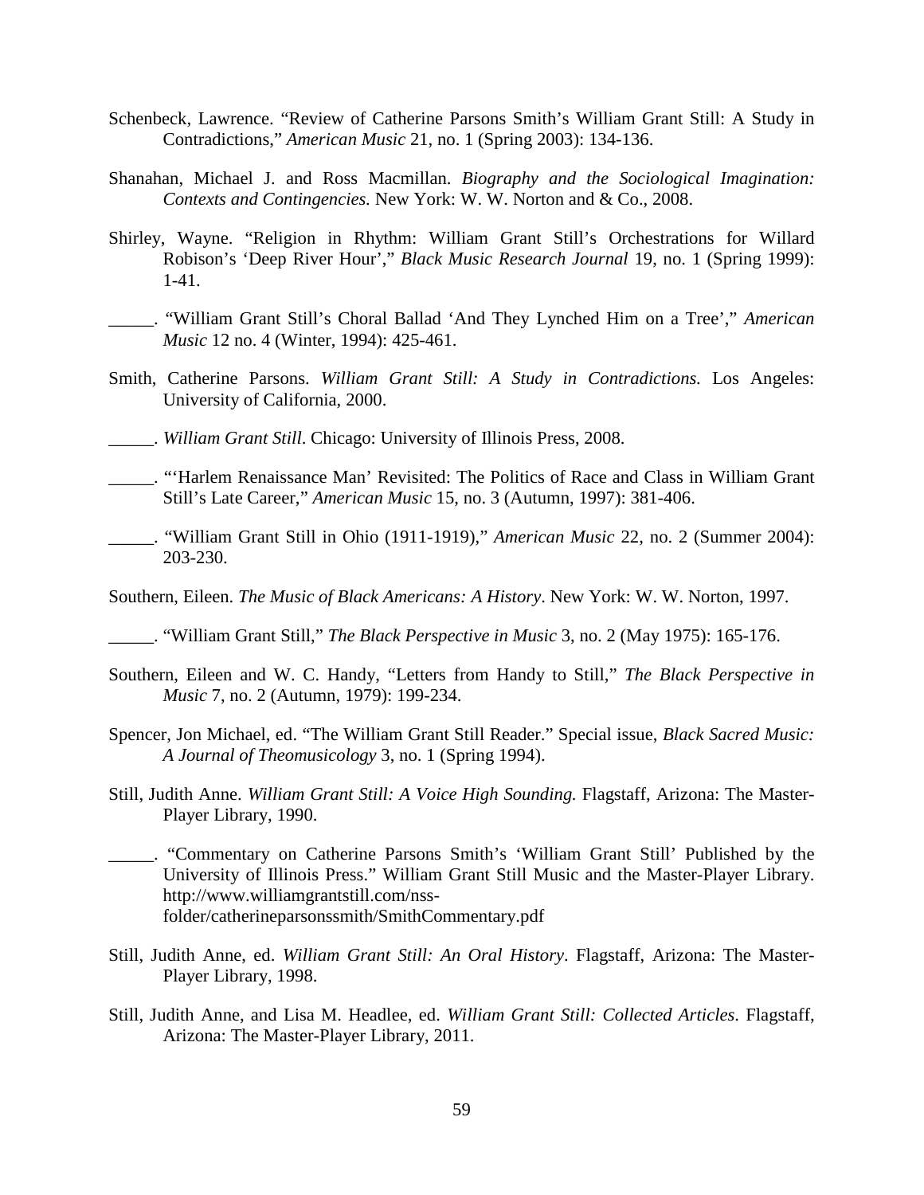Schenbeck, Lawrence. "Review of Catherine Parsons Smith's William Grant Still: A Study in Contradictions," *American Music* 21, no. 1 (Spring 2003): 134-136.

Shanahan, Michael J. and Ross Macmillan. *Biography and the Sociological Imagination: Contexts and Contingencies.* New York: W. W. Norton and & Co., 2008.

Shirley, Wayne. "Religion in Rhythm: William Grant Still's Orchestrations for Willard Robison's 'Deep River Hour'," *Black Music Research Journal* 19, no. 1 (Spring 1999): 1-41.

_____. "William Grant Still's Choral Ballad 'And They Lynched Him on a Tree'," *American Music* 12 no. 4 (Winter, 1994): 425-461.

Smith, Catherine Parsons. *William Grant Still: A Study in Contradictions.* Los Angeles: University of California, 2000.

_____. *William Grant Still*. Chicago: University of Illinois Press, 2008.

_____. "'Harlem Renaissance Man' Revisited: The Politics of Race and Class in William Grant Still's Late Career," *American Music* 15, no. 3 (Autumn, 1997): 381-406.

_____. "William Grant Still in Ohio (1911-1919)," *American Music* 22, no. 2 (Summer 2004): 203-230.

Southern, Eileen. *The Music of Black Americans: A History*. New York: W. W. Norton, 1997.

_____. "William Grant Still," *The Black Perspective in Music* 3, no. 2 (May 1975): 165-176.

Southern, Eileen and W. C. Handy, "Letters from Handy to Still," *The Black Perspective in Music* 7, no. 2 (Autumn, 1979): 199-234.

Spencer, Jon Michael, ed. "The William Grant Still Reader." Special issue, *Black Sacred Music: A Journal of Theomusicology* 3, no. 1 (Spring 1994).

Still, Judith Anne. *William Grant Still: A Voice High Sounding.* Flagstaff, Arizona: The Master-Player Library, 1990.

_____. "Commentary on Catherine Parsons Smith's 'William Grant Still' Published by the University of Illinois Press." William Grant Still Music and the Master-Player Library. http://www.williamgrantstill.com/nss-folder/catherineparsonssmith/SmithCommentary.pdf

Still, Judith Anne, ed. *William Grant Still: An Oral History*. Flagstaff, Arizona: The Master-Player Library, 1998.

Still, Judith Anne, and Lisa M. Headlee, ed. *William Grant Still: Collected Articles*. Flagstaff, Arizona: The Master-Player Library, 2011.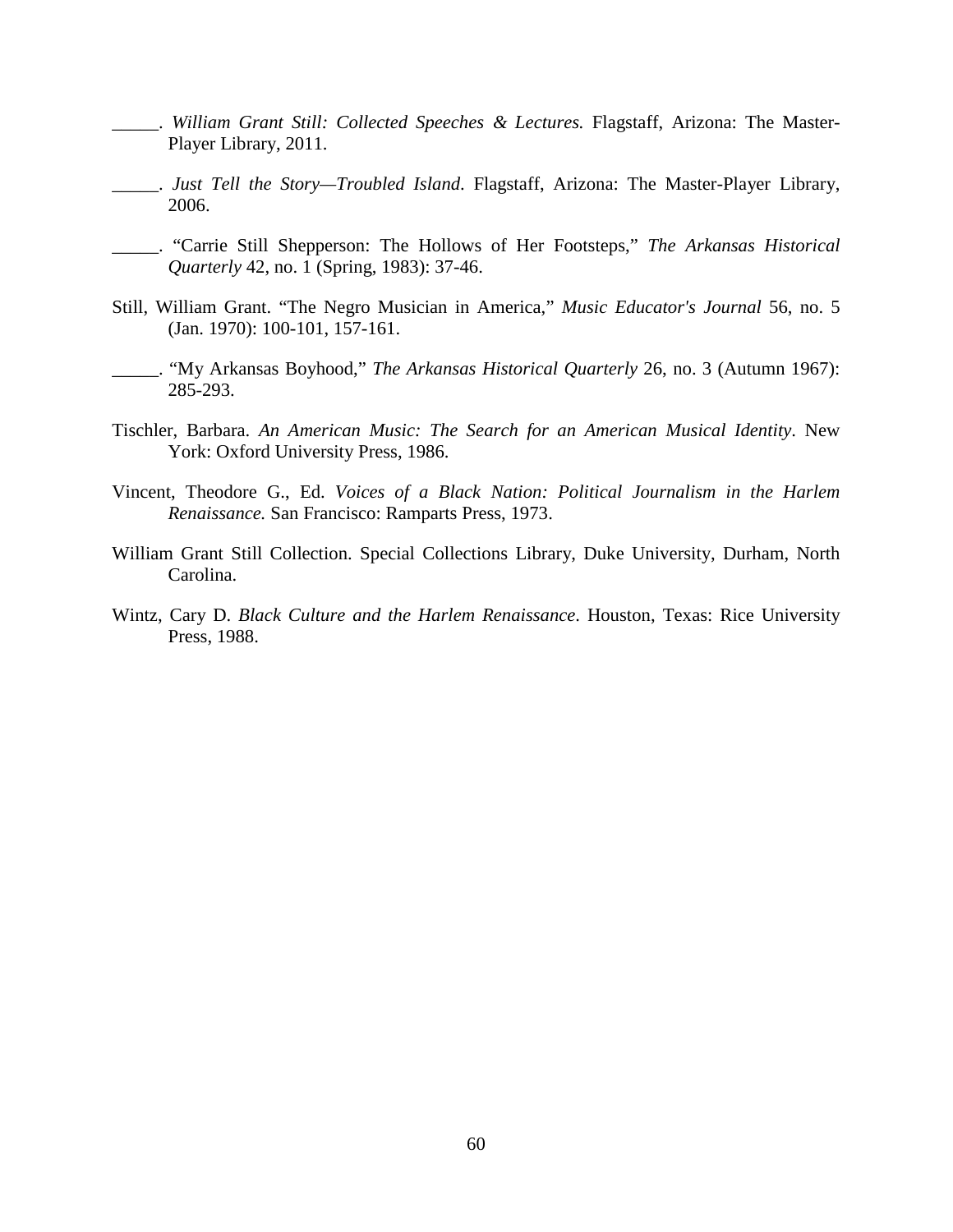_____. *William Grant Still: Collected Speeches & Lectures.* Flagstaff, Arizona: The Master-Player Library, 2011.

_____. *Just Tell the Story—Troubled Island*. Flagstaff, Arizona: The Master-Player Library, 2006.

_____. "Carrie Still Shepperson: The Hollows of Her Footsteps," *The Arkansas Historical Quarterly* 42, no. 1 (Spring, 1983): 37-46.

Still, William Grant. "The Negro Musician in America," *Music Educator's Journal* 56, no. 5 (Jan. 1970): 100-101, 157-161.

_____. "My Arkansas Boyhood," *The Arkansas Historical Quarterly* 26, no. 3 (Autumn 1967): 285-293.

Tischler, Barbara. *An American Music: The Search for an American Musical Identity*. New York: Oxford University Press, 1986.

Vincent, Theodore G., Ed. *Voices of a Black Nation: Political Journalism in the Harlem Renaissance.* San Francisco: Ramparts Press, 1973.

William Grant Still Collection. Special Collections Library, Duke University, Durham, North Carolina.

Wintz, Cary D. *Black Culture and the Harlem Renaissance*. Houston, Texas: Rice University Press, 1988.